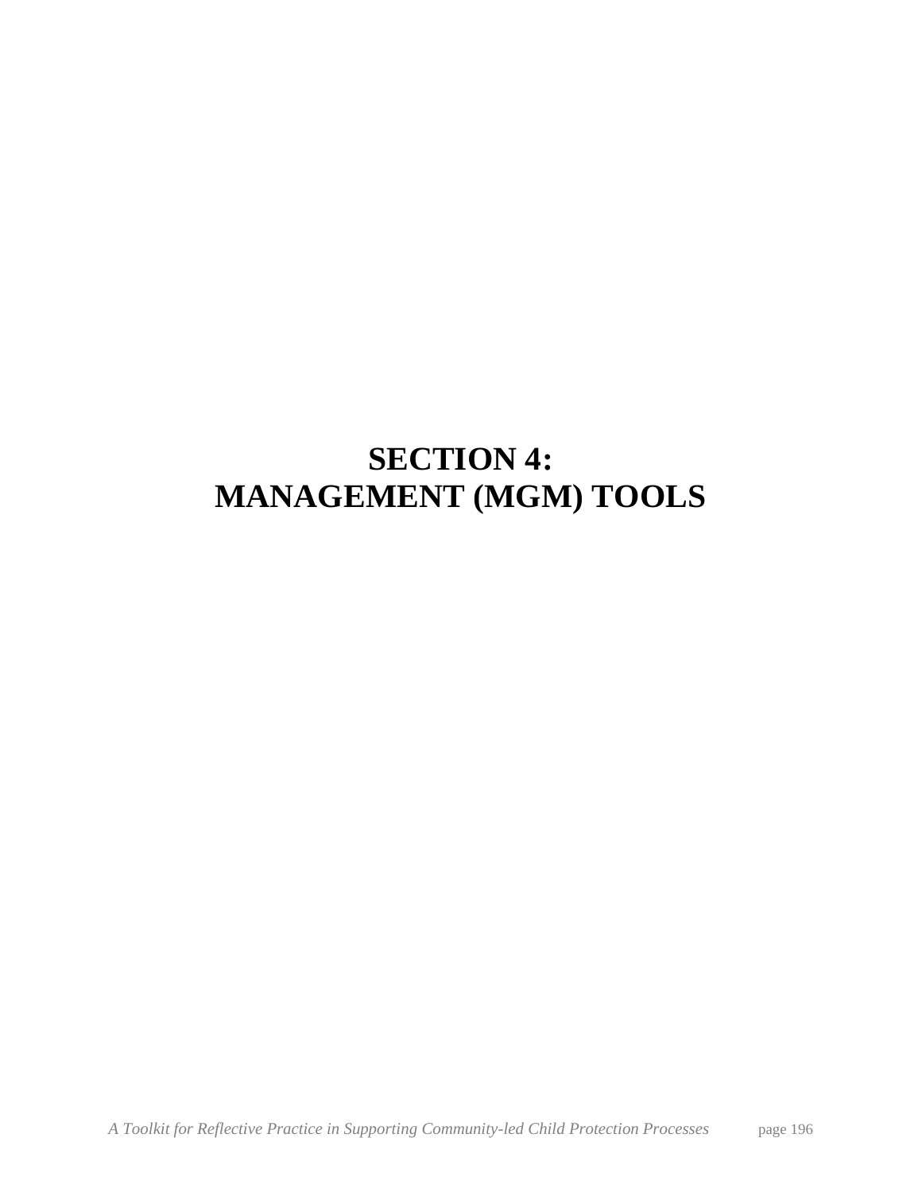# SECTION 4:
# MANAGEMENT (MGM) TOOLS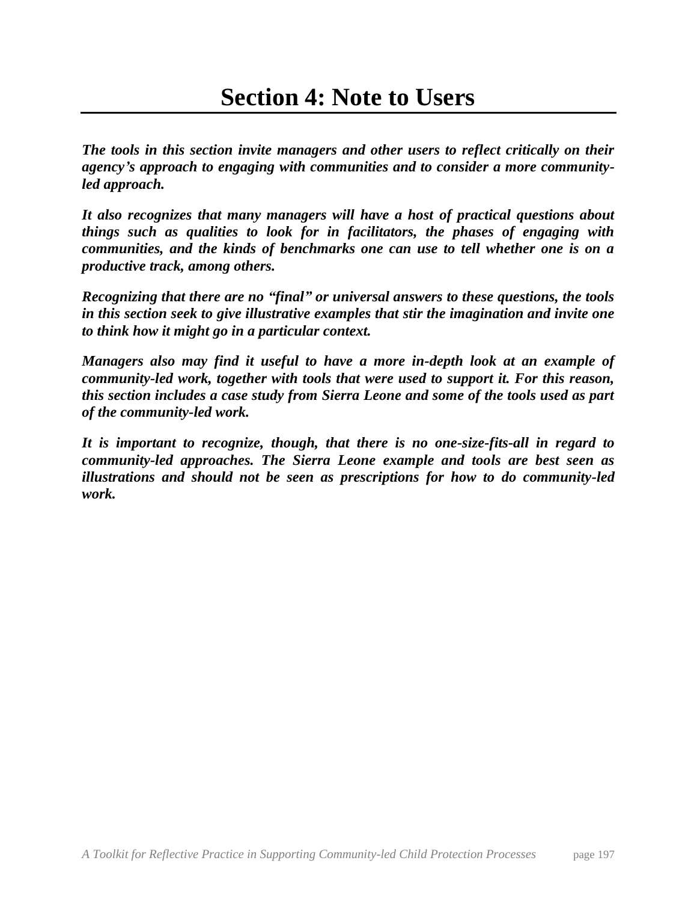# Section 4: Note to Users

***The tools in this section invite managers and other users to reflect critically on their agency's approach to engaging with communities and to consider a more community-led approach.***

***It also recognizes that many managers will have a host of practical questions about things such as qualities to look for in facilitators, the phases of engaging with communities, and the kinds of benchmarks one can use to tell whether one is on a productive track, among others.***

***Recognizing that there are no "final" or universal answers to these questions, the tools in this section seek to give illustrative examples that stir the imagination and invite one to think how it might go in a particular context.***

***Managers also may find it useful to have a more in-depth look at an example of community-led work, together with tools that were used to support it. For this reason, this section includes a case study from Sierra Leone and some of the tools used as part of the community-led work.***

***It is important to recognize, though, that there is no one-size-fits-all in regard to community-led approaches. The Sierra Leone example and tools are best seen as illustrations and should not be seen as prescriptions for how to do community-led work.***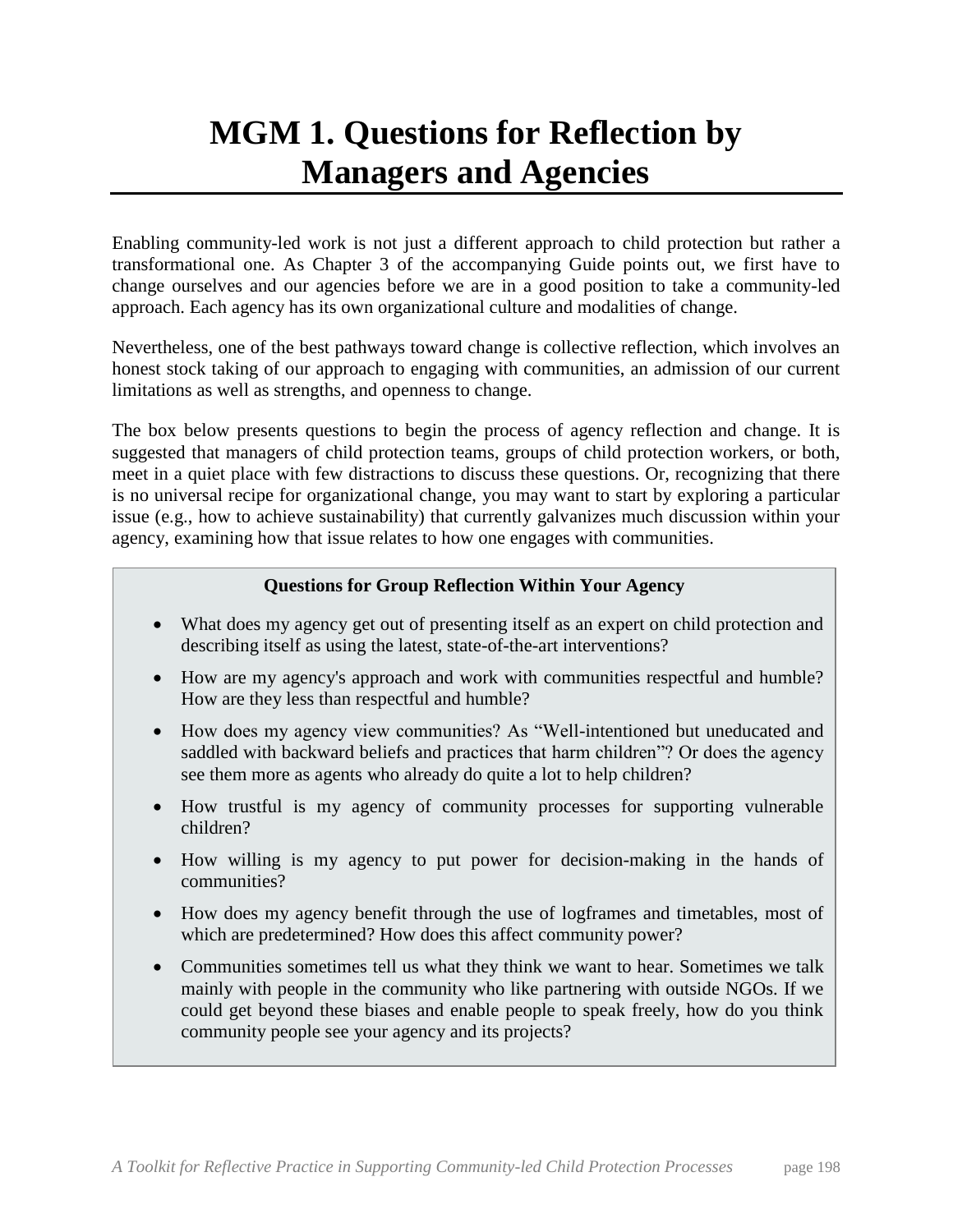# MGM 1. Questions for Reflection by Managers and Agencies

Enabling community-led work is not just a different approach to child protection but rather a transformational one. As Chapter 3 of the accompanying Guide points out, we first have to change ourselves and our agencies before we are in a good position to take a community-led approach. Each agency has its own organizational culture and modalities of change.

Nevertheless, one of the best pathways toward change is collective reflection, which involves an honest stock taking of our approach to engaging with communities, an admission of our current limitations as well as strengths, and openness to change.

The box below presents questions to begin the process of agency reflection and change. It is suggested that managers of child protection teams, groups of child protection workers, or both, meet in a quiet place with few distractions to discuss these questions. Or, recognizing that there is no universal recipe for organizational change, you may want to start by exploring a particular issue (e.g., how to achieve sustainability) that currently galvanizes much discussion within your agency, examining how that issue relates to how one engages with communities.

**Questions for Group Reflection Within Your Agency**

- What does my agency get out of presenting itself as an expert on child protection and describing itself as using the latest, state-of-the-art interventions?
- How are my agency's approach and work with communities respectful and humble? How are they less than respectful and humble?
- How does my agency view communities? As "Well-intentioned but uneducated and saddled with backward beliefs and practices that harm children"? Or does the agency see them more as agents who already do quite a lot to help children?
- How trustful is my agency of community processes for supporting vulnerable children?
- How willing is my agency to put power for decision-making in the hands of communities?
- How does my agency benefit through the use of logframes and timetables, most of which are predetermined? How does this affect community power?
- Communities sometimes tell us what they think we want to hear. Sometimes we talk mainly with people in the community who like partnering with outside NGOs. If we could get beyond these biases and enable people to speak freely, how do you think community people see your agency and its projects?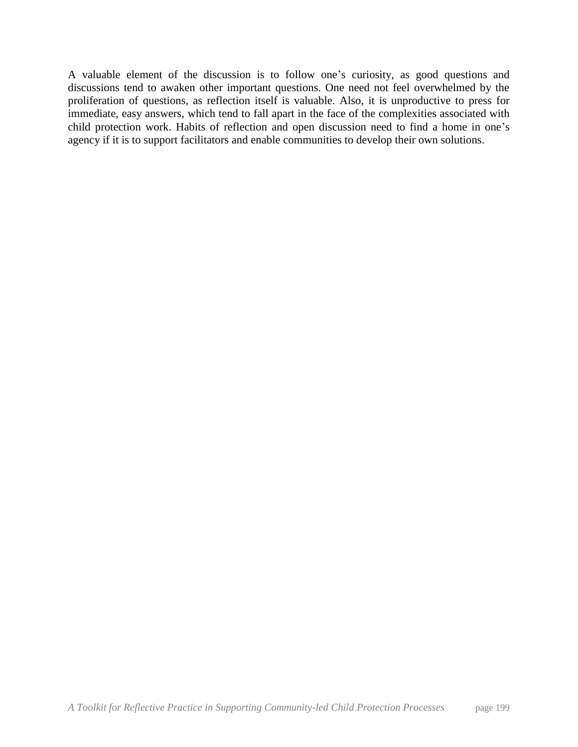A valuable element of the discussion is to follow one's curiosity, as good questions and discussions tend to awaken other important questions. One need not feel overwhelmed by the proliferation of questions, as reflection itself is valuable. Also, it is unproductive to press for immediate, easy answers, which tend to fall apart in the face of the complexities associated with child protection work. Habits of reflection and open discussion need to find a home in one's agency if it is to support facilitators and enable communities to develop their own solutions.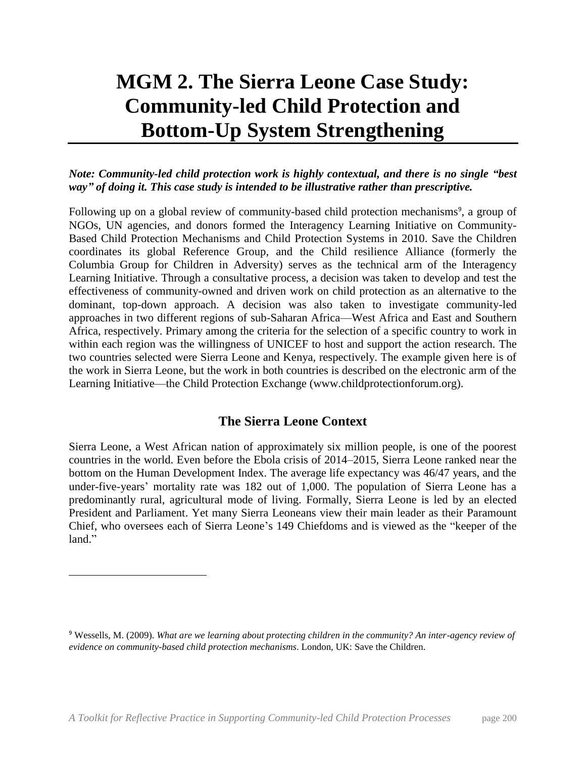# MGM 2. The Sierra Leone Case Study: Community-led Child Protection and Bottom-Up System Strengthening

***Note: Community-led child protection work is highly contextual, and there is no single "best way" of doing it. This case study is intended to be illustrative rather than prescriptive.***

Following up on a global review of community-based child protection mechanisms[9], a group of NGOs, UN agencies, and donors formed the Interagency Learning Initiative on Community-Based Child Protection Mechanisms and Child Protection Systems in 2010. Save the Children coordinates its global Reference Group, and the Child resilience Alliance (formerly the Columbia Group for Children in Adversity) serves as the technical arm of the Interagency Learning Initiative. Through a consultative process, a decision was taken to develop and test the effectiveness of community-owned and driven work on child protection as an alternative to the dominant, top-down approach. A decision was also taken to investigate community-led approaches in two different regions of sub-Saharan Africa—West Africa and East and Southern Africa, respectively. Primary among the criteria for the selection of a specific country to work in within each region was the willingness of UNICEF to host and support the action research. The two countries selected were Sierra Leone and Kenya, respectively. The example given here is of the work in Sierra Leone, but the work in both countries is described on the electronic arm of the Learning Initiative—the Child Protection Exchange (www.childprotectionforum.org).

## The Sierra Leone Context

Sierra Leone, a West African nation of approximately six million people, is one of the poorest countries in the world. Even before the Ebola crisis of 2014–2015, Sierra Leone ranked near the bottom on the Human Development Index. The average life expectancy was 46/47 years, and the under-five-years' mortality rate was 182 out of 1,000. The population of Sierra Leone has a predominantly rural, agricultural mode of living. Formally, Sierra Leone is led by an elected President and Parliament. Yet many Sierra Leoneans view their main leader as their Paramount Chief, who oversees each of Sierra Leone's 149 Chiefdoms and is viewed as the "keeper of the land."

[9] Wessells, M. (2009). *What are we learning about protecting children in the community? An inter-agency review of evidence on community-based child protection mechanisms*. London, UK: Save the Children.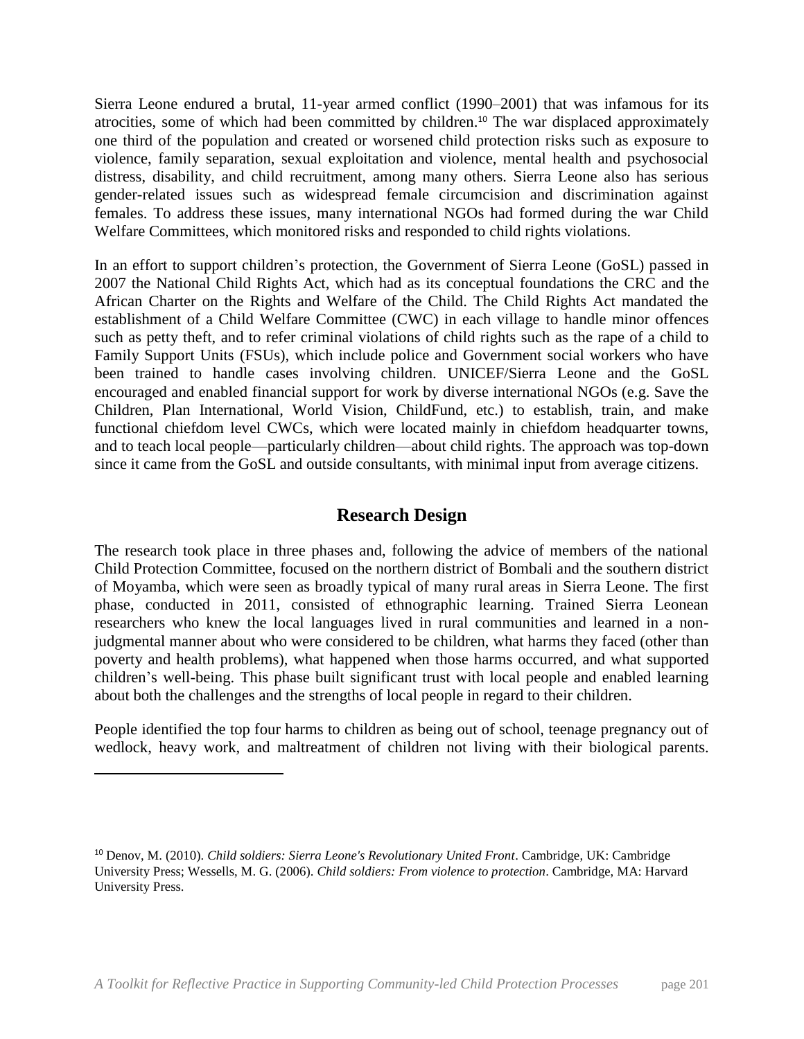Sierra Leone endured a brutal, 11-year armed conflict (1990–2001) that was infamous for its atrocities, some of which had been committed by children.[10] The war displaced approximately one third of the population and created or worsened child protection risks such as exposure to violence, family separation, sexual exploitation and violence, mental health and psychosocial distress, disability, and child recruitment, among many others. Sierra Leone also has serious gender-related issues such as widespread female circumcision and discrimination against females. To address these issues, many international NGOs had formed during the war Child Welfare Committees, which monitored risks and responded to child rights violations.

In an effort to support children's protection, the Government of Sierra Leone (GoSL) passed in 2007 the National Child Rights Act, which had as its conceptual foundations the CRC and the African Charter on the Rights and Welfare of the Child. The Child Rights Act mandated the establishment of a Child Welfare Committee (CWC) in each village to handle minor offences such as petty theft, and to refer criminal violations of child rights such as the rape of a child to Family Support Units (FSUs), which include police and Government social workers who have been trained to handle cases involving children. UNICEF/Sierra Leone and the GoSL encouraged and enabled financial support for work by diverse international NGOs (e.g. Save the Children, Plan International, World Vision, ChildFund, etc.) to establish, train, and make functional chiefdom level CWCs, which were located mainly in chiefdom headquarter towns, and to teach local people—particularly children—about child rights. The approach was top-down since it came from the GoSL and outside consultants, with minimal input from average citizens.

## Research Design

The research took place in three phases and, following the advice of members of the national Child Protection Committee, focused on the northern district of Bombali and the southern district of Moyamba, which were seen as broadly typical of many rural areas in Sierra Leone. The first phase, conducted in 2011, consisted of ethnographic learning. Trained Sierra Leonean researchers who knew the local languages lived in rural communities and learned in a non-judgmental manner about who were considered to be children, what harms they faced (other than poverty and health problems), what happened when those harms occurred, and what supported children's well-being. This phase built significant trust with local people and enabled learning about both the challenges and the strengths of local people in regard to their children.

People identified the top four harms to children as being out of school, teenage pregnancy out of wedlock, heavy work, and maltreatment of children not living with their biological parents.

[10] Denov, M. (2010). *Child soldiers: Sierra Leone's Revolutionary United Front*. Cambridge, UK: Cambridge University Press; Wessells, M. G. (2006). *Child soldiers: From violence to protection*. Cambridge, MA: Harvard University Press.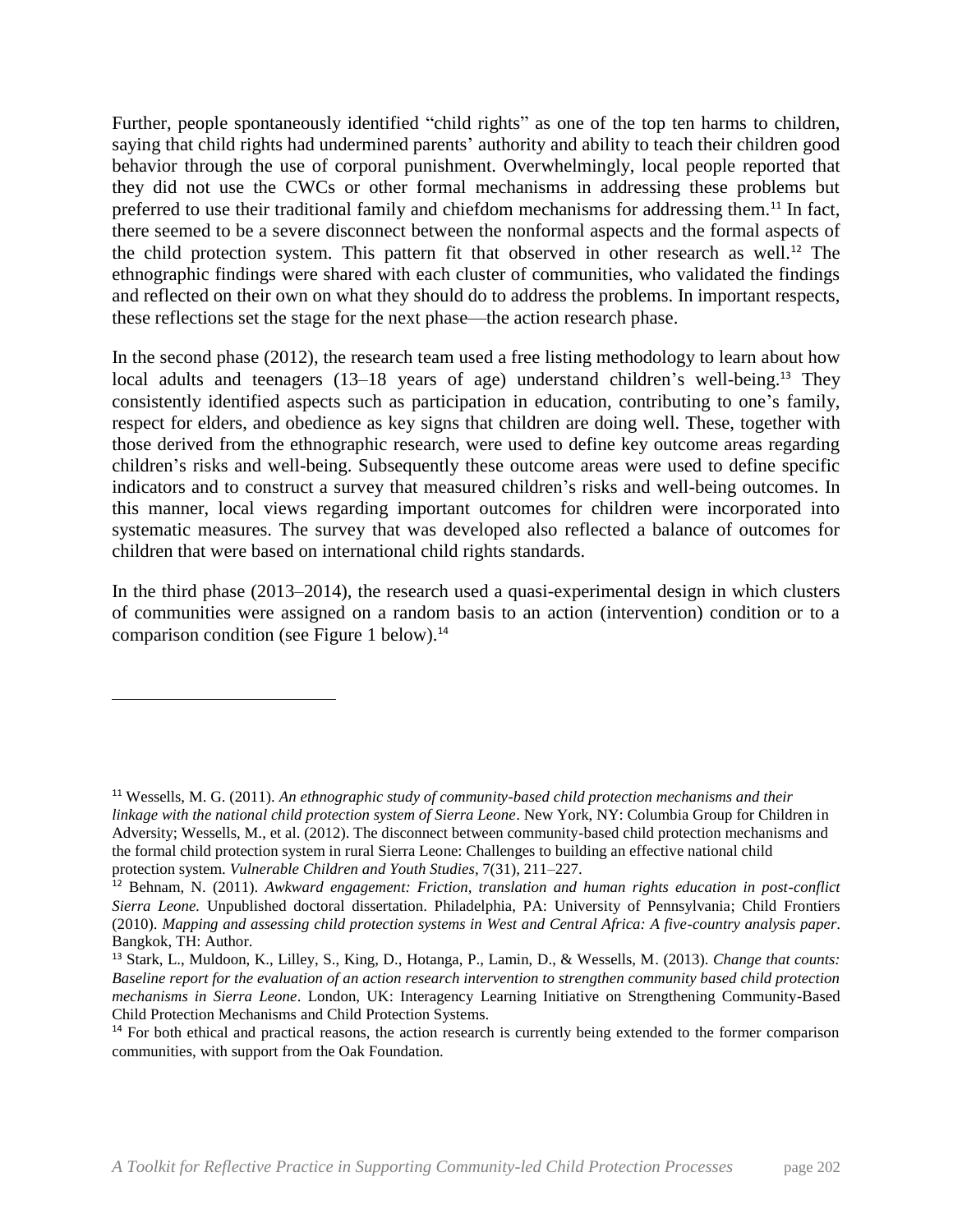Further, people spontaneously identified "child rights" as one of the top ten harms to children, saying that child rights had undermined parents' authority and ability to teach their children good behavior through the use of corporal punishment. Overwhelmingly, local people reported that they did not use the CWCs or other formal mechanisms in addressing these problems but preferred to use their traditional family and chiefdom mechanisms for addressing them.[11] In fact, there seemed to be a severe disconnect between the nonformal aspects and the formal aspects of the child protection system. This pattern fit that observed in other research as well.[12] The ethnographic findings were shared with each cluster of communities, who validated the findings and reflected on their own on what they should do to address the problems. In important respects, these reflections set the stage for the next phase—the action research phase.

In the second phase (2012), the research team used a free listing methodology to learn about how local adults and teenagers (13–18 years of age) understand children's well-being.[13] They consistently identified aspects such as participation in education, contributing to one's family, respect for elders, and obedience as key signs that children are doing well. These, together with those derived from the ethnographic research, were used to define key outcome areas regarding children's risks and well-being. Subsequently these outcome areas were used to define specific indicators and to construct a survey that measured children's risks and well-being outcomes. In this manner, local views regarding important outcomes for children were incorporated into systematic measures. The survey that was developed also reflected a balance of outcomes for children that were based on international child rights standards.

In the third phase (2013–2014), the research used a quasi-experimental design in which clusters of communities were assigned on a random basis to an action (intervention) condition or to a comparison condition (see Figure 1 below).[14]

---

[11] Wessells, M. G. (2011). *An ethnographic study of community-based child protection mechanisms and their linkage with the national child protection system of Sierra Leone*. New York, NY: Columbia Group for Children in Adversity; Wessells, M., et al. (2012). The disconnect between community-based child protection mechanisms and the formal child protection system in rural Sierra Leone: Challenges to building an effective national child protection system. *Vulnerable Children and Youth Studies*, 7(31), 211–227.

[12] Behnam, N. (2011). *Awkward engagement: Friction, translation and human rights education in post-conflict Sierra Leone*. Unpublished doctoral dissertation. Philadelphia, PA: University of Pennsylvania; Child Frontiers (2010). *Mapping and assessing child protection systems in West and Central Africa: A five-country analysis paper*. Bangkok, TH: Author.

[13] Stark, L., Muldoon, K., Lilley, S., King, D., Hotanga, P., Lamin, D., & Wessells, M. (2013). *Change that counts: Baseline report for the evaluation of an action research intervention to strengthen community based child protection mechanisms in Sierra Leone*. London, UK: Interagency Learning Initiative on Strengthening Community-Based Child Protection Mechanisms and Child Protection Systems.

[14] For both ethical and practical reasons, the action research is currently being extended to the former comparison communities, with support from the Oak Foundation.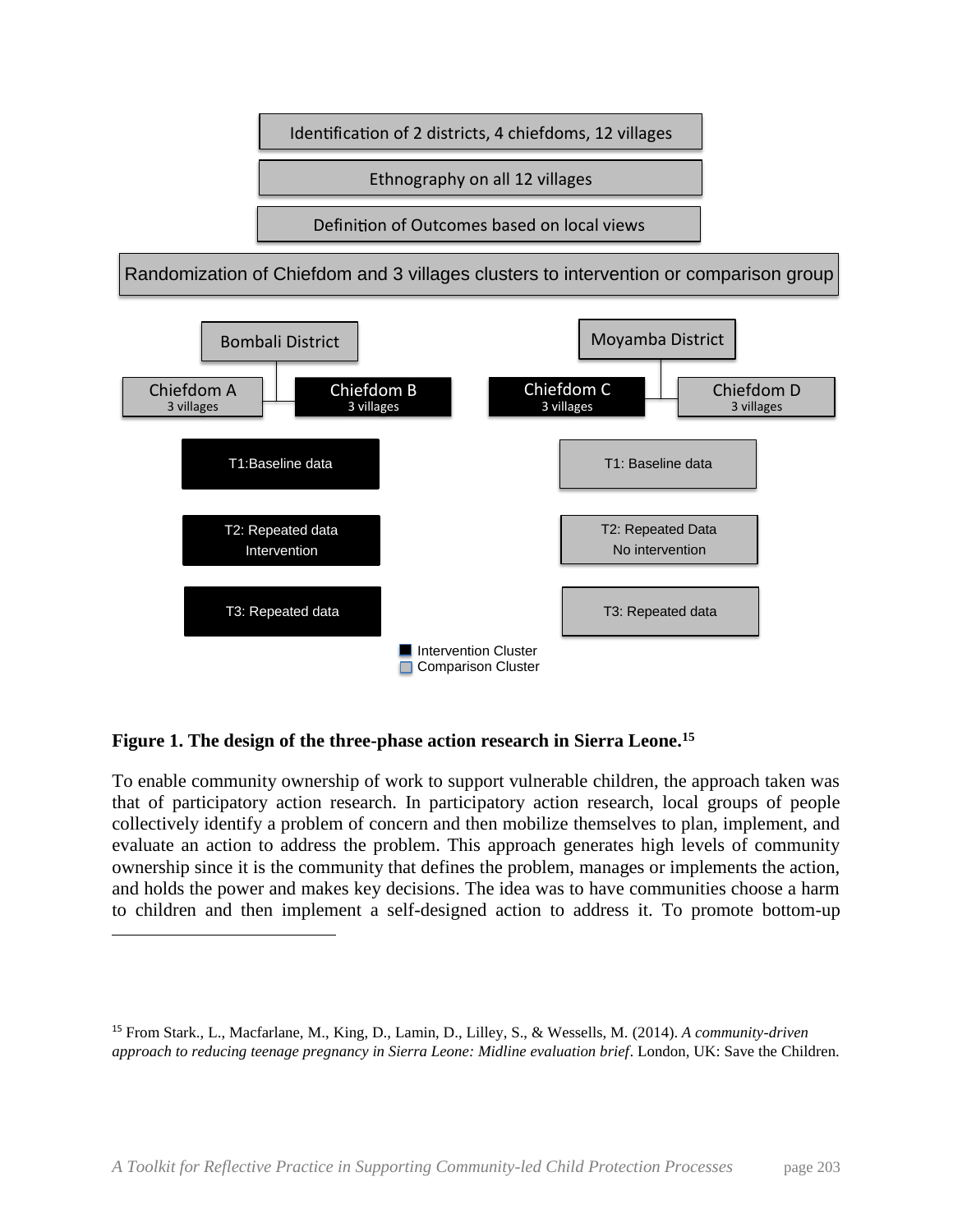Identification of 2 districts, 4 chiefdoms, 12 villages

Ethnography on all 12 villages

Definition of Outcomes based on local views

Randomization of Chiefdom and 3 villages clusters to intervention or comparison group

Bombali District

Chiefdom A 3 villages | Chiefdom B 3 villages

Moyamba District

Chiefdom C 3 villages | Chiefdom D 3 villages

| Intervention Cluster | Comparison Cluster |
| --- | --- |
| T1: Baseline data | T1: Baseline data |
| T2: Repeated data Intervention | T2: Repeated Data No intervention |
| T3: Repeated data | T3: Repeated data |

Intervention Cluster
Comparison Cluster

**Figure 1. The design of the three-phase action research in Sierra Leone.**[15]

To enable community ownership of work to support vulnerable children, the approach taken was that of participatory action research. In participatory action research, local groups of people collectively identify a problem of concern and then mobilize themselves to plan, implement, and evaluate an action to address the problem. This approach generates high levels of community ownership since it is the community that defines the problem, manages or implements the action, and holds the power and makes key decisions. The idea was to have communities choose a harm to children and then implement a self-designed action to address it. To promote bottom-up

---

[15] From Stark., L., Macfarlane, M., King, D., Lamin, D., Lilley, S., & Wessells, M. (2014). *A community-driven approach to reducing teenage pregnancy in Sierra Leone: Midline evaluation brief*. London, UK: Save the Children.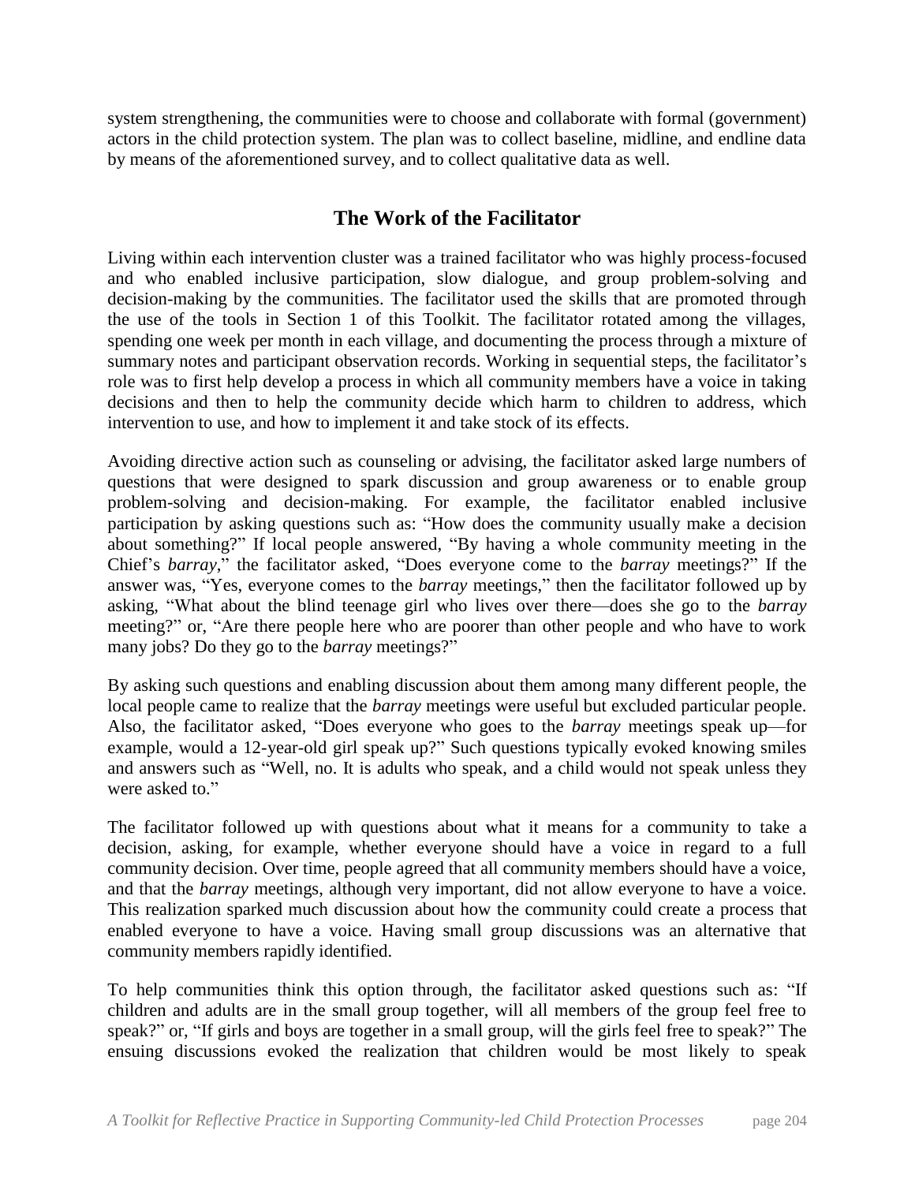system strengthening, the communities were to choose and collaborate with formal (government) actors in the child protection system. The plan was to collect baseline, midline, and endline data by means of the aforementioned survey, and to collect qualitative data as well.

## The Work of the Facilitator

Living within each intervention cluster was a trained facilitator who was highly process-focused and who enabled inclusive participation, slow dialogue, and group problem-solving and decision-making by the communities. The facilitator used the skills that are promoted through the use of the tools in Section 1 of this Toolkit. The facilitator rotated among the villages, spending one week per month in each village, and documenting the process through a mixture of summary notes and participant observation records. Working in sequential steps, the facilitator's role was to first help develop a process in which all community members have a voice in taking decisions and then to help the community decide which harm to children to address, which intervention to use, and how to implement it and take stock of its effects.

Avoiding directive action such as counseling or advising, the facilitator asked large numbers of questions that were designed to spark discussion and group awareness or to enable group problem-solving and decision-making. For example, the facilitator enabled inclusive participation by asking questions such as: "How does the community usually make a decision about something?" If local people answered, "By having a whole community meeting in the Chief's *barray*," the facilitator asked, "Does everyone come to the *barray* meetings?" If the answer was, "Yes, everyone comes to the *barray* meetings," then the facilitator followed up by asking, "What about the blind teenage girl who lives over there—does she go to the *barray* meeting?" or, "Are there people here who are poorer than other people and who have to work many jobs? Do they go to the *barray* meetings?"

By asking such questions and enabling discussion about them among many different people, the local people came to realize that the *barray* meetings were useful but excluded particular people. Also, the facilitator asked, "Does everyone who goes to the *barray* meetings speak up—for example, would a 12-year-old girl speak up?" Such questions typically evoked knowing smiles and answers such as "Well, no. It is adults who speak, and a child would not speak unless they were asked to."

The facilitator followed up with questions about what it means for a community to take a decision, asking, for example, whether everyone should have a voice in regard to a full community decision. Over time, people agreed that all community members should have a voice, and that the *barray* meetings, although very important, did not allow everyone to have a voice. This realization sparked much discussion about how the community could create a process that enabled everyone to have a voice. Having small group discussions was an alternative that community members rapidly identified.

To help communities think this option through, the facilitator asked questions such as: "If children and adults are in the small group together, will all members of the group feel free to speak?" or, "If girls and boys are together in a small group, will the girls feel free to speak?" The ensuing discussions evoked the realization that children would be most likely to speak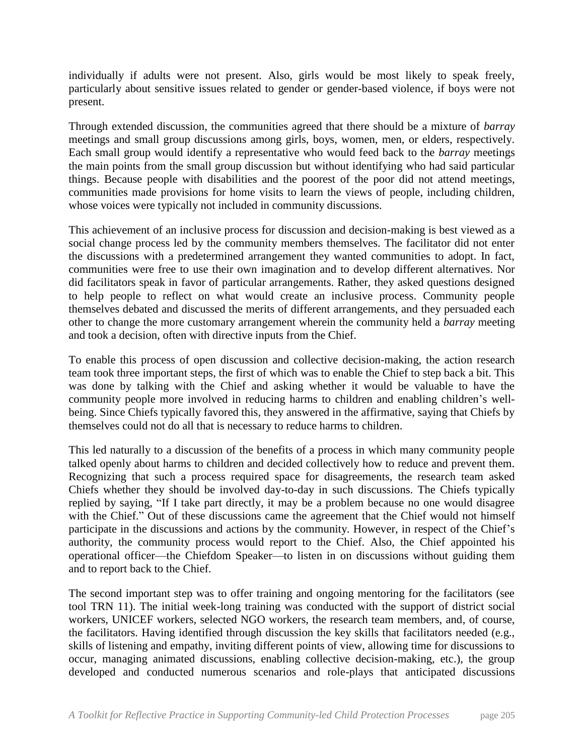individually if adults were not present. Also, girls would be most likely to speak freely, particularly about sensitive issues related to gender or gender-based violence, if boys were not present.

Through extended discussion, the communities agreed that there should be a mixture of *barray* meetings and small group discussions among girls, boys, women, men, or elders, respectively. Each small group would identify a representative who would feed back to the *barray* meetings the main points from the small group discussion but without identifying who had said particular things. Because people with disabilities and the poorest of the poor did not attend meetings, communities made provisions for home visits to learn the views of people, including children, whose voices were typically not included in community discussions.

This achievement of an inclusive process for discussion and decision-making is best viewed as a social change process led by the community members themselves. The facilitator did not enter the discussions with a predetermined arrangement they wanted communities to adopt. In fact, communities were free to use their own imagination and to develop different alternatives. Nor did facilitators speak in favor of particular arrangements. Rather, they asked questions designed to help people to reflect on what would create an inclusive process. Community people themselves debated and discussed the merits of different arrangements, and they persuaded each other to change the more customary arrangement wherein the community held a *barray* meeting and took a decision, often with directive inputs from the Chief.

To enable this process of open discussion and collective decision-making, the action research team took three important steps, the first of which was to enable the Chief to step back a bit. This was done by talking with the Chief and asking whether it would be valuable to have the community people more involved in reducing harms to children and enabling children's well-being. Since Chiefs typically favored this, they answered in the affirmative, saying that Chiefs by themselves could not do all that is necessary to reduce harms to children.

This led naturally to a discussion of the benefits of a process in which many community people talked openly about harms to children and decided collectively how to reduce and prevent them. Recognizing that such a process required space for disagreements, the research team asked Chiefs whether they should be involved day-to-day in such discussions. The Chiefs typically replied by saying, "If I take part directly, it may be a problem because no one would disagree with the Chief." Out of these discussions came the agreement that the Chief would not himself participate in the discussions and actions by the community. However, in respect of the Chief's authority, the community process would report to the Chief. Also, the Chief appointed his operational officer—the Chiefdom Speaker—to listen in on discussions without guiding them and to report back to the Chief.

The second important step was to offer training and ongoing mentoring for the facilitators (see tool TRN 11). The initial week-long training was conducted with the support of district social workers, UNICEF workers, selected NGO workers, the research team members, and, of course, the facilitators. Having identified through discussion the key skills that facilitators needed (e.g., skills of listening and empathy, inviting different points of view, allowing time for discussions to occur, managing animated discussions, enabling collective decision-making, etc.), the group developed and conducted numerous scenarios and role-plays that anticipated discussions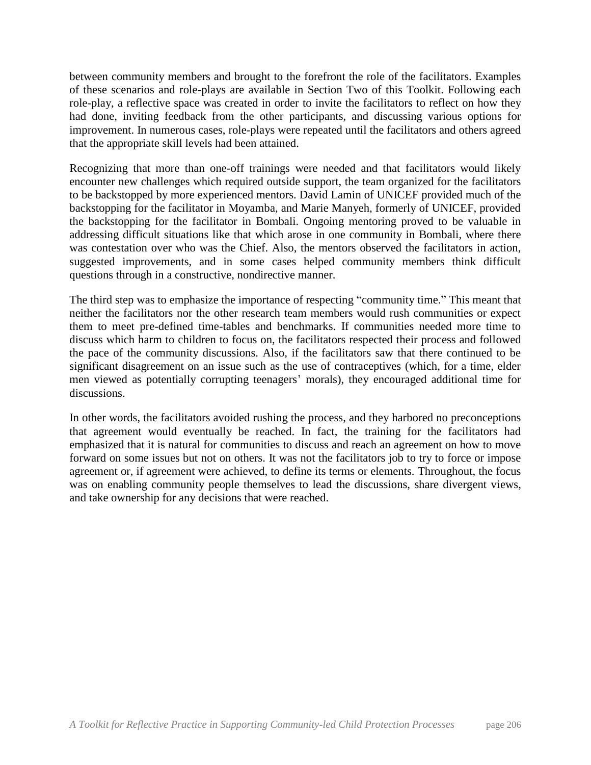between community members and brought to the forefront the role of the facilitators. Examples of these scenarios and role-plays are available in Section Two of this Toolkit. Following each role-play, a reflective space was created in order to invite the facilitators to reflect on how they had done, inviting feedback from the other participants, and discussing various options for improvement. In numerous cases, role-plays were repeated until the facilitators and others agreed that the appropriate skill levels had been attained.

Recognizing that more than one-off trainings were needed and that facilitators would likely encounter new challenges which required outside support, the team organized for the facilitators to be backstopped by more experienced mentors. David Lamin of UNICEF provided much of the backstopping for the facilitator in Moyamba, and Marie Manyeh, formerly of UNICEF, provided the backstopping for the facilitator in Bombali. Ongoing mentoring proved to be valuable in addressing difficult situations like that which arose in one community in Bombali, where there was contestation over who was the Chief. Also, the mentors observed the facilitators in action, suggested improvements, and in some cases helped community members think difficult questions through in a constructive, nondirective manner.

The third step was to emphasize the importance of respecting "community time." This meant that neither the facilitators nor the other research team members would rush communities or expect them to meet pre-defined time-tables and benchmarks. If communities needed more time to discuss which harm to children to focus on, the facilitators respected their process and followed the pace of the community discussions. Also, if the facilitators saw that there continued to be significant disagreement on an issue such as the use of contraceptives (which, for a time, elder men viewed as potentially corrupting teenagers' morals), they encouraged additional time for discussions.

In other words, the facilitators avoided rushing the process, and they harbored no preconceptions that agreement would eventually be reached. In fact, the training for the facilitators had emphasized that it is natural for communities to discuss and reach an agreement on how to move forward on some issues but not on others. It was not the facilitators job to try to force or impose agreement or, if agreement were achieved, to define its terms or elements. Throughout, the focus was on enabling community people themselves to lead the discussions, share divergent views, and take ownership for any decisions that were reached.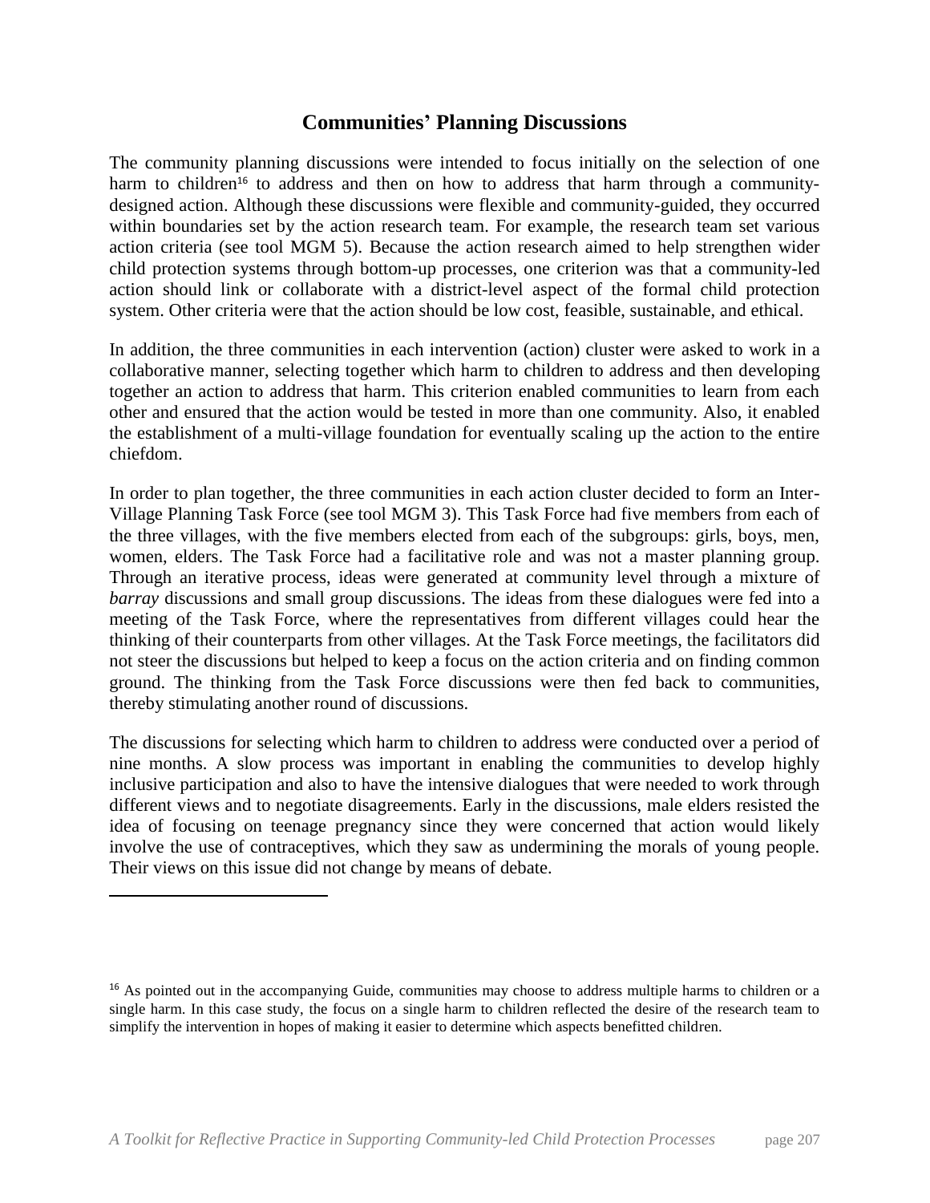## Communities' Planning Discussions

The community planning discussions were intended to focus initially on the selection of one harm to children[16] to address and then on how to address that harm through a community-designed action. Although these discussions were flexible and community-guided, they occurred within boundaries set by the action research team. For example, the research team set various action criteria (see tool MGM 5). Because the action research aimed to help strengthen wider child protection systems through bottom-up processes, one criterion was that a community-led action should link or collaborate with a district-level aspect of the formal child protection system. Other criteria were that the action should be low cost, feasible, sustainable, and ethical.

In addition, the three communities in each intervention (action) cluster were asked to work in a collaborative manner, selecting together which harm to children to address and then developing together an action to address that harm. This criterion enabled communities to learn from each other and ensured that the action would be tested in more than one community. Also, it enabled the establishment of a multi-village foundation for eventually scaling up the action to the entire chiefdom.

In order to plan together, the three communities in each action cluster decided to form an Inter-Village Planning Task Force (see tool MGM 3). This Task Force had five members from each of the three villages, with the five members elected from each of the subgroups: girls, boys, men, women, elders. The Task Force had a facilitative role and was not a master planning group. Through an iterative process, ideas were generated at community level through a mixture of *barray* discussions and small group discussions. The ideas from these dialogues were fed into a meeting of the Task Force, where the representatives from different villages could hear the thinking of their counterparts from other villages. At the Task Force meetings, the facilitators did not steer the discussions but helped to keep a focus on the action criteria and on finding common ground. The thinking from the Task Force discussions were then fed back to communities, thereby stimulating another round of discussions.

The discussions for selecting which harm to children to address were conducted over a period of nine months. A slow process was important in enabling the communities to develop highly inclusive participation and also to have the intensive dialogues that were needed to work through different views and to negotiate disagreements. Early in the discussions, male elders resisted the idea of focusing on teenage pregnancy since they were concerned that action would likely involve the use of contraceptives, which they saw as undermining the morals of young people. Their views on this issue did not change by means of debate.

---

[16] As pointed out in the accompanying Guide, communities may choose to address multiple harms to children or a single harm. In this case study, the focus on a single harm to children reflected the desire of the research team to simplify the intervention in hopes of making it easier to determine which aspects benefitted children.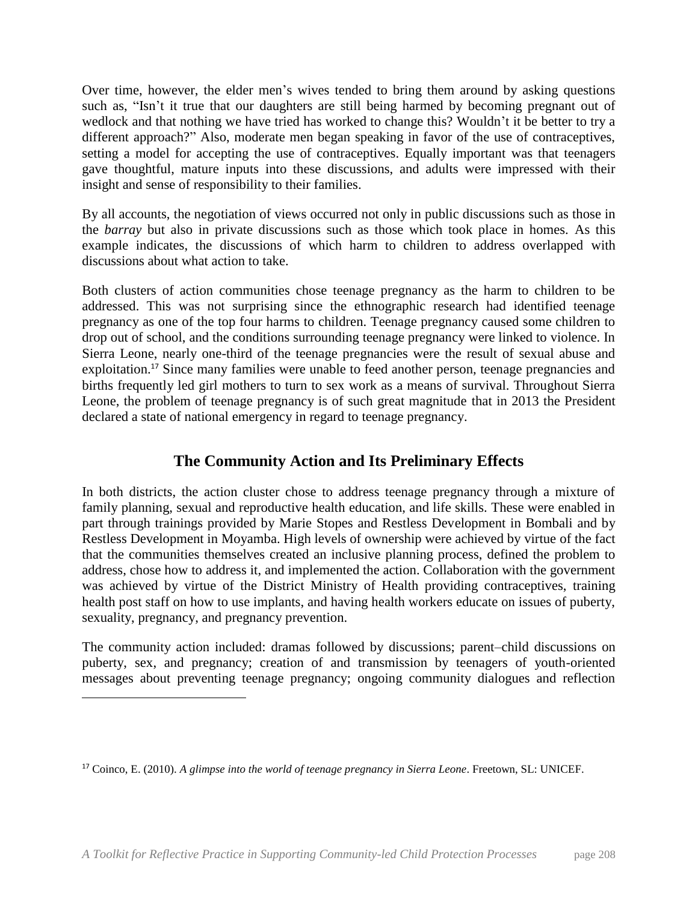Over time, however, the elder men's wives tended to bring them around by asking questions such as, "Isn't it true that our daughters are still being harmed by becoming pregnant out of wedlock and that nothing we have tried has worked to change this? Wouldn't it be better to try a different approach?" Also, moderate men began speaking in favor of the use of contraceptives, setting a model for accepting the use of contraceptives. Equally important was that teenagers gave thoughtful, mature inputs into these discussions, and adults were impressed with their insight and sense of responsibility to their families.

By all accounts, the negotiation of views occurred not only in public discussions such as those in the *barray* but also in private discussions such as those which took place in homes. As this example indicates, the discussions of which harm to children to address overlapped with discussions about what action to take.

Both clusters of action communities chose teenage pregnancy as the harm to children to be addressed. This was not surprising since the ethnographic research had identified teenage pregnancy as one of the top four harms to children. Teenage pregnancy caused some children to drop out of school, and the conditions surrounding teenage pregnancy were linked to violence. In Sierra Leone, nearly one-third of the teenage pregnancies were the result of sexual abuse and exploitation.[17] Since many families were unable to feed another person, teenage pregnancies and births frequently led girl mothers to turn to sex work as a means of survival. Throughout Sierra Leone, the problem of teenage pregnancy is of such great magnitude that in 2013 the President declared a state of national emergency in regard to teenage pregnancy.

## The Community Action and Its Preliminary Effects

In both districts, the action cluster chose to address teenage pregnancy through a mixture of family planning, sexual and reproductive health education, and life skills. These were enabled in part through trainings provided by Marie Stopes and Restless Development in Bombali and by Restless Development in Moyamba. High levels of ownership were achieved by virtue of the fact that the communities themselves created an inclusive planning process, defined the problem to address, chose how to address it, and implemented the action. Collaboration with the government was achieved by virtue of the District Ministry of Health providing contraceptives, training health post staff on how to use implants, and having health workers educate on issues of puberty, sexuality, pregnancy, and pregnancy prevention.

The community action included: dramas followed by discussions; parent–child discussions on puberty, sex, and pregnancy; creation of and transmission by teenagers of youth-oriented messages about preventing teenage pregnancy; ongoing community dialogues and reflection

---

[17] Coinco, E. (2010). *A glimpse into the world of teenage pregnancy in Sierra Leone*. Freetown, SL: UNICEF.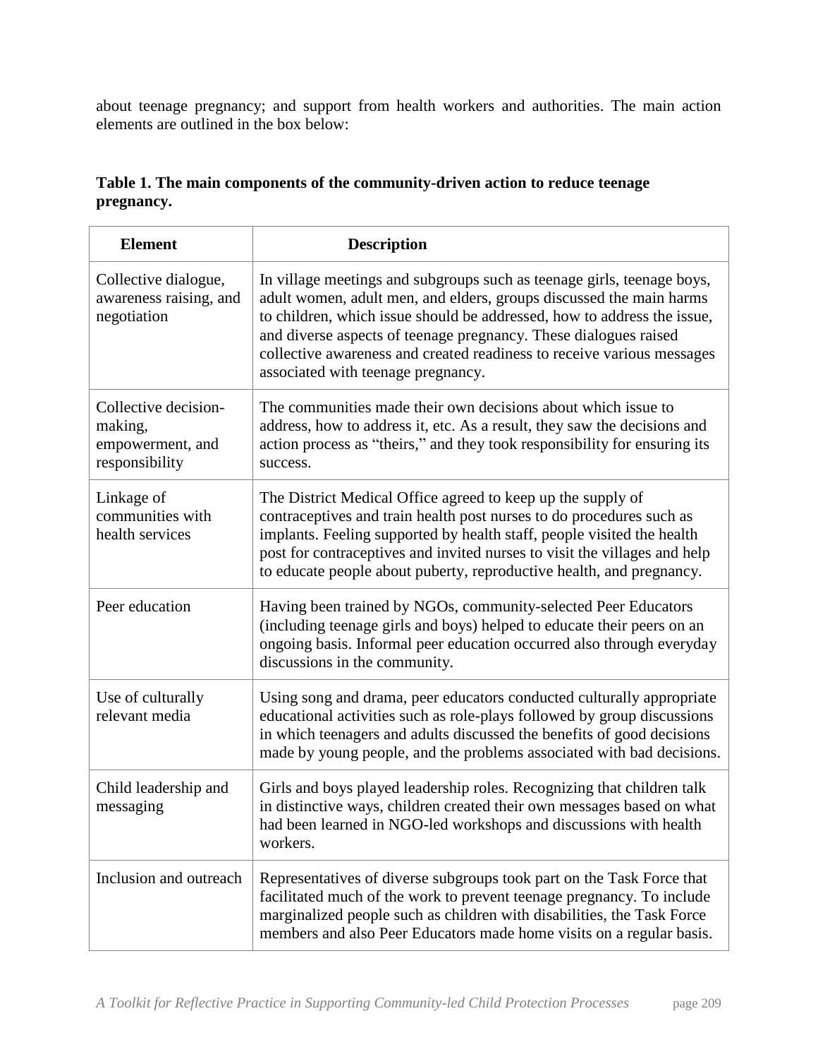about teenage pregnancy; and support from health workers and authorities. The main action elements are outlined in the box below:

**Table 1. The main components of the community-driven action to reduce teenage pregnancy.**

| Element | Description |
| --- | --- |
| Collective dialogue, awareness raising, and negotiation | In village meetings and subgroups such as teenage girls, teenage boys, adult women, adult men, and elders, groups discussed the main harms to children, which issue should be addressed, how to address the issue, and diverse aspects of teenage pregnancy. These dialogues raised collective awareness and created readiness to receive various messages associated with teenage pregnancy. |
| Collective decision-making, empowerment, and responsibility | The communities made their own decisions about which issue to address, how to address it, etc. As a result, they saw the decisions and action process as "theirs," and they took responsibility for ensuring its success. |
| Linkage of communities with health services | The District Medical Office agreed to keep up the supply of contraceptives and train health post nurses to do procedures such as implants. Feeling supported by health staff, people visited the health post for contraceptives and invited nurses to visit the villages and help to educate people about puberty, reproductive health, and pregnancy. |
| Peer education | Having been trained by NGOs, community-selected Peer Educators (including teenage girls and boys) helped to educate their peers on an ongoing basis. Informal peer education occurred also through everyday discussions in the community. |
| Use of culturally relevant media | Using song and drama, peer educators conducted culturally appropriate educational activities such as role-plays followed by group discussions in which teenagers and adults discussed the benefits of good decisions made by young people, and the problems associated with bad decisions. |
| Child leadership and messaging | Girls and boys played leadership roles. Recognizing that children talk in distinctive ways, children created their own messages based on what had been learned in NGO-led workshops and discussions with health workers. |
| Inclusion and outreach | Representatives of diverse subgroups took part on the Task Force that facilitated much of the work to prevent teenage pregnancy. To include marginalized people such as children with disabilities, the Task Force members and also Peer Educators made home visits on a regular basis. |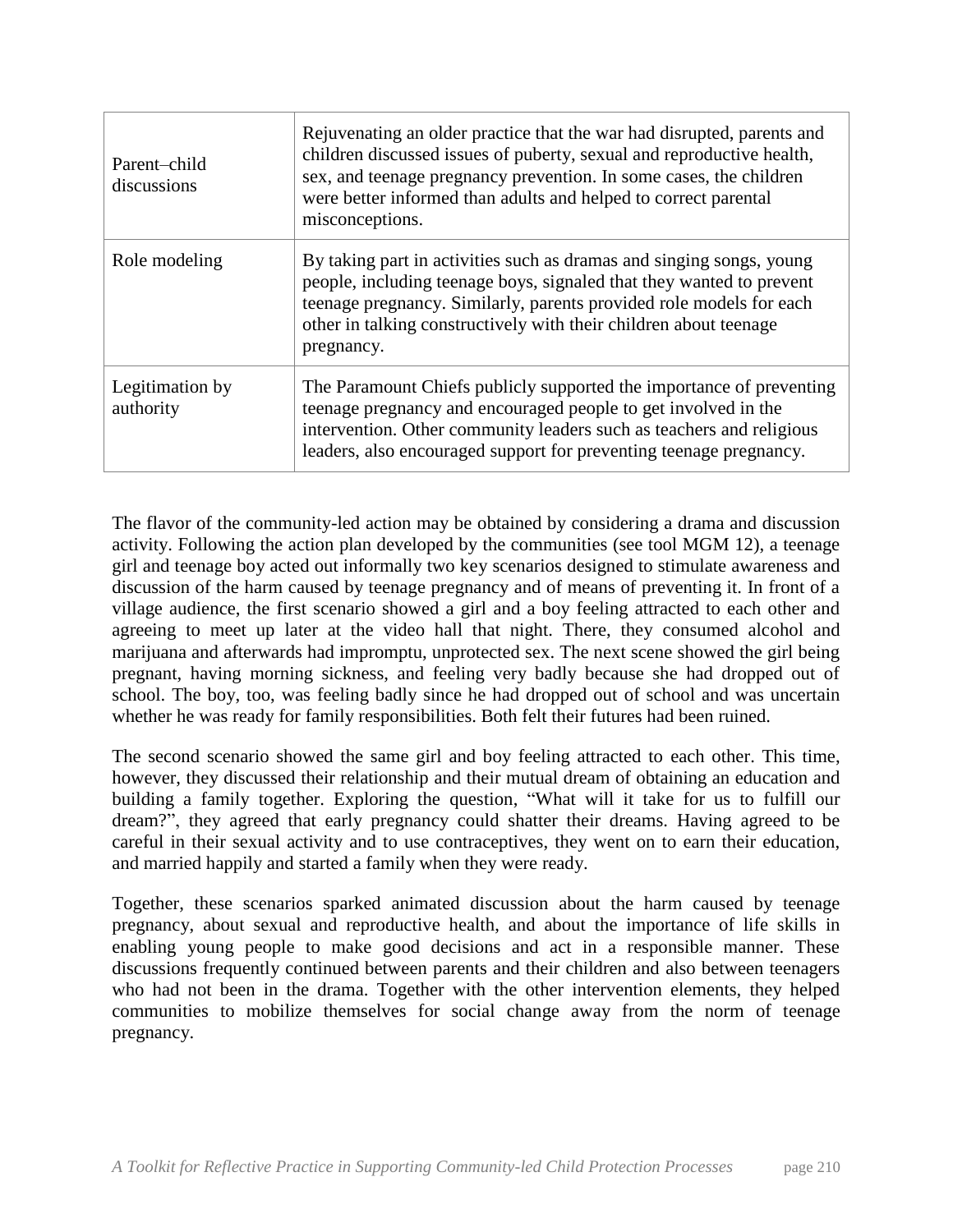| | |
|---|---|
| Parent–child discussions | Rejuvenating an older practice that the war had disrupted, parents and children discussed issues of puberty, sexual and reproductive health, sex, and teenage pregnancy prevention. In some cases, the children were better informed than adults and helped to correct parental misconceptions. |
| Role modeling | By taking part in activities such as dramas and singing songs, young people, including teenage boys, signaled that they wanted to prevent teenage pregnancy. Similarly, parents provided role models for each other in talking constructively with their children about teenage pregnancy. |
| Legitimation by authority | The Paramount Chiefs publicly supported the importance of preventing teenage pregnancy and encouraged people to get involved in the intervention. Other community leaders such as teachers and religious leaders, also encouraged support for preventing teenage pregnancy. |

The flavor of the community-led action may be obtained by considering a drama and discussion activity. Following the action plan developed by the communities (see tool MGM 12), a teenage girl and teenage boy acted out informally two key scenarios designed to stimulate awareness and discussion of the harm caused by teenage pregnancy and of means of preventing it. In front of a village audience, the first scenario showed a girl and a boy feeling attracted to each other and agreeing to meet up later at the video hall that night. There, they consumed alcohol and marijuana and afterwards had impromptu, unprotected sex. The next scene showed the girl being pregnant, having morning sickness, and feeling very badly because she had dropped out of school. The boy, too, was feeling badly since he had dropped out of school and was uncertain whether he was ready for family responsibilities. Both felt their futures had been ruined.

The second scenario showed the same girl and boy feeling attracted to each other. This time, however, they discussed their relationship and their mutual dream of obtaining an education and building a family together. Exploring the question, "What will it take for us to fulfill our dream?", they agreed that early pregnancy could shatter their dreams. Having agreed to be careful in their sexual activity and to use contraceptives, they went on to earn their education, and married happily and started a family when they were ready.

Together, these scenarios sparked animated discussion about the harm caused by teenage pregnancy, about sexual and reproductive health, and about the importance of life skills in enabling young people to make good decisions and act in a responsible manner. These discussions frequently continued between parents and their children and also between teenagers who had not been in the drama. Together with the other intervention elements, they helped communities to mobilize themselves for social change away from the norm of teenage pregnancy.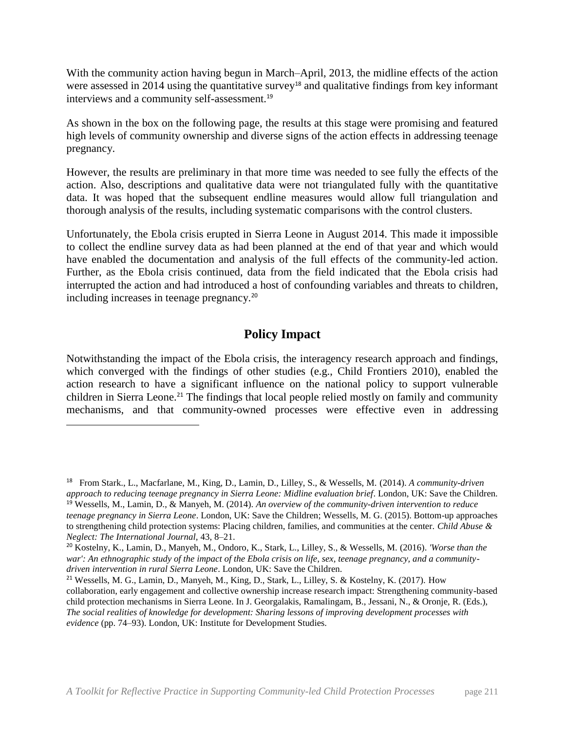With the community action having begun in March–April, 2013, the midline effects of the action were assessed in 2014 using the quantitative survey[18] and qualitative findings from key informant interviews and a community self-assessment.[19]

As shown in the box on the following page, the results at this stage were promising and featured high levels of community ownership and diverse signs of the action effects in addressing teenage pregnancy.

However, the results are preliminary in that more time was needed to see fully the effects of the action. Also, descriptions and qualitative data were not triangulated fully with the quantitative data. It was hoped that the subsequent endline measures would allow full triangulation and thorough analysis of the results, including systematic comparisons with the control clusters.

Unfortunately, the Ebola crisis erupted in Sierra Leone in August 2014. This made it impossible to collect the endline survey data as had been planned at the end of that year and which would have enabled the documentation and analysis of the full effects of the community-led action. Further, as the Ebola crisis continued, data from the field indicated that the Ebola crisis had interrupted the action and had introduced a host of confounding variables and threats to children, including increases in teenage pregnancy.[20]

## Policy Impact

Notwithstanding the impact of the Ebola crisis, the interagency research approach and findings, which converged with the findings of other studies (e.g., Child Frontiers 2010), enabled the action research to have a significant influence on the national policy to support vulnerable children in Sierra Leone.[21] The findings that local people relied mostly on family and community mechanisms, and that community-owned processes were effective even in addressing

---

[18] From Stark., L., Macfarlane, M., King, D., Lamin, D., Lilley, S., & Wessells, M. (2014). *A community-driven approach to reducing teenage pregnancy in Sierra Leone: Midline evaluation brief*. London, UK: Save the Children.

[19] Wessells, M., Lamin, D., & Manyeh, M. (2014). *An overview of the community-driven intervention to reduce teenage pregnancy in Sierra Leone*. London, UK: Save the Children; Wessells, M. G. (2015). Bottom-up approaches to strengthening child protection systems: Placing children, families, and communities at the center. *Child Abuse & Neglect: The International Journal,* 43, 8–21.

[20] Kostelny, K., Lamin, D., Manyeh, M., Ondoro, K., Stark, L., Lilley, S., & Wessells, M. (2016). *'Worse than the war': An ethnographic study of the impact of the Ebola crisis on life, sex, teenage pregnancy, and a community-driven intervention in rural Sierra Leone*. London, UK: Save the Children.

[21] Wessells, M. G., Lamin, D., Manyeh, M., King, D., Stark, L., Lilley, S. & Kostelny, K. (2017). How collaboration, early engagement and collective ownership increase research impact: Strengthening community-based child protection mechanisms in Sierra Leone. In J. Georgalakis, Ramalingam, B., Jessani, N., & Oronje, R. (Eds.), *The social realities of knowledge for development: Sharing lessons of improving development processes with evidence* (pp. 74–93). London, UK: Institute for Development Studies.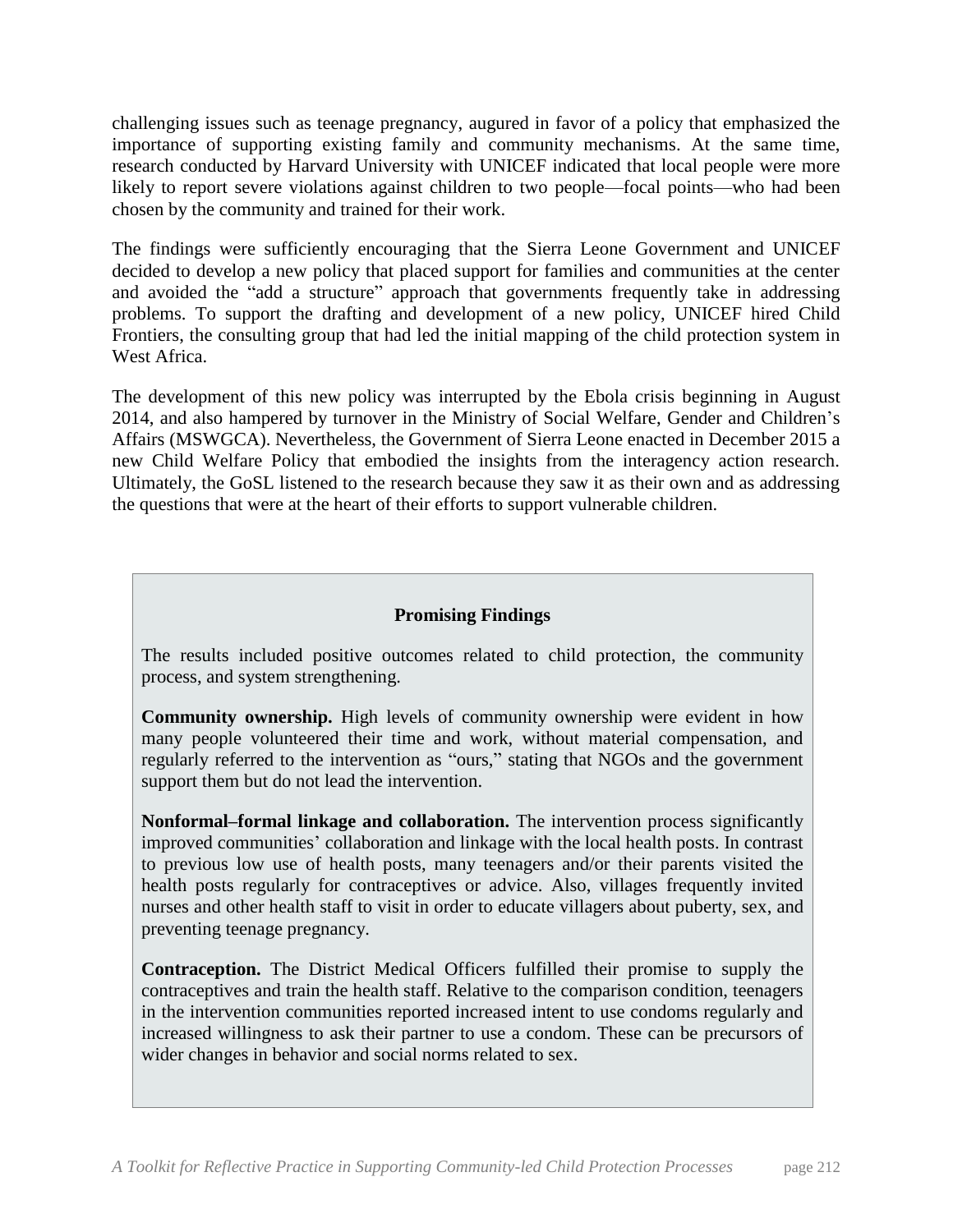challenging issues such as teenage pregnancy, augured in favor of a policy that emphasized the importance of supporting existing family and community mechanisms. At the same time, research conducted by Harvard University with UNICEF indicated that local people were more likely to report severe violations against children to two people—focal points—who had been chosen by the community and trained for their work.

The findings were sufficiently encouraging that the Sierra Leone Government and UNICEF decided to develop a new policy that placed support for families and communities at the center and avoided the "add a structure" approach that governments frequently take in addressing problems. To support the drafting and development of a new policy, UNICEF hired Child Frontiers, the consulting group that had led the initial mapping of the child protection system in West Africa.

The development of this new policy was interrupted by the Ebola crisis beginning in August 2014, and also hampered by turnover in the Ministry of Social Welfare, Gender and Children's Affairs (MSWGCA). Nevertheless, the Government of Sierra Leone enacted in December 2015 a new Child Welfare Policy that embodied the insights from the interagency action research. Ultimately, the GoSL listened to the research because they saw it as their own and as addressing the questions that were at the heart of their efforts to support vulnerable children.

### Promising Findings

The results included positive outcomes related to child protection, the community process, and system strengthening.

**Community ownership.** High levels of community ownership were evident in how many people volunteered their time and work, without material compensation, and regularly referred to the intervention as "ours," stating that NGOs and the government support them but do not lead the intervention.

**Nonformal–formal linkage and collaboration.** The intervention process significantly improved communities' collaboration and linkage with the local health posts. In contrast to previous low use of health posts, many teenagers and/or their parents visited the health posts regularly for contraceptives or advice. Also, villages frequently invited nurses and other health staff to visit in order to educate villagers about puberty, sex, and preventing teenage pregnancy.

**Contraception.** The District Medical Officers fulfilled their promise to supply the contraceptives and train the health staff. Relative to the comparison condition, teenagers in the intervention communities reported increased intent to use condoms regularly and increased willingness to ask their partner to use a condom. These can be precursors of wider changes in behavior and social norms related to sex.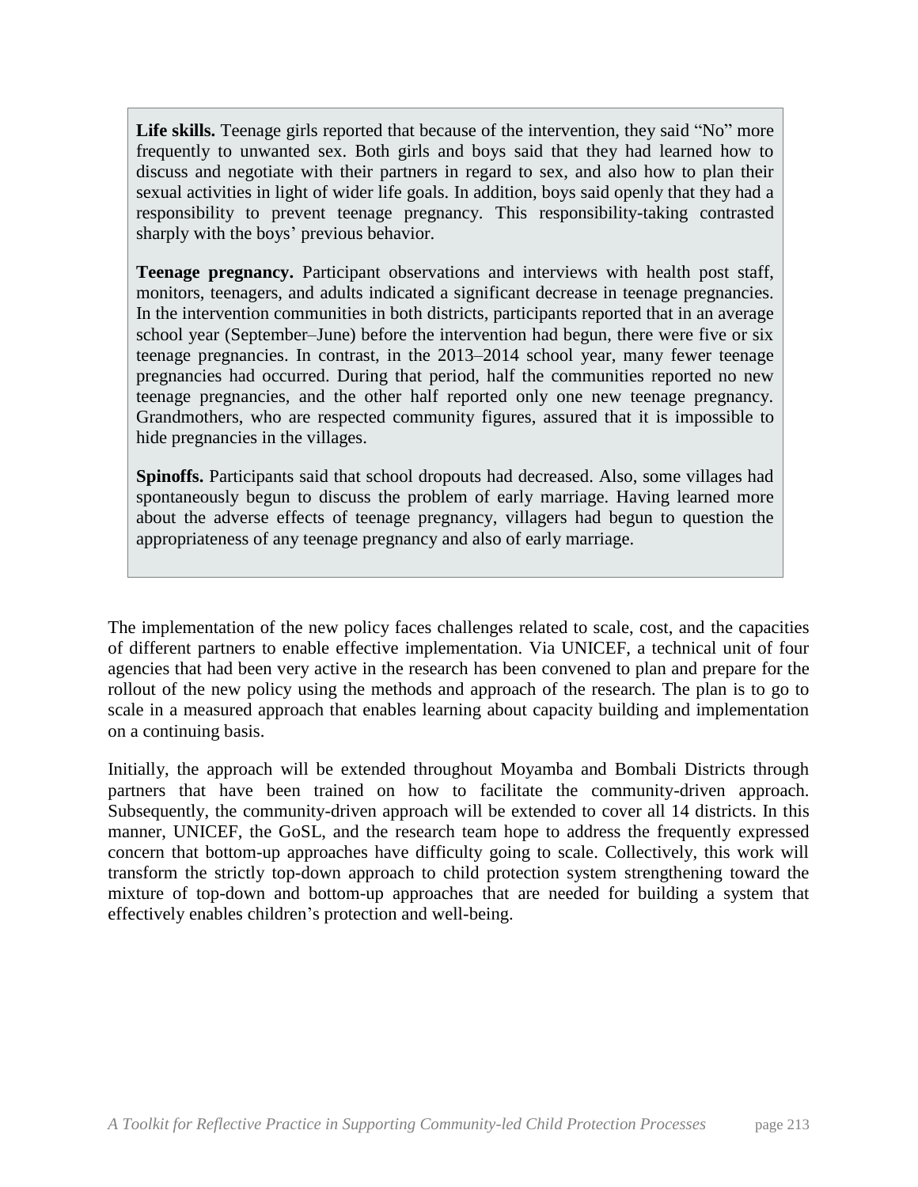**Life skills.** Teenage girls reported that because of the intervention, they said "No" more frequently to unwanted sex. Both girls and boys said that they had learned how to discuss and negotiate with their partners in regard to sex, and also how to plan their sexual activities in light of wider life goals. In addition, boys said openly that they had a responsibility to prevent teenage pregnancy. This responsibility-taking contrasted sharply with the boys' previous behavior.

**Teenage pregnancy.** Participant observations and interviews with health post staff, monitors, teenagers, and adults indicated a significant decrease in teenage pregnancies. In the intervention communities in both districts, participants reported that in an average school year (September–June) before the intervention had begun, there were five or six teenage pregnancies. In contrast, in the 2013–2014 school year, many fewer teenage pregnancies had occurred. During that period, half the communities reported no new teenage pregnancies, and the other half reported only one new teenage pregnancy. Grandmothers, who are respected community figures, assured that it is impossible to hide pregnancies in the villages.

**Spinoffs.** Participants said that school dropouts had decreased. Also, some villages had spontaneously begun to discuss the problem of early marriage. Having learned more about the adverse effects of teenage pregnancy, villagers had begun to question the appropriateness of any teenage pregnancy and also of early marriage.

The implementation of the new policy faces challenges related to scale, cost, and the capacities of different partners to enable effective implementation. Via UNICEF, a technical unit of four agencies that had been very active in the research has been convened to plan and prepare for the rollout of the new policy using the methods and approach of the research. The plan is to go to scale in a measured approach that enables learning about capacity building and implementation on a continuing basis.

Initially, the approach will be extended throughout Moyamba and Bombali Districts through partners that have been trained on how to facilitate the community-driven approach. Subsequently, the community-driven approach will be extended to cover all 14 districts. In this manner, UNICEF, the GoSL, and the research team hope to address the frequently expressed concern that bottom-up approaches have difficulty going to scale. Collectively, this work will transform the strictly top-down approach to child protection system strengthening toward the mixture of top-down and bottom-up approaches that are needed for building a system that effectively enables children's protection and well-being.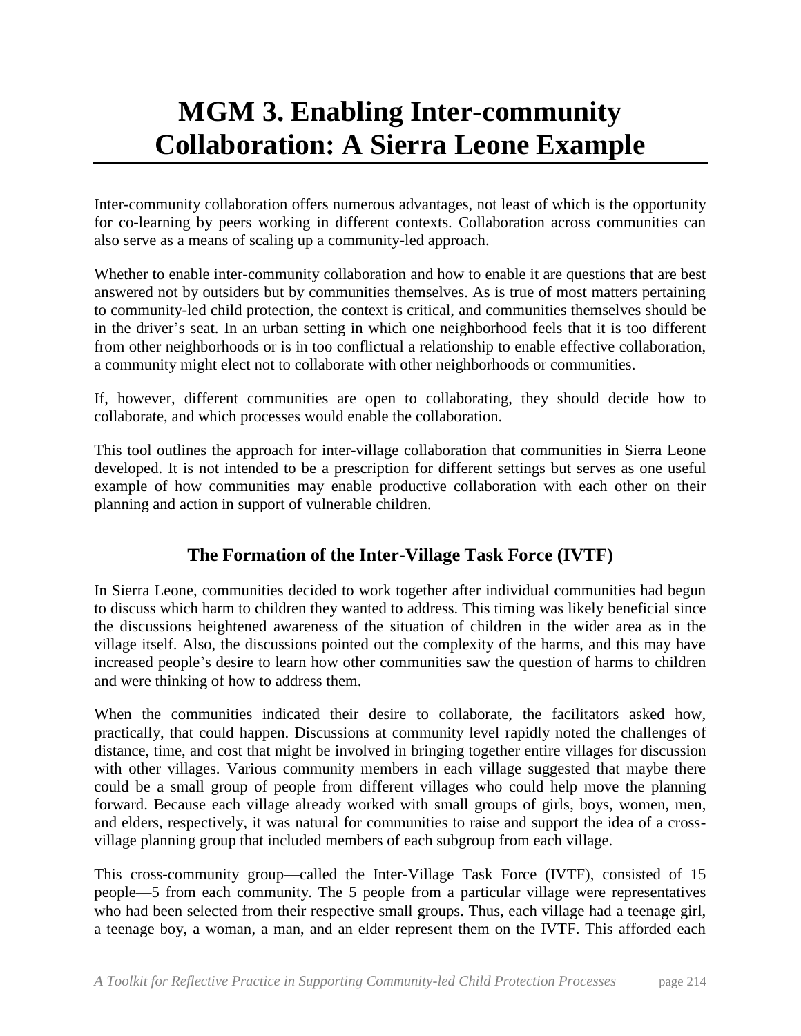# MGM 3. Enabling Inter-community Collaboration: A Sierra Leone Example

Inter-community collaboration offers numerous advantages, not least of which is the opportunity for co-learning by peers working in different contexts. Collaboration across communities can also serve as a means of scaling up a community-led approach.

Whether to enable inter-community collaboration and how to enable it are questions that are best answered not by outsiders but by communities themselves. As is true of most matters pertaining to community-led child protection, the context is critical, and communities themselves should be in the driver's seat. In an urban setting in which one neighborhood feels that it is too different from other neighborhoods or is in too conflictual a relationship to enable effective collaboration, a community might elect not to collaborate with other neighborhoods or communities.

If, however, different communities are open to collaborating, they should decide how to collaborate, and which processes would enable the collaboration.

This tool outlines the approach for inter-village collaboration that communities in Sierra Leone developed. It is not intended to be a prescription for different settings but serves as one useful example of how communities may enable productive collaboration with each other on their planning and action in support of vulnerable children.

## The Formation of the Inter-Village Task Force (IVTF)

In Sierra Leone, communities decided to work together after individual communities had begun to discuss which harm to children they wanted to address. This timing was likely beneficial since the discussions heightened awareness of the situation of children in the wider area as in the village itself. Also, the discussions pointed out the complexity of the harms, and this may have increased people's desire to learn how other communities saw the question of harms to children and were thinking of how to address them.

When the communities indicated their desire to collaborate, the facilitators asked how, practically, that could happen. Discussions at community level rapidly noted the challenges of distance, time, and cost that might be involved in bringing together entire villages for discussion with other villages. Various community members in each village suggested that maybe there could be a small group of people from different villages who could help move the planning forward. Because each village already worked with small groups of girls, boys, women, men, and elders, respectively, it was natural for communities to raise and support the idea of a cross-village planning group that included members of each subgroup from each village.

This cross-community group—called the Inter-Village Task Force (IVTF), consisted of 15 people—5 from each community. The 5 people from a particular village were representatives who had been selected from their respective small groups. Thus, each village had a teenage girl, a teenage boy, a woman, a man, and an elder represent them on the IVTF. This afforded each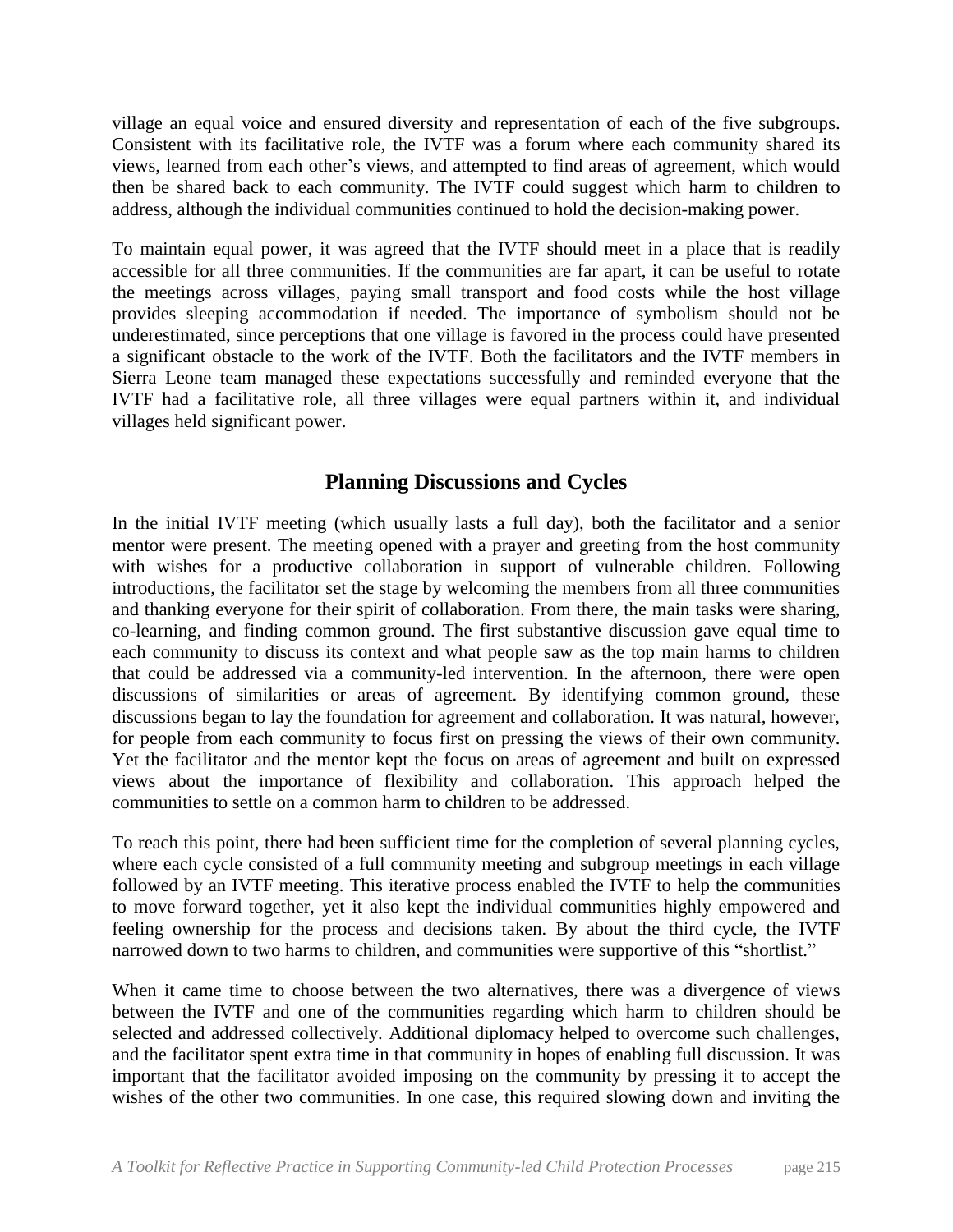village an equal voice and ensured diversity and representation of each of the five subgroups. Consistent with its facilitative role, the IVTF was a forum where each community shared its views, learned from each other's views, and attempted to find areas of agreement, which would then be shared back to each community. The IVTF could suggest which harm to children to address, although the individual communities continued to hold the decision-making power.

To maintain equal power, it was agreed that the IVTF should meet in a place that is readily accessible for all three communities. If the communities are far apart, it can be useful to rotate the meetings across villages, paying small transport and food costs while the host village provides sleeping accommodation if needed. The importance of symbolism should not be underestimated, since perceptions that one village is favored in the process could have presented a significant obstacle to the work of the IVTF. Both the facilitators and the IVTF members in Sierra Leone team managed these expectations successfully and reminded everyone that the IVTF had a facilitative role, all three villages were equal partners within it, and individual villages held significant power.

## Planning Discussions and Cycles

In the initial IVTF meeting (which usually lasts a full day), both the facilitator and a senior mentor were present. The meeting opened with a prayer and greeting from the host community with wishes for a productive collaboration in support of vulnerable children. Following introductions, the facilitator set the stage by welcoming the members from all three communities and thanking everyone for their spirit of collaboration. From there, the main tasks were sharing, co-learning, and finding common ground. The first substantive discussion gave equal time to each community to discuss its context and what people saw as the top main harms to children that could be addressed via a community-led intervention. In the afternoon, there were open discussions of similarities or areas of agreement. By identifying common ground, these discussions began to lay the foundation for agreement and collaboration. It was natural, however, for people from each community to focus first on pressing the views of their own community. Yet the facilitator and the mentor kept the focus on areas of agreement and built on expressed views about the importance of flexibility and collaboration. This approach helped the communities to settle on a common harm to children to be addressed.

To reach this point, there had been sufficient time for the completion of several planning cycles, where each cycle consisted of a full community meeting and subgroup meetings in each village followed by an IVTF meeting. This iterative process enabled the IVTF to help the communities to move forward together, yet it also kept the individual communities highly empowered and feeling ownership for the process and decisions taken. By about the third cycle, the IVTF narrowed down to two harms to children, and communities were supportive of this "shortlist."

When it came time to choose between the two alternatives, there was a divergence of views between the IVTF and one of the communities regarding which harm to children should be selected and addressed collectively. Additional diplomacy helped to overcome such challenges, and the facilitator spent extra time in that community in hopes of enabling full discussion. It was important that the facilitator avoided imposing on the community by pressing it to accept the wishes of the other two communities. In one case, this required slowing down and inviting the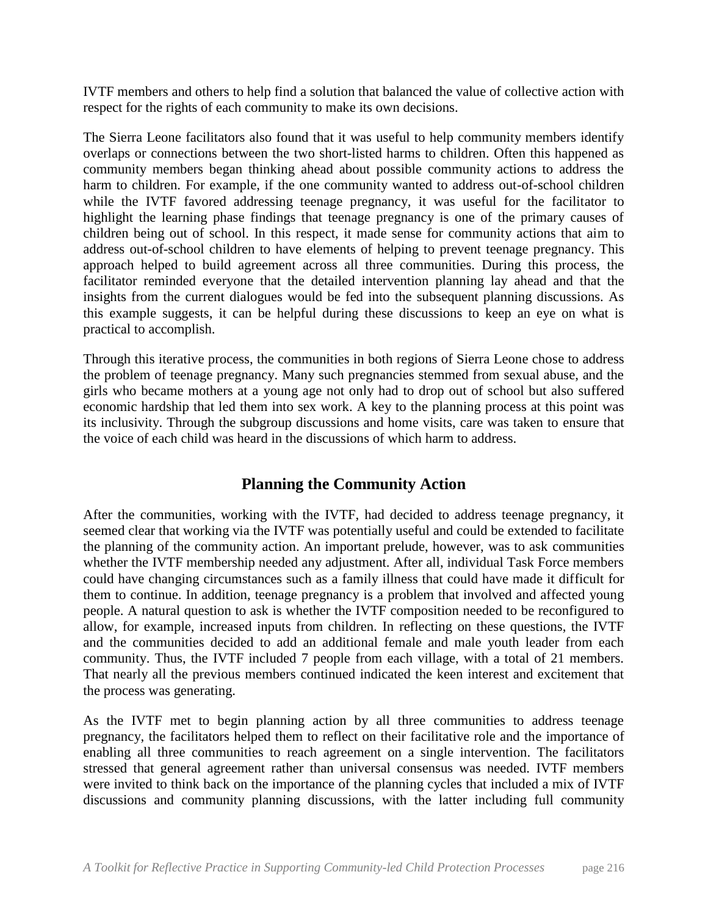IVTF members and others to help find a solution that balanced the value of collective action with respect for the rights of each community to make its own decisions.

The Sierra Leone facilitators also found that it was useful to help community members identify overlaps or connections between the two short-listed harms to children. Often this happened as community members began thinking ahead about possible community actions to address the harm to children. For example, if the one community wanted to address out-of-school children while the IVTF favored addressing teenage pregnancy, it was useful for the facilitator to highlight the learning phase findings that teenage pregnancy is one of the primary causes of children being out of school. In this respect, it made sense for community actions that aim to address out-of-school children to have elements of helping to prevent teenage pregnancy. This approach helped to build agreement across all three communities. During this process, the facilitator reminded everyone that the detailed intervention planning lay ahead and that the insights from the current dialogues would be fed into the subsequent planning discussions. As this example suggests, it can be helpful during these discussions to keep an eye on what is practical to accomplish.

Through this iterative process, the communities in both regions of Sierra Leone chose to address the problem of teenage pregnancy. Many such pregnancies stemmed from sexual abuse, and the girls who became mothers at a young age not only had to drop out of school but also suffered economic hardship that led them into sex work. A key to the planning process at this point was its inclusivity. Through the subgroup discussions and home visits, care was taken to ensure that the voice of each child was heard in the discussions of which harm to address.

## Planning the Community Action

After the communities, working with the IVTF, had decided to address teenage pregnancy, it seemed clear that working via the IVTF was potentially useful and could be extended to facilitate the planning of the community action. An important prelude, however, was to ask communities whether the IVTF membership needed any adjustment. After all, individual Task Force members could have changing circumstances such as a family illness that could have made it difficult for them to continue. In addition, teenage pregnancy is a problem that involved and affected young people. A natural question to ask is whether the IVTF composition needed to be reconfigured to allow, for example, increased inputs from children. In reflecting on these questions, the IVTF and the communities decided to add an additional female and male youth leader from each community. Thus, the IVTF included 7 people from each village, with a total of 21 members. That nearly all the previous members continued indicated the keen interest and excitement that the process was generating.

As the IVTF met to begin planning action by all three communities to address teenage pregnancy, the facilitators helped them to reflect on their facilitative role and the importance of enabling all three communities to reach agreement on a single intervention. The facilitators stressed that general agreement rather than universal consensus was needed. IVTF members were invited to think back on the importance of the planning cycles that included a mix of IVTF discussions and community planning discussions, with the latter including full community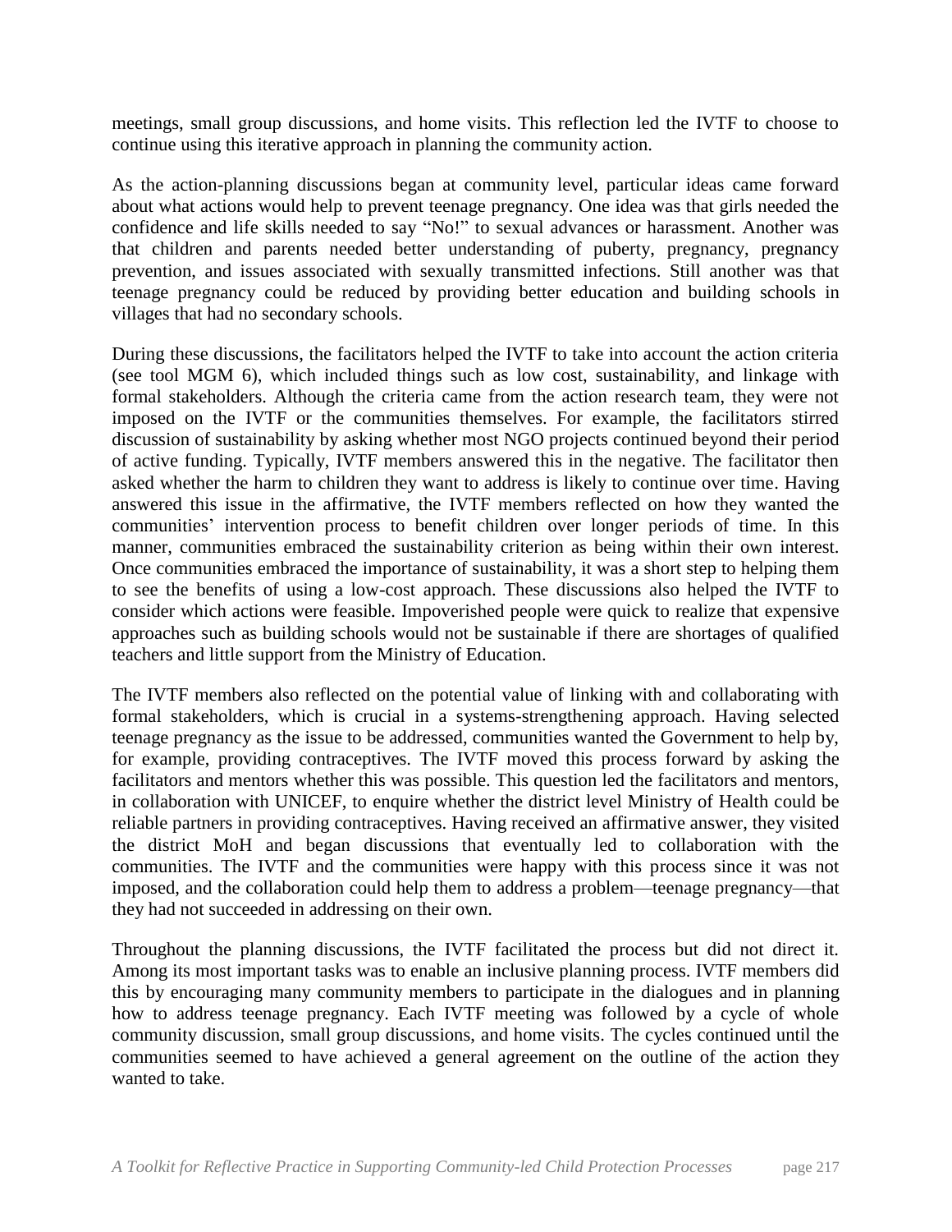meetings, small group discussions, and home visits. This reflection led the IVTF to choose to continue using this iterative approach in planning the community action.

As the action-planning discussions began at community level, particular ideas came forward about what actions would help to prevent teenage pregnancy. One idea was that girls needed the confidence and life skills needed to say "No!" to sexual advances or harassment. Another was that children and parents needed better understanding of puberty, pregnancy, pregnancy prevention, and issues associated with sexually transmitted infections. Still another was that teenage pregnancy could be reduced by providing better education and building schools in villages that had no secondary schools.

During these discussions, the facilitators helped the IVTF to take into account the action criteria (see tool MGM 6), which included things such as low cost, sustainability, and linkage with formal stakeholders. Although the criteria came from the action research team, they were not imposed on the IVTF or the communities themselves. For example, the facilitators stirred discussion of sustainability by asking whether most NGO projects continued beyond their period of active funding. Typically, IVTF members answered this in the negative. The facilitator then asked whether the harm to children they want to address is likely to continue over time. Having answered this issue in the affirmative, the IVTF members reflected on how they wanted the communities' intervention process to benefit children over longer periods of time. In this manner, communities embraced the sustainability criterion as being within their own interest. Once communities embraced the importance of sustainability, it was a short step to helping them to see the benefits of using a low-cost approach. These discussions also helped the IVTF to consider which actions were feasible. Impoverished people were quick to realize that expensive approaches such as building schools would not be sustainable if there are shortages of qualified teachers and little support from the Ministry of Education.

The IVTF members also reflected on the potential value of linking with and collaborating with formal stakeholders, which is crucial in a systems-strengthening approach. Having selected teenage pregnancy as the issue to be addressed, communities wanted the Government to help by, for example, providing contraceptives. The IVTF moved this process forward by asking the facilitators and mentors whether this was possible. This question led the facilitators and mentors, in collaboration with UNICEF, to enquire whether the district level Ministry of Health could be reliable partners in providing contraceptives. Having received an affirmative answer, they visited the district MoH and began discussions that eventually led to collaboration with the communities. The IVTF and the communities were happy with this process since it was not imposed, and the collaboration could help them to address a problem—teenage pregnancy—that they had not succeeded in addressing on their own.

Throughout the planning discussions, the IVTF facilitated the process but did not direct it. Among its most important tasks was to enable an inclusive planning process. IVTF members did this by encouraging many community members to participate in the dialogues and in planning how to address teenage pregnancy. Each IVTF meeting was followed by a cycle of whole community discussion, small group discussions, and home visits. The cycles continued until the communities seemed to have achieved a general agreement on the outline of the action they wanted to take.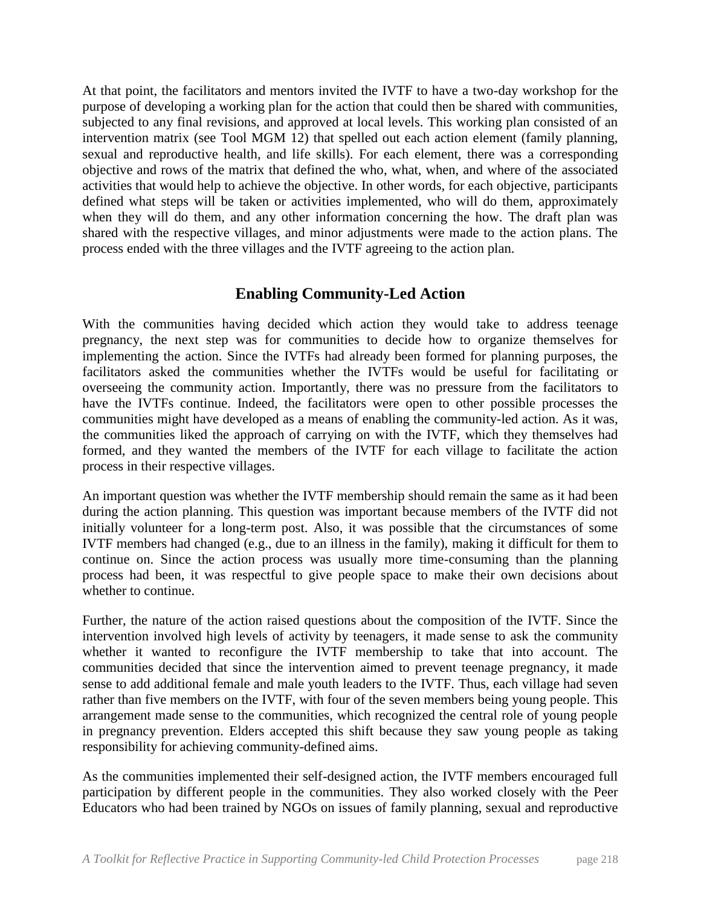At that point, the facilitators and mentors invited the IVTF to have a two-day workshop for the purpose of developing a working plan for the action that could then be shared with communities, subjected to any final revisions, and approved at local levels. This working plan consisted of an intervention matrix (see Tool MGM 12) that spelled out each action element (family planning, sexual and reproductive health, and life skills). For each element, there was a corresponding objective and rows of the matrix that defined the who, what, when, and where of the associated activities that would help to achieve the objective. In other words, for each objective, participants defined what steps will be taken or activities implemented, who will do them, approximately when they will do them, and any other information concerning the how. The draft plan was shared with the respective villages, and minor adjustments were made to the action plans. The process ended with the three villages and the IVTF agreeing to the action plan.

## Enabling Community-Led Action

With the communities having decided which action they would take to address teenage pregnancy, the next step was for communities to decide how to organize themselves for implementing the action. Since the IVTFs had already been formed for planning purposes, the facilitators asked the communities whether the IVTFs would be useful for facilitating or overseeing the community action. Importantly, there was no pressure from the facilitators to have the IVTFs continue. Indeed, the facilitators were open to other possible processes the communities might have developed as a means of enabling the community-led action. As it was, the communities liked the approach of carrying on with the IVTF, which they themselves had formed, and they wanted the members of the IVTF for each village to facilitate the action process in their respective villages.

An important question was whether the IVTF membership should remain the same as it had been during the action planning. This question was important because members of the IVTF did not initially volunteer for a long-term post. Also, it was possible that the circumstances of some IVTF members had changed (e.g., due to an illness in the family), making it difficult for them to continue on. Since the action process was usually more time-consuming than the planning process had been, it was respectful to give people space to make their own decisions about whether to continue.

Further, the nature of the action raised questions about the composition of the IVTF. Since the intervention involved high levels of activity by teenagers, it made sense to ask the community whether it wanted to reconfigure the IVTF membership to take that into account. The communities decided that since the intervention aimed to prevent teenage pregnancy, it made sense to add additional female and male youth leaders to the IVTF. Thus, each village had seven rather than five members on the IVTF, with four of the seven members being young people. This arrangement made sense to the communities, which recognized the central role of young people in pregnancy prevention. Elders accepted this shift because they saw young people as taking responsibility for achieving community-defined aims.

As the communities implemented their self-designed action, the IVTF members encouraged full participation by different people in the communities. They also worked closely with the Peer Educators who had been trained by NGOs on issues of family planning, sexual and reproductive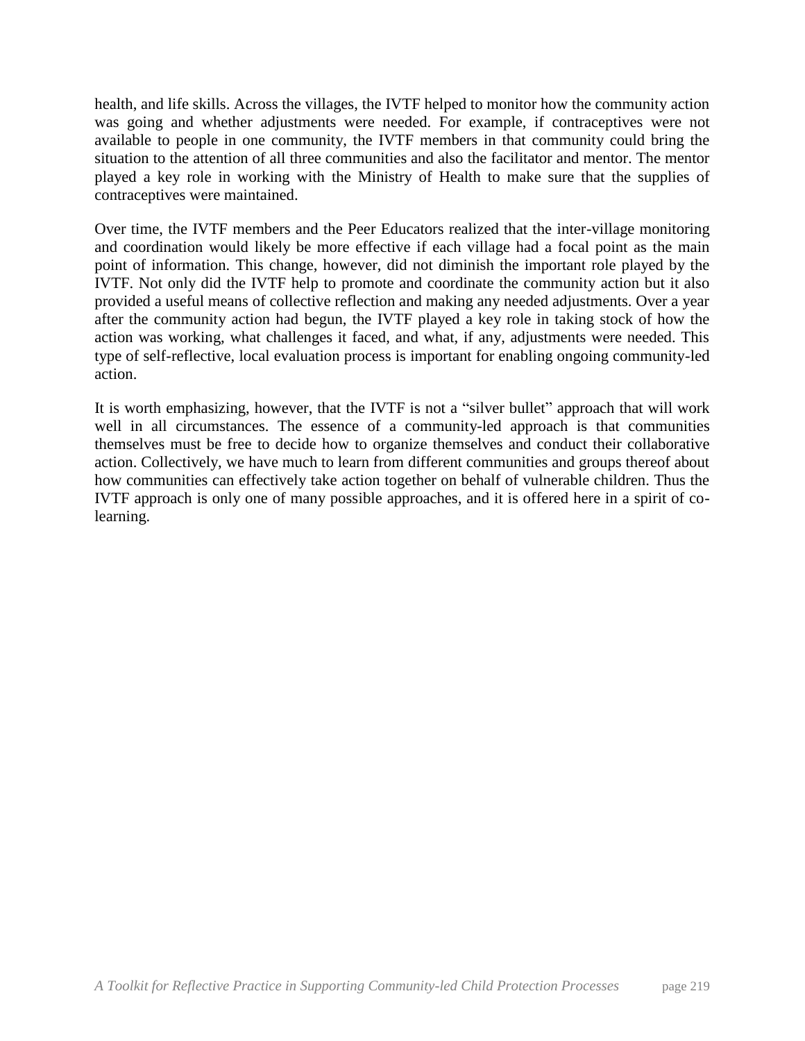health, and life skills. Across the villages, the IVTF helped to monitor how the community action was going and whether adjustments were needed. For example, if contraceptives were not available to people in one community, the IVTF members in that community could bring the situation to the attention of all three communities and also the facilitator and mentor. The mentor played a key role in working with the Ministry of Health to make sure that the supplies of contraceptives were maintained.

Over time, the IVTF members and the Peer Educators realized that the inter-village monitoring and coordination would likely be more effective if each village had a focal point as the main point of information. This change, however, did not diminish the important role played by the IVTF. Not only did the IVTF help to promote and coordinate the community action but it also provided a useful means of collective reflection and making any needed adjustments. Over a year after the community action had begun, the IVTF played a key role in taking stock of how the action was working, what challenges it faced, and what, if any, adjustments were needed. This type of self-reflective, local evaluation process is important for enabling ongoing community-led action.

It is worth emphasizing, however, that the IVTF is not a "silver bullet" approach that will work well in all circumstances. The essence of a community-led approach is that communities themselves must be free to decide how to organize themselves and conduct their collaborative action. Collectively, we have much to learn from different communities and groups thereof about how communities can effectively take action together on behalf of vulnerable children. Thus the IVTF approach is only one of many possible approaches, and it is offered here in a spirit of co-learning.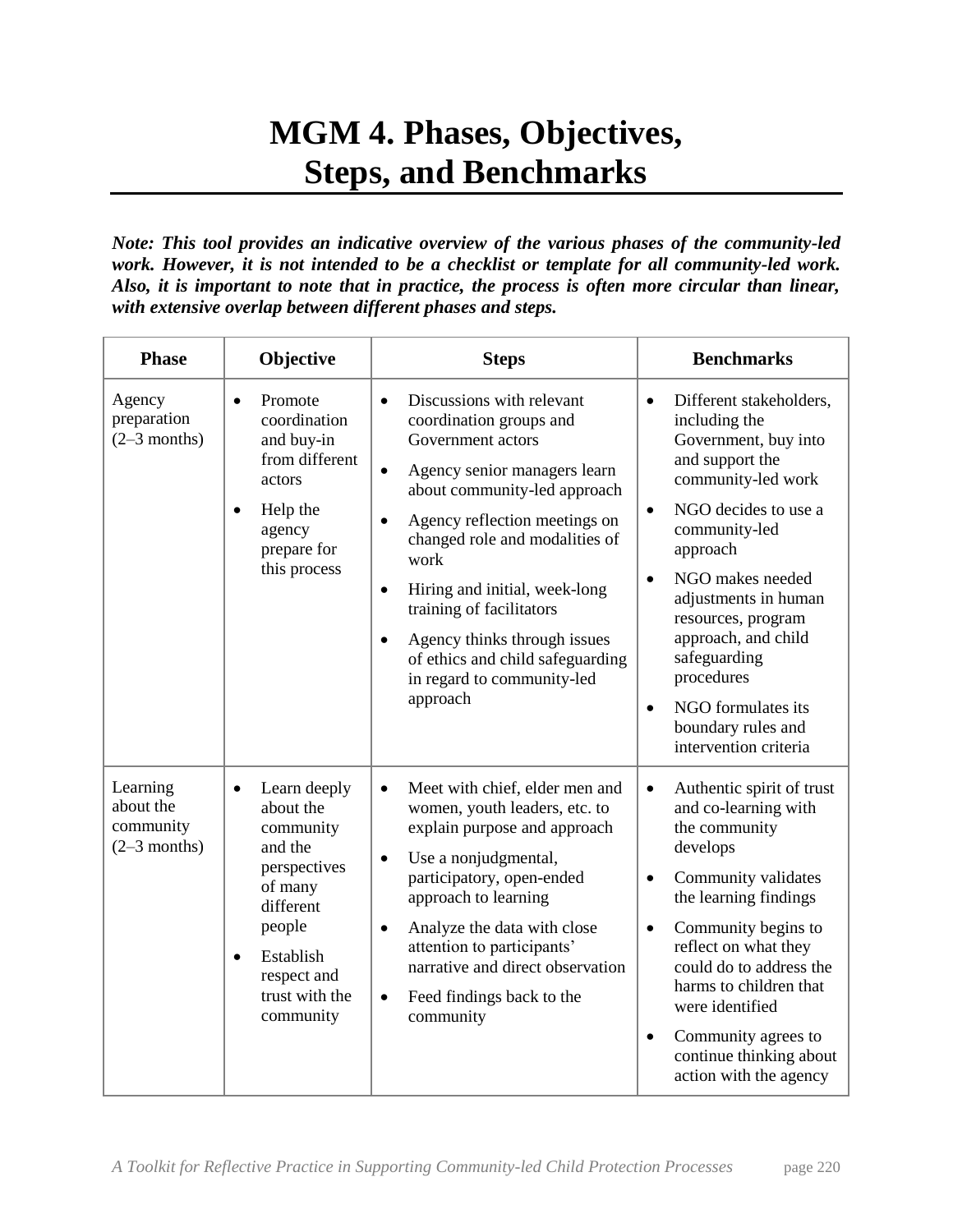# MGM 4. Phases, Objectives, Steps, and Benchmarks

***Note: This tool provides an indicative overview of the various phases of the community-led work. However, it is not intended to be a checklist or template for all community-led work. Also, it is important to note that in practice, the process is often more circular than linear, with extensive overlap between different phases and steps.***

| Phase | Objective | Steps | Benchmarks |
|---|---|---|---|
| Agency preparation (2–3 months) | • Promote coordination and buy-in from different actors<br>• Help the agency prepare for this process | • Discussions with relevant coordination groups and Government actors<br>• Agency senior managers learn about community-led approach<br>• Agency reflection meetings on changed role and modalities of work<br>• Hiring and initial, week-long training of facilitators<br>• Agency thinks through issues of ethics and child safeguarding in regard to community-led approach | • Different stakeholders, including the Government, buy into and support the community-led work<br>• NGO decides to use a community-led approach<br>• NGO makes needed adjustments in human resources, program approach, and child safeguarding procedures<br>• NGO formulates its boundary rules and intervention criteria |
| Learning about the community (2–3 months) | • Learn deeply about the community and the perspectives of many different people<br>• Establish respect and trust with the community | • Meet with chief, elder men and women, youth leaders, etc. to explain purpose and approach<br>• Use a nonjudgmental, participatory, open-ended approach to learning<br>• Analyze the data with close attention to participants' narrative and direct observation<br>• Feed findings back to the community | • Authentic spirit of trust and co-learning with the community develops<br>• Community validates the learning findings<br>• Community begins to reflect on what they could do to address the harms to children that were identified<br>• Community agrees to continue thinking about action with the agency |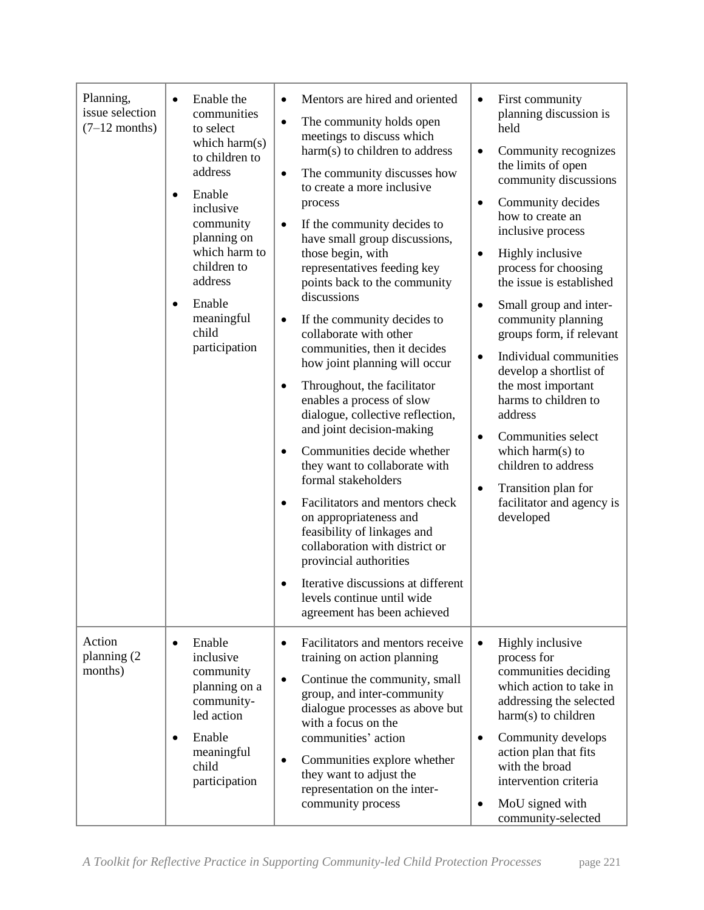| | | | |
|---|---|---|---|
| Planning, issue selection (7–12 months) | • Enable the communities to select which harm(s) to children to address<br>• Enable inclusive community planning on which harm to children to address<br>• Enable meaningful child participation | • Mentors are hired and oriented<br>• The community holds open meetings to discuss which harm(s) to children to address<br>• The community discusses how to create a more inclusive process<br>• If the community decides to have small group discussions, those begin, with representatives feeding key points back to the community discussions<br>• If the community decides to collaborate with other communities, then it decides how joint planning will occur<br>• Throughout, the facilitator enables a process of slow dialogue, collective reflection, and joint decision-making<br>• Communities decide whether they want to collaborate with formal stakeholders<br>• Facilitators and mentors check on appropriateness and feasibility of linkages and collaboration with district or provincial authorities<br>• Iterative discussions at different levels continue until wide agreement has been achieved | • First community planning discussion is held<br>• Community recognizes the limits of open community discussions<br>• Community decides how to create an inclusive process<br>• Highly inclusive process for choosing the issue is established<br>• Small group and inter-community planning groups form, if relevant<br>• Individual communities develop a shortlist of the most important harms to children to address<br>• Communities select which harm(s) to children to address<br>• Transition plan for facilitator and agency is developed |
| Action planning (2 months) | • Enable inclusive community planning on a community-led action<br>• Enable meaningful child participation | • Facilitators and mentors receive training on action planning<br>• Continue the community, small group, and inter-community dialogue processes as above but with a focus on the communities' action<br>• Communities explore whether they want to adjust the representation on the inter-community process | • Highly inclusive process for communities deciding which action to take in addressing the selected harm(s) to children<br>• Community develops action plan that fits with the broad intervention criteria<br>• MoU signed with community-selected |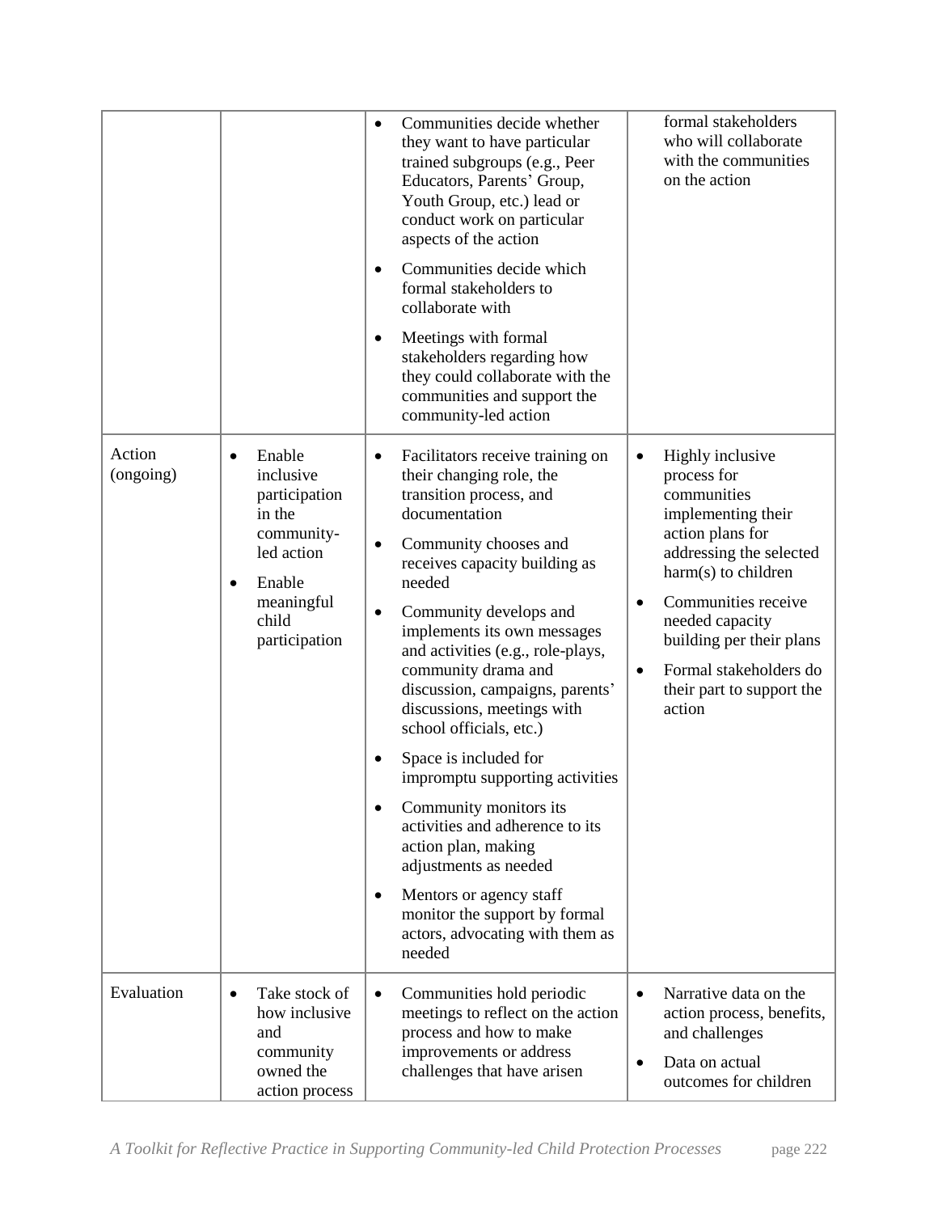| | | | |
|---|---|---|---|
| | | • Communities decide whether they want to have particular trained subgroups (e.g., Peer Educators, Parents' Group, Youth Group, etc.) lead or conduct work on particular aspects of the action<br>• Communities decide which formal stakeholders to collaborate with<br>• Meetings with formal stakeholders regarding how they could collaborate with the communities and support the community-led action | formal stakeholders who will collaborate with the communities on the action |
| Action (ongoing) | • Enable inclusive participation in the community-led action<br>• Enable meaningful child participation | • Facilitators receive training on their changing role, the transition process, and documentation<br>• Community chooses and receives capacity building as needed<br>• Community develops and implements its own messages and activities (e.g., role-plays, community drama and discussion, campaigns, parents' discussions, meetings with school officials, etc.)<br>• Space is included for impromptu supporting activities<br>• Community monitors its activities and adherence to its action plan, making adjustments as needed<br>• Mentors or agency staff monitor the support by formal actors, advocating with them as needed | • Highly inclusive process for communities implementing their action plans for addressing the selected harm(s) to children<br>• Communities receive needed capacity building per their plans<br>• Formal stakeholders do their part to support the action |
| Evaluation | • Take stock of how inclusive and community owned the action process | • Communities hold periodic meetings to reflect on the action process and how to make improvements or address challenges that have arisen | • Narrative data on the action process, benefits, and challenges<br>• Data on actual outcomes for children |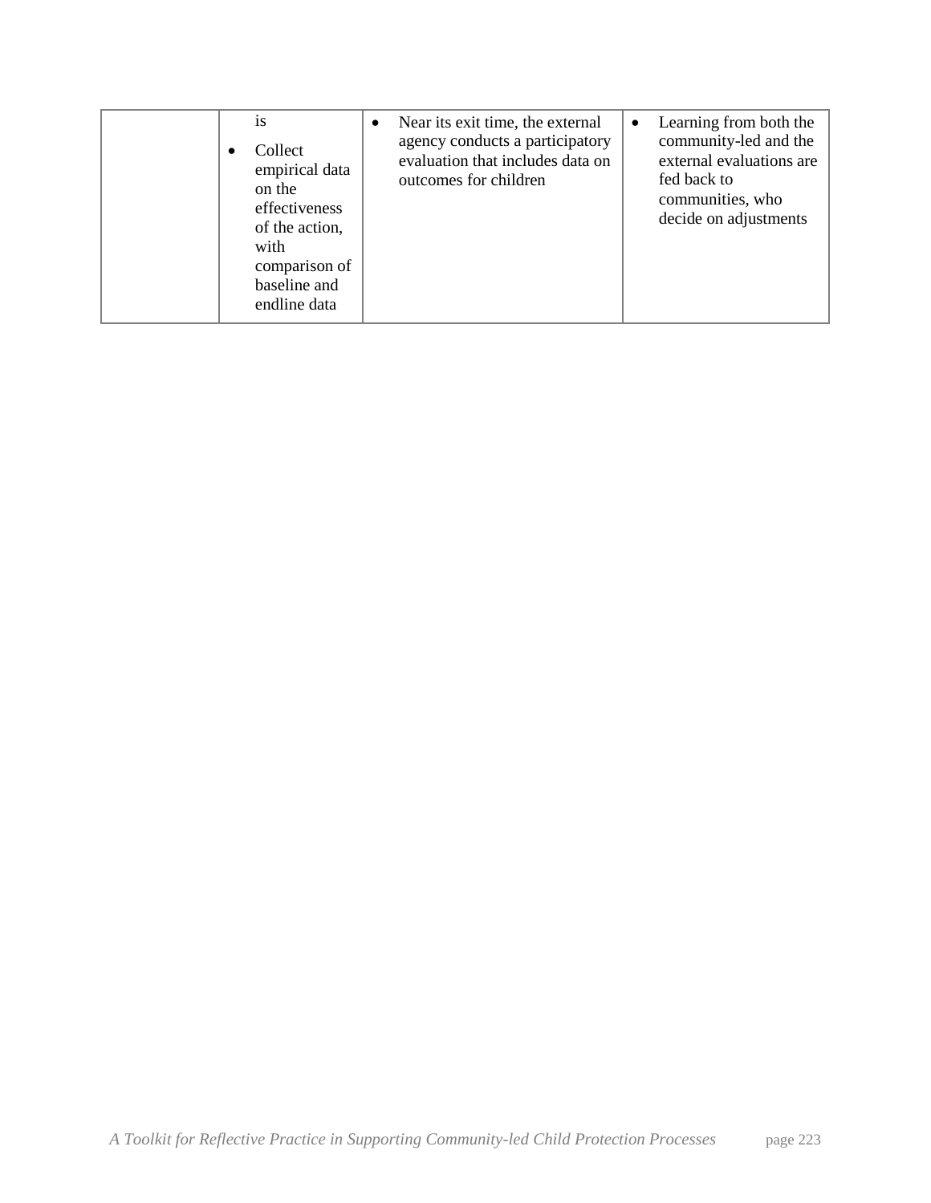| | | | |
|---|---|---|---|
| | is<br>• Collect empirical data on the effectiveness of the action, with comparison of baseline and endline data | • Near its exit time, the external agency conducts a participatory evaluation that includes data on outcomes for children | • Learning from both the community-led and the external evaluations are fed back to communities, who decide on adjustments |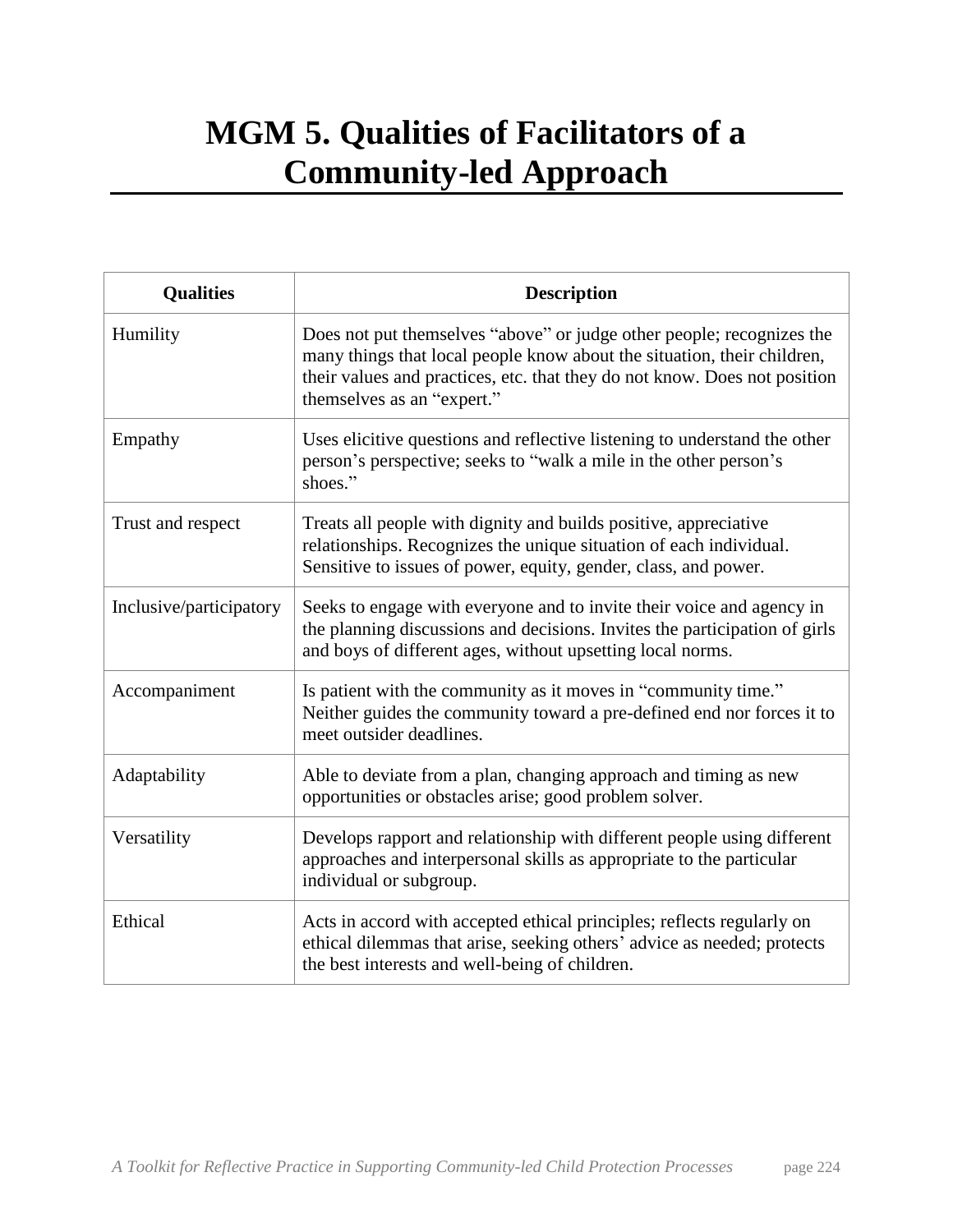# MGM 5. Qualities of Facilitators of a Community-led Approach

| Qualities | Description |
|---|---|
| Humility | Does not put themselves “above” or judge other people; recognizes the many things that local people know about the situation, their children, their values and practices, etc. that they do not know. Does not position themselves as an “expert.” |
| Empathy | Uses elicitive questions and reflective listening to understand the other person’s perspective; seeks to “walk a mile in the other person’s shoes.” |
| Trust and respect | Treats all people with dignity and builds positive, appreciative relationships. Recognizes the unique situation of each individual. Sensitive to issues of power, equity, gender, class, and power. |
| Inclusive/participatory | Seeks to engage with everyone and to invite their voice and agency in the planning discussions and decisions. Invites the participation of girls and boys of different ages, without upsetting local norms. |
| Accompaniment | Is patient with the community as it moves in “community time.” Neither guides the community toward a pre-defined end nor forces it to meet outsider deadlines. |
| Adaptability | Able to deviate from a plan, changing approach and timing as new opportunities or obstacles arise; good problem solver. |
| Versatility | Develops rapport and relationship with different people using different approaches and interpersonal skills as appropriate to the particular individual or subgroup. |
| Ethical | Acts in accord with accepted ethical principles; reflects regularly on ethical dilemmas that arise, seeking others’ advice as needed; protects the best interests and well-being of children. |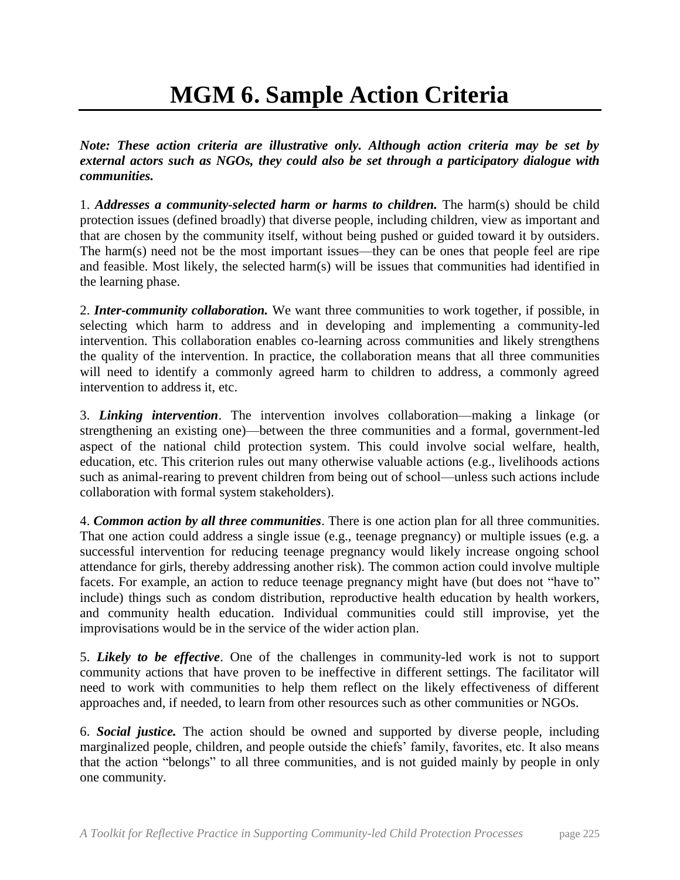# MGM 6. Sample Action Criteria

***Note: These action criteria are illustrative only. Although action criteria may be set by external actors such as NGOs, they could also be set through a participatory dialogue with communities.***

1. ***Addresses a community-selected harm or harms to children.*** The harm(s) should be child protection issues (defined broadly) that diverse people, including children, view as important and that are chosen by the community itself, without being pushed or guided toward it by outsiders. The harm(s) need not be the most important issues—they can be ones that people feel are ripe and feasible. Most likely, the selected harm(s) will be issues that communities had identified in the learning phase.

2. ***Inter-community collaboration.*** We want three communities to work together, if possible, in selecting which harm to address and in developing and implementing a community-led intervention. This collaboration enables co-learning across communities and likely strengthens the quality of the intervention. In practice, the collaboration means that all three communities will need to identify a commonly agreed harm to children to address, a commonly agreed intervention to address it, etc.

3. ***Linking intervention***. The intervention involves collaboration—making a linkage (or strengthening an existing one)—between the three communities and a formal, government-led aspect of the national child protection system. This could involve social welfare, health, education, etc. This criterion rules out many otherwise valuable actions (e.g., livelihoods actions such as animal-rearing to prevent children from being out of school—unless such actions include collaboration with formal system stakeholders).

4. ***Common action by all three communities***. There is one action plan for all three communities. That one action could address a single issue (e.g., teenage pregnancy) or multiple issues (e.g. a successful intervention for reducing teenage pregnancy would likely increase ongoing school attendance for girls, thereby addressing another risk). The common action could involve multiple facets. For example, an action to reduce teenage pregnancy might have (but does not "have to" include) things such as condom distribution, reproductive health education by health workers, and community health education. Individual communities could still improvise, yet the improvisations would be in the service of the wider action plan.

5. ***Likely to be effective***. One of the challenges in community-led work is not to support community actions that have proven to be ineffective in different settings. The facilitator will need to work with communities to help them reflect on the likely effectiveness of different approaches and, if needed, to learn from other resources such as other communities or NGOs.

6. ***Social justice.*** The action should be owned and supported by diverse people, including marginalized people, children, and people outside the chiefs' family, favorites, etc. It also means that the action "belongs" to all three communities, and is not guided mainly by people in only one community.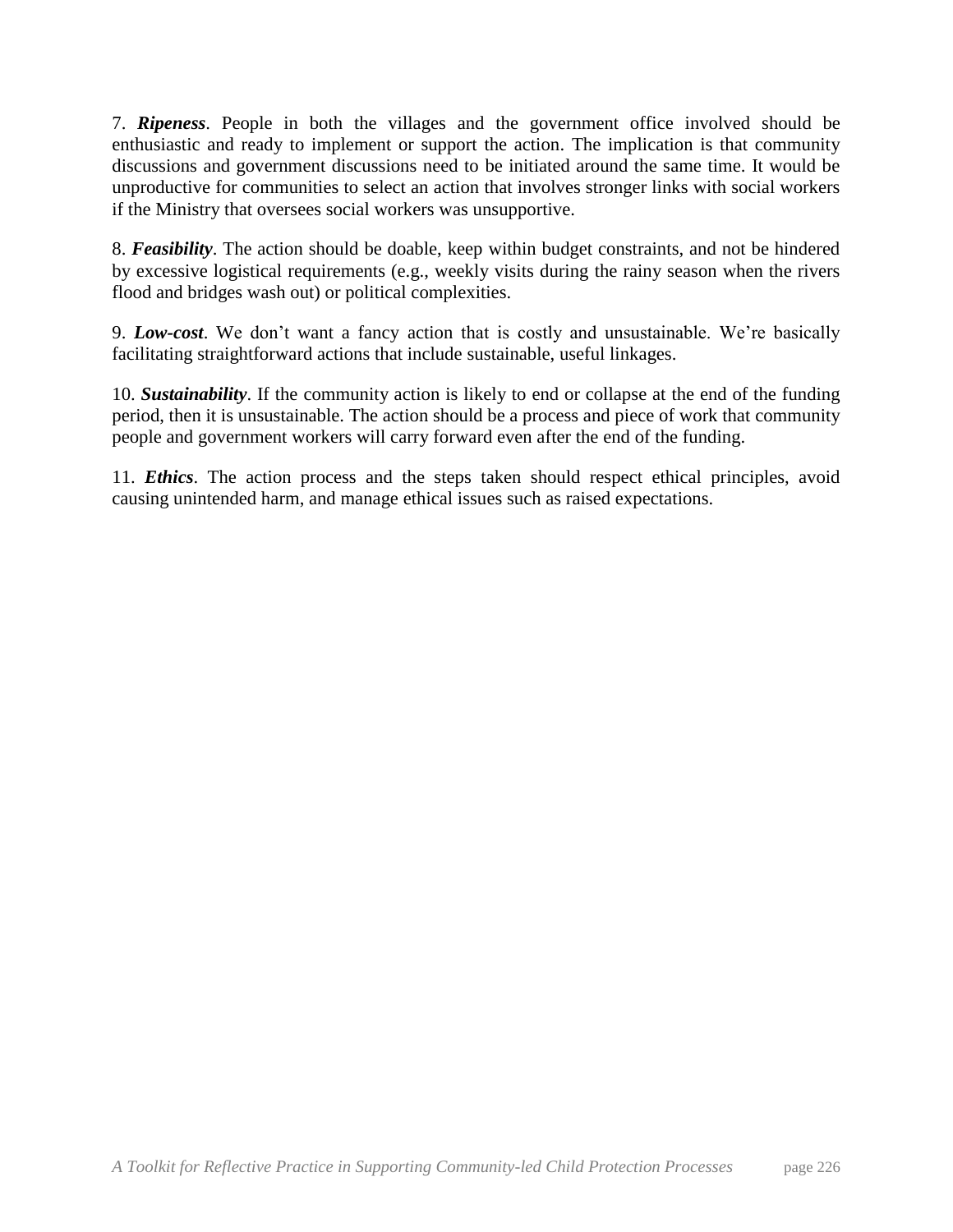7. ***Ripeness***. People in both the villages and the government office involved should be enthusiastic and ready to implement or support the action. The implication is that community discussions and government discussions need to be initiated around the same time. It would be unproductive for communities to select an action that involves stronger links with social workers if the Ministry that oversees social workers was unsupportive.

8. ***Feasibility***. The action should be doable, keep within budget constraints, and not be hindered by excessive logistical requirements (e.g., weekly visits during the rainy season when the rivers flood and bridges wash out) or political complexities.

9. ***Low-cost***. We don't want a fancy action that is costly and unsustainable. We're basically facilitating straightforward actions that include sustainable, useful linkages.

10. ***Sustainability***. If the community action is likely to end or collapse at the end of the funding period, then it is unsustainable. The action should be a process and piece of work that community people and government workers will carry forward even after the end of the funding.

11. ***Ethics***. The action process and the steps taken should respect ethical principles, avoid causing unintended harm, and manage ethical issues such as raised expectations.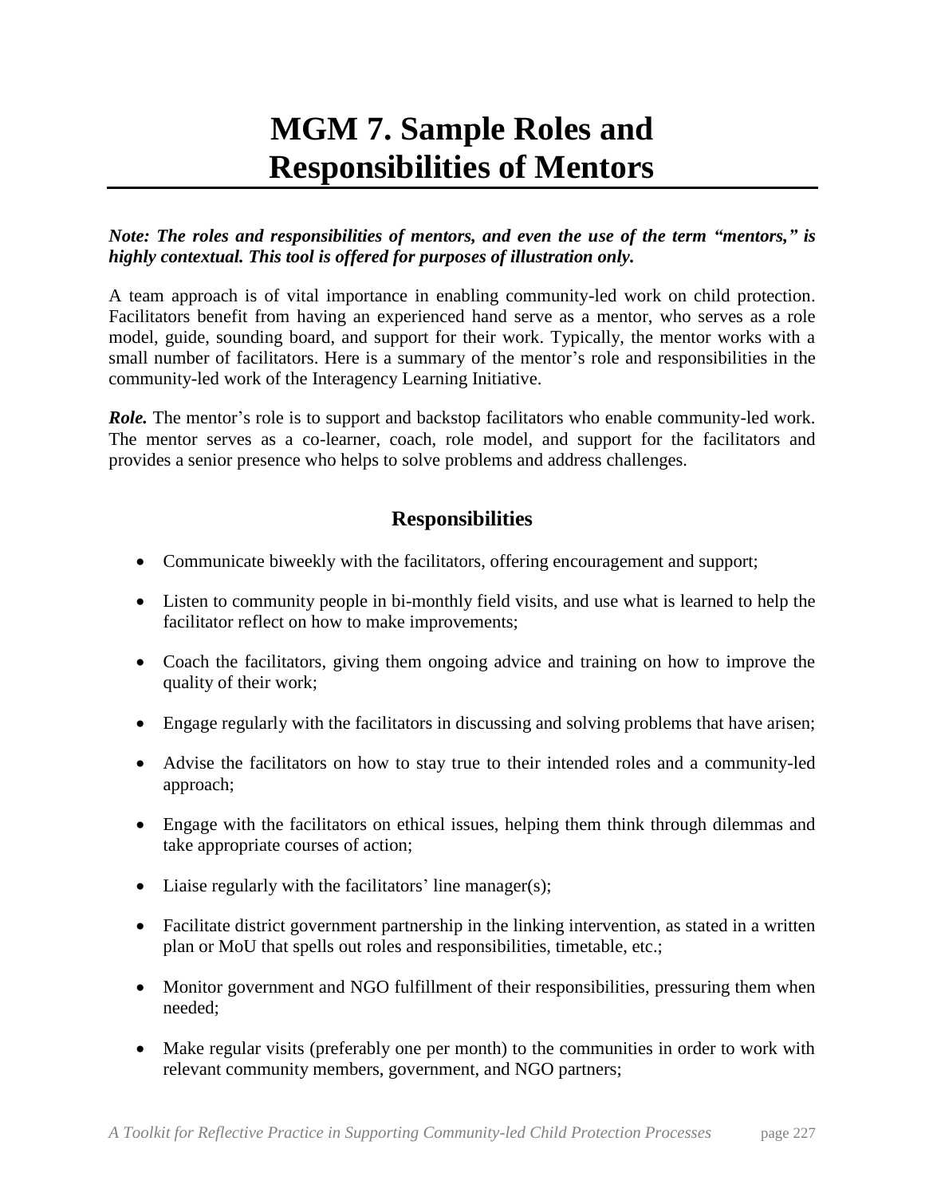# MGM 7. Sample Roles and Responsibilities of Mentors

***Note: The roles and responsibilities of mentors, and even the use of the term "mentors," is highly contextual. This tool is offered for purposes of illustration only.***

A team approach is of vital importance in enabling community-led work on child protection. Facilitators benefit from having an experienced hand serve as a mentor, who serves as a role model, guide, sounding board, and support for their work. Typically, the mentor works with a small number of facilitators. Here is a summary of the mentor's role and responsibilities in the community-led work of the Interagency Learning Initiative.

***Role.*** The mentor's role is to support and backstop facilitators who enable community-led work. The mentor serves as a co-learner, coach, role model, and support for the facilitators and provides a senior presence who helps to solve problems and address challenges.

## Responsibilities

- Communicate biweekly with the facilitators, offering encouragement and support;
- Listen to community people in bi-monthly field visits, and use what is learned to help the facilitator reflect on how to make improvements;
- Coach the facilitators, giving them ongoing advice and training on how to improve the quality of their work;
- Engage regularly with the facilitators in discussing and solving problems that have arisen;
- Advise the facilitators on how to stay true to their intended roles and a community-led approach;
- Engage with the facilitators on ethical issues, helping them think through dilemmas and take appropriate courses of action;
- Liaise regularly with the facilitators' line manager(s);
- Facilitate district government partnership in the linking intervention, as stated in a written plan or MoU that spells out roles and responsibilities, timetable, etc.;
- Monitor government and NGO fulfillment of their responsibilities, pressuring them when needed;
- Make regular visits (preferably one per month) to the communities in order to work with relevant community members, government, and NGO partners;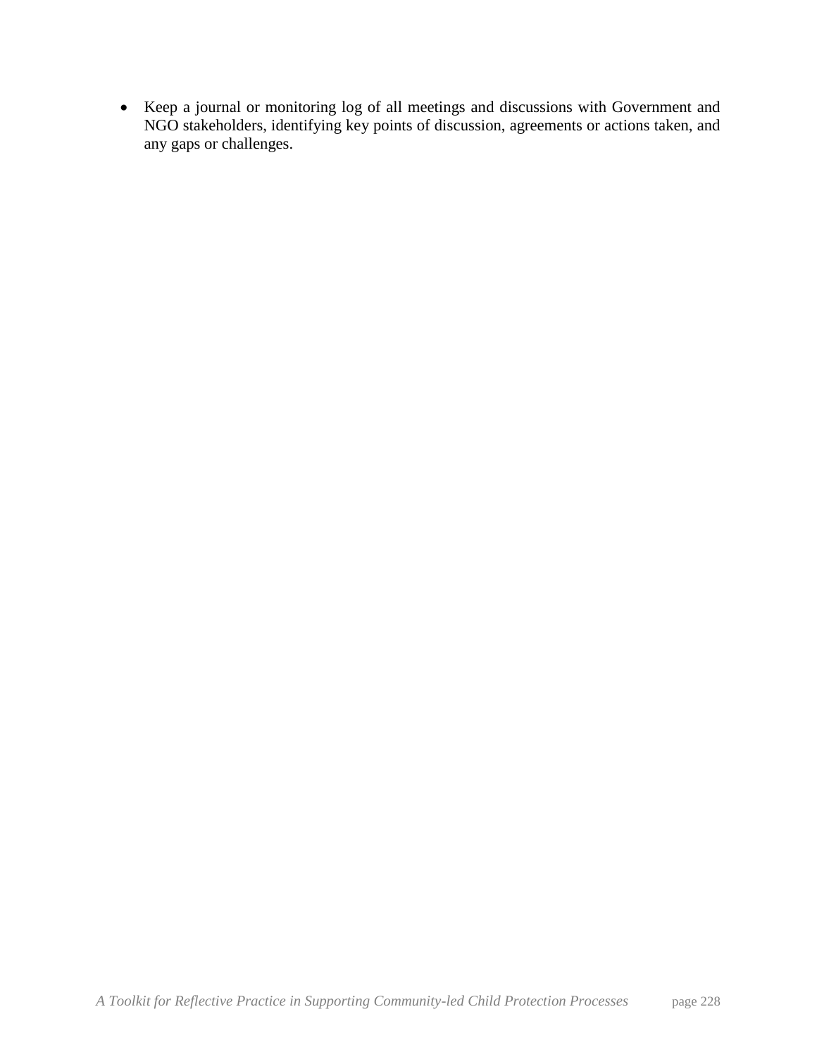- Keep a journal or monitoring log of all meetings and discussions with Government and NGO stakeholders, identifying key points of discussion, agreements or actions taken, and any gaps or challenges.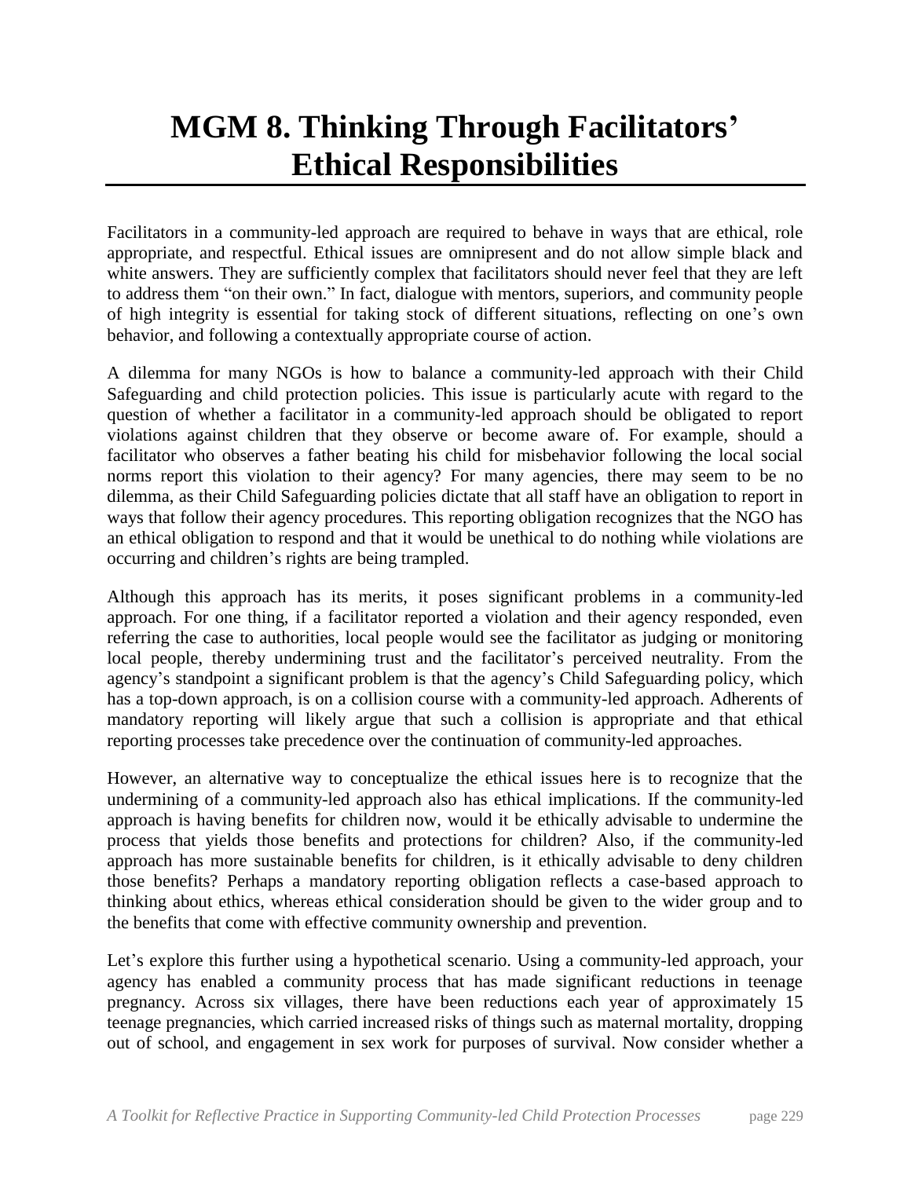# MGM 8. Thinking Through Facilitators' Ethical Responsibilities

Facilitators in a community-led approach are required to behave in ways that are ethical, role appropriate, and respectful. Ethical issues are omnipresent and do not allow simple black and white answers. They are sufficiently complex that facilitators should never feel that they are left to address them "on their own." In fact, dialogue with mentors, superiors, and community people of high integrity is essential for taking stock of different situations, reflecting on one's own behavior, and following a contextually appropriate course of action.

A dilemma for many NGOs is how to balance a community-led approach with their Child Safeguarding and child protection policies. This issue is particularly acute with regard to the question of whether a facilitator in a community-led approach should be obligated to report violations against children that they observe or become aware of. For example, should a facilitator who observes a father beating his child for misbehavior following the local social norms report this violation to their agency? For many agencies, there may seem to be no dilemma, as their Child Safeguarding policies dictate that all staff have an obligation to report in ways that follow their agency procedures. This reporting obligation recognizes that the NGO has an ethical obligation to respond and that it would be unethical to do nothing while violations are occurring and children's rights are being trampled.

Although this approach has its merits, it poses significant problems in a community-led approach. For one thing, if a facilitator reported a violation and their agency responded, even referring the case to authorities, local people would see the facilitator as judging or monitoring local people, thereby undermining trust and the facilitator's perceived neutrality. From the agency's standpoint a significant problem is that the agency's Child Safeguarding policy, which has a top-down approach, is on a collision course with a community-led approach. Adherents of mandatory reporting will likely argue that such a collision is appropriate and that ethical reporting processes take precedence over the continuation of community-led approaches.

However, an alternative way to conceptualize the ethical issues here is to recognize that the undermining of a community-led approach also has ethical implications. If the community-led approach is having benefits for children now, would it be ethically advisable to undermine the process that yields those benefits and protections for children? Also, if the community-led approach has more sustainable benefits for children, is it ethically advisable to deny children those benefits? Perhaps a mandatory reporting obligation reflects a case-based approach to thinking about ethics, whereas ethical consideration should be given to the wider group and to the benefits that come with effective community ownership and prevention.

Let's explore this further using a hypothetical scenario. Using a community-led approach, your agency has enabled a community process that has made significant reductions in teenage pregnancy. Across six villages, there have been reductions each year of approximately 15 teenage pregnancies, which carried increased risks of things such as maternal mortality, dropping out of school, and engagement in sex work for purposes of survival. Now consider whether a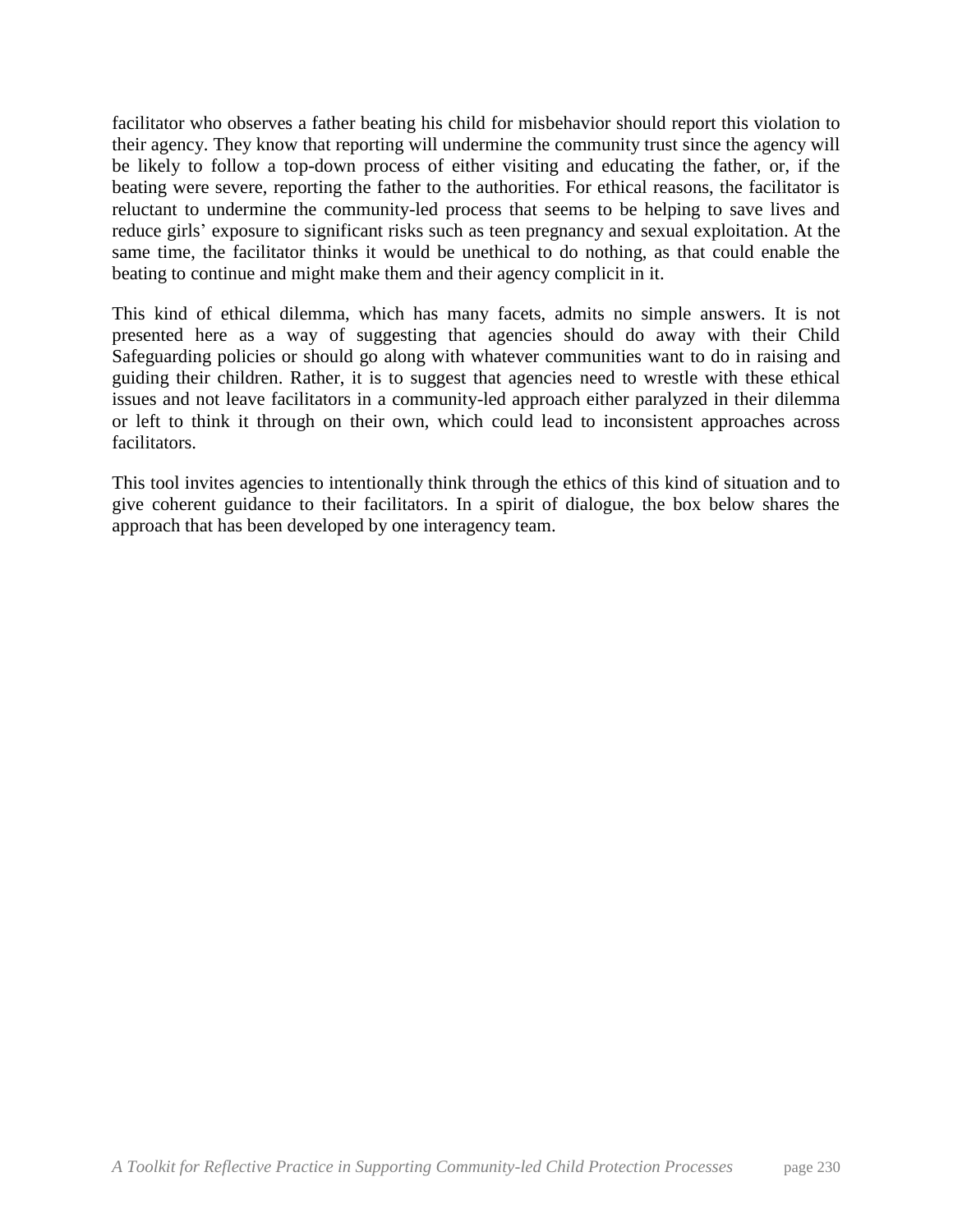facilitator who observes a father beating his child for misbehavior should report this violation to their agency. They know that reporting will undermine the community trust since the agency will be likely to follow a top-down process of either visiting and educating the father, or, if the beating were severe, reporting the father to the authorities. For ethical reasons, the facilitator is reluctant to undermine the community-led process that seems to be helping to save lives and reduce girls' exposure to significant risks such as teen pregnancy and sexual exploitation. At the same time, the facilitator thinks it would be unethical to do nothing, as that could enable the beating to continue and might make them and their agency complicit in it.

This kind of ethical dilemma, which has many facets, admits no simple answers. It is not presented here as a way of suggesting that agencies should do away with their Child Safeguarding policies or should go along with whatever communities want to do in raising and guiding their children. Rather, it is to suggest that agencies need to wrestle with these ethical issues and not leave facilitators in a community-led approach either paralyzed in their dilemma or left to think it through on their own, which could lead to inconsistent approaches across facilitators.

This tool invites agencies to intentionally think through the ethics of this kind of situation and to give coherent guidance to their facilitators. In a spirit of dialogue, the box below shares the approach that has been developed by one interagency team.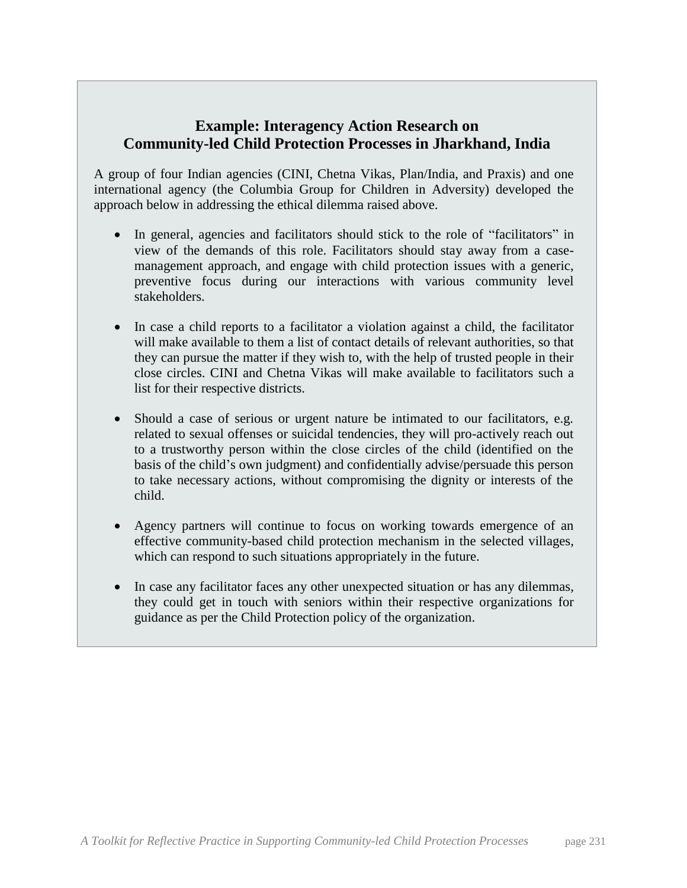### Example: Interagency Action Research on Community-led Child Protection Processes in Jharkhand, India

A group of four Indian agencies (CINI, Chetna Vikas, Plan/India, and Praxis) and one international agency (the Columbia Group for Children in Adversity) developed the approach below in addressing the ethical dilemma raised above.

- In general, agencies and facilitators should stick to the role of "facilitators" in view of the demands of this role. Facilitators should stay away from a case-management approach, and engage with child protection issues with a generic, preventive focus during our interactions with various community level stakeholders.

- In case a child reports to a facilitator a violation against a child, the facilitator will make available to them a list of contact details of relevant authorities, so that they can pursue the matter if they wish to, with the help of trusted people in their close circles. CINI and Chetna Vikas will make available to facilitators such a list for their respective districts.

- Should a case of serious or urgent nature be intimated to our facilitators, e.g. related to sexual offenses or suicidal tendencies, they will pro-actively reach out to a trustworthy person within the close circles of the child (identified on the basis of the child's own judgment) and confidentially advise/persuade this person to take necessary actions, without compromising the dignity or interests of the child.

- Agency partners will continue to focus on working towards emergence of an effective community-based child protection mechanism in the selected villages, which can respond to such situations appropriately in the future.

- In case any facilitator faces any other unexpected situation or has any dilemmas, they could get in touch with seniors within their respective organizations for guidance as per the Child Protection policy of the organization.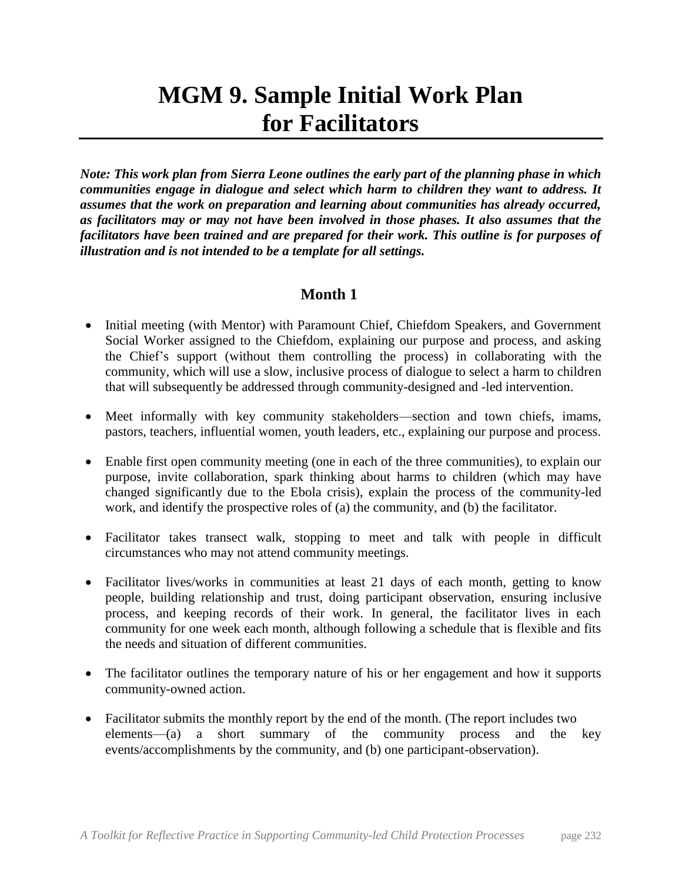# MGM 9. Sample Initial Work Plan for Facilitators

***Note: This work plan from Sierra Leone outlines the early part of the planning phase in which communities engage in dialogue and select which harm to children they want to address. It assumes that the work on preparation and learning about communities has already occurred, as facilitators may or may not have been involved in those phases. It also assumes that the facilitators have been trained and are prepared for their work. This outline is for purposes of illustration and is not intended to be a template for all settings.***

## Month 1

- Initial meeting (with Mentor) with Paramount Chief, Chiefdom Speakers, and Government Social Worker assigned to the Chiefdom, explaining our purpose and process, and asking the Chief's support (without them controlling the process) in collaborating with the community, which will use a slow, inclusive process of dialogue to select a harm to children that will subsequently be addressed through community-designed and -led intervention.
- Meet informally with key community stakeholders—section and town chiefs, imams, pastors, teachers, influential women, youth leaders, etc., explaining our purpose and process.
- Enable first open community meeting (one in each of the three communities), to explain our purpose, invite collaboration, spark thinking about harms to children (which may have changed significantly due to the Ebola crisis), explain the process of the community-led work, and identify the prospective roles of (a) the community, and (b) the facilitator.
- Facilitator takes transect walk, stopping to meet and talk with people in difficult circumstances who may not attend community meetings.
- Facilitator lives/works in communities at least 21 days of each month, getting to know people, building relationship and trust, doing participant observation, ensuring inclusive process, and keeping records of their work. In general, the facilitator lives in each community for one week each month, although following a schedule that is flexible and fits the needs and situation of different communities.
- The facilitator outlines the temporary nature of his or her engagement and how it supports community-owned action.
- Facilitator submits the monthly report by the end of the month. (The report includes two elements—(a) a short summary of the community process and the key events/accomplishments by the community, and (b) one participant-observation).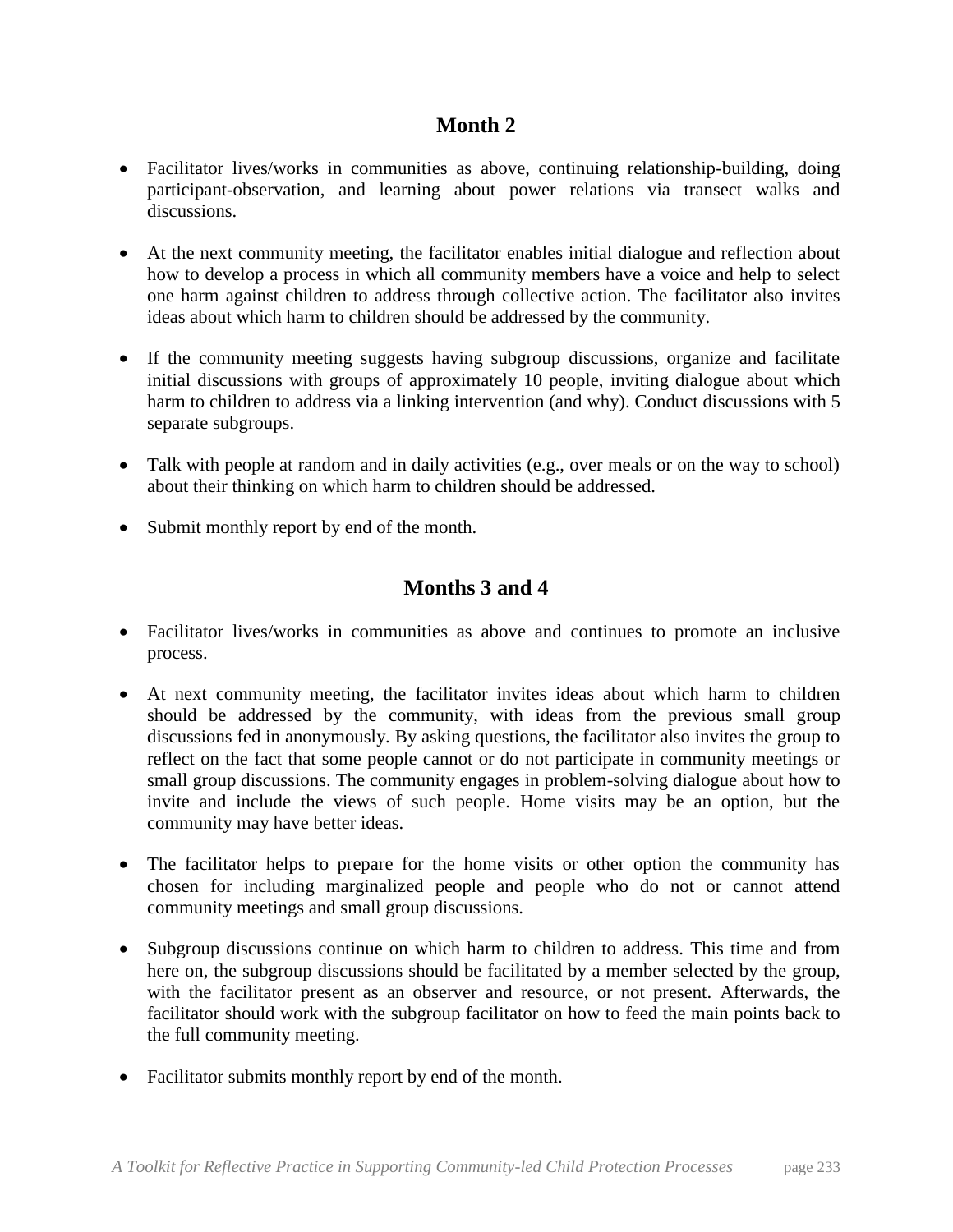## Month 2

- Facilitator lives/works in communities as above, continuing relationship-building, doing participant-observation, and learning about power relations via transect walks and discussions.

- At the next community meeting, the facilitator enables initial dialogue and reflection about how to develop a process in which all community members have a voice and help to select one harm against children to address through collective action. The facilitator also invites ideas about which harm to children should be addressed by the community.

- If the community meeting suggests having subgroup discussions, organize and facilitate initial discussions with groups of approximately 10 people, inviting dialogue about which harm to children to address via a linking intervention (and why). Conduct discussions with 5 separate subgroups.

- Talk with people at random and in daily activities (e.g., over meals or on the way to school) about their thinking on which harm to children should be addressed.

- Submit monthly report by end of the month.

## Months 3 and 4

- Facilitator lives/works in communities as above and continues to promote an inclusive process.

- At next community meeting, the facilitator invites ideas about which harm to children should be addressed by the community, with ideas from the previous small group discussions fed in anonymously. By asking questions, the facilitator also invites the group to reflect on the fact that some people cannot or do not participate in community meetings or small group discussions. The community engages in problem-solving dialogue about how to invite and include the views of such people. Home visits may be an option, but the community may have better ideas.

- The facilitator helps to prepare for the home visits or other option the community has chosen for including marginalized people and people who do not or cannot attend community meetings and small group discussions.

- Subgroup discussions continue on which harm to children to address. This time and from here on, the subgroup discussions should be facilitated by a member selected by the group, with the facilitator present as an observer and resource, or not present. Afterwards, the facilitator should work with the subgroup facilitator on how to feed the main points back to the full community meeting.

- Facilitator submits monthly report by end of the month.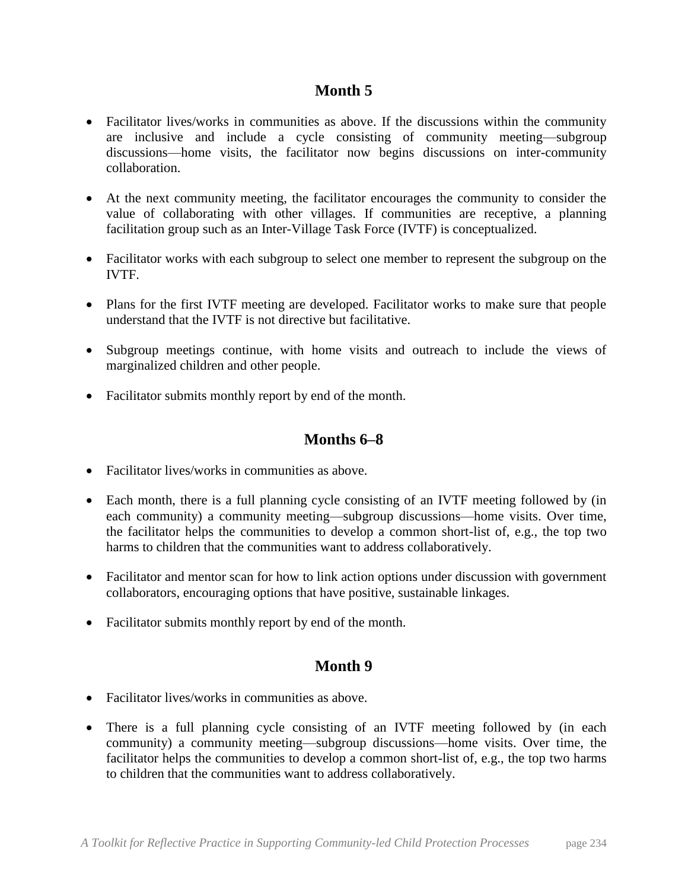## Month 5

- Facilitator lives/works in communities as above. If the discussions within the community are inclusive and include a cycle consisting of community meeting—subgroup discussions—home visits, the facilitator now begins discussions on inter-community collaboration.
- At the next community meeting, the facilitator encourages the community to consider the value of collaborating with other villages. If communities are receptive, a planning facilitation group such as an Inter-Village Task Force (IVTF) is conceptualized.
- Facilitator works with each subgroup to select one member to represent the subgroup on the IVTF.
- Plans for the first IVTF meeting are developed. Facilitator works to make sure that people understand that the IVTF is not directive but facilitative.
- Subgroup meetings continue, with home visits and outreach to include the views of marginalized children and other people.
- Facilitator submits monthly report by end of the month.

## Months 6–8

- Facilitator lives/works in communities as above.
- Each month, there is a full planning cycle consisting of an IVTF meeting followed by (in each community) a community meeting—subgroup discussions—home visits. Over time, the facilitator helps the communities to develop a common short-list of, e.g., the top two harms to children that the communities want to address collaboratively.
- Facilitator and mentor scan for how to link action options under discussion with government collaborators, encouraging options that have positive, sustainable linkages.
- Facilitator submits monthly report by end of the month.

## Month 9

- Facilitator lives/works in communities as above.
- There is a full planning cycle consisting of an IVTF meeting followed by (in each community) a community meeting—subgroup discussions—home visits. Over time, the facilitator helps the communities to develop a common short-list of, e.g., the top two harms to children that the communities want to address collaboratively.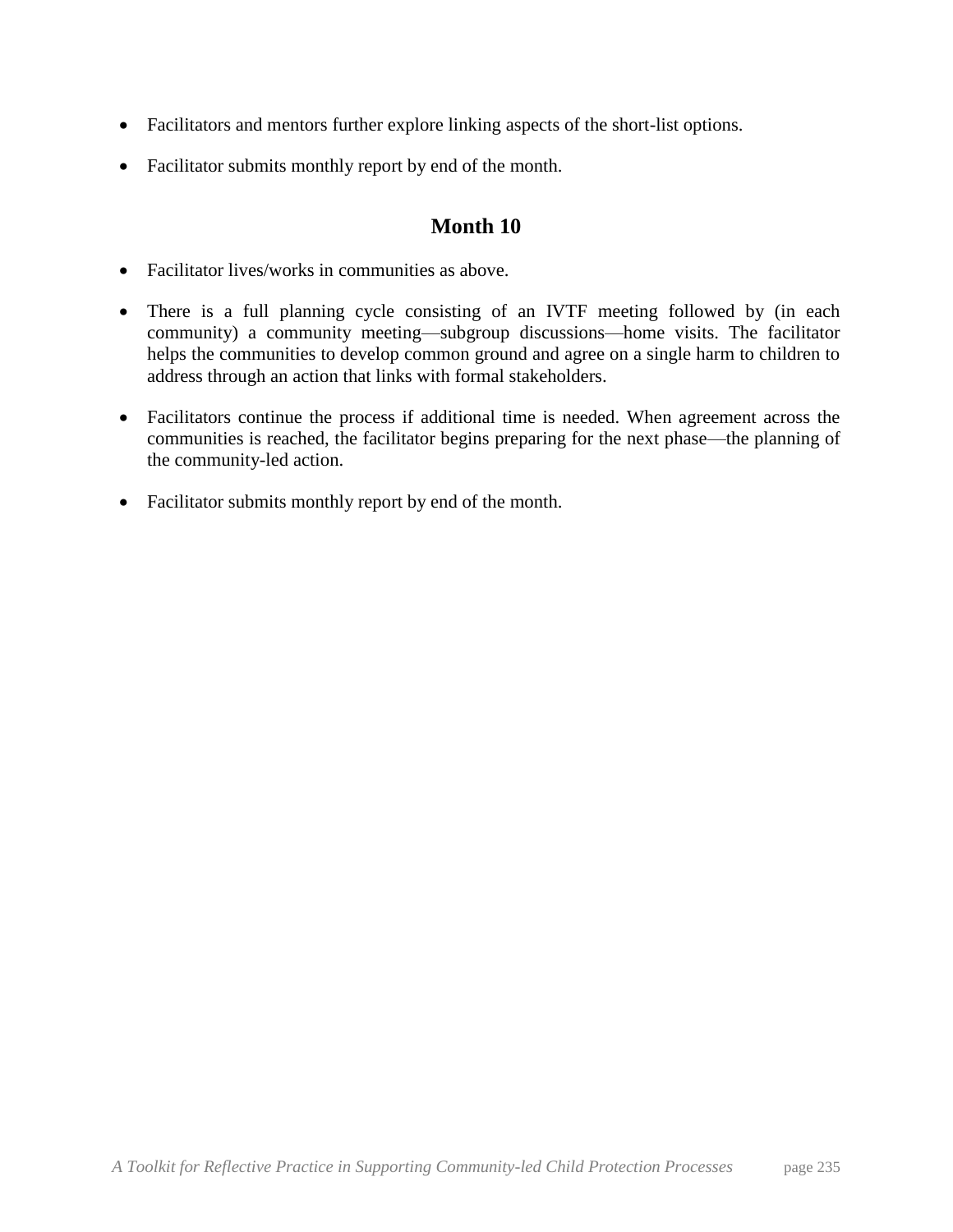- Facilitators and mentors further explore linking aspects of the short-list options.
- Facilitator submits monthly report by end of the month.

## Month 10

- Facilitator lives/works in communities as above.
- There is a full planning cycle consisting of an IVTF meeting followed by (in each community) a community meeting—subgroup discussions—home visits. The facilitator helps the communities to develop common ground and agree on a single harm to children to address through an action that links with formal stakeholders.
- Facilitators continue the process if additional time is needed. When agreement across the communities is reached, the facilitator begins preparing for the next phase—the planning of the community-led action.
- Facilitator submits monthly report by end of the month.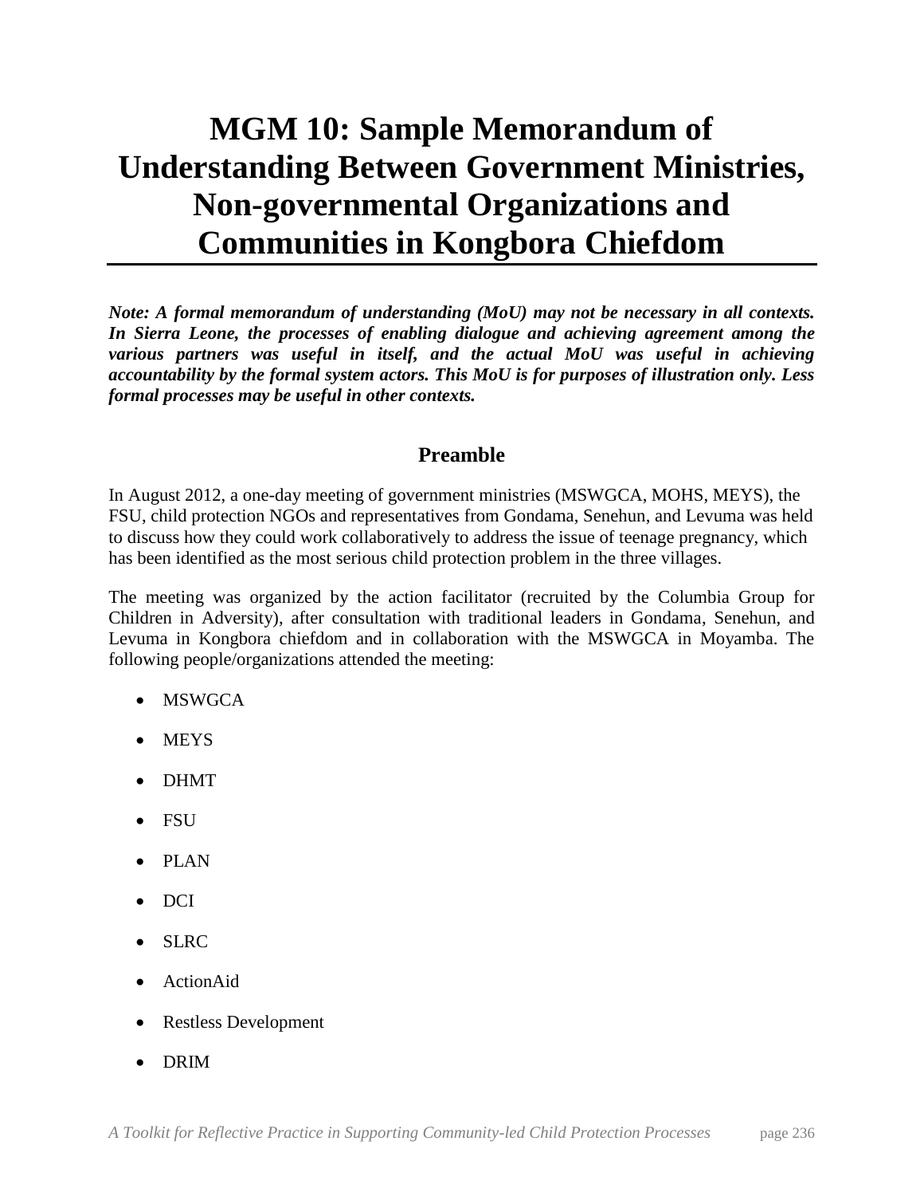# MGM 10: Sample Memorandum of Understanding Between Government Ministries, Non-governmental Organizations and Communities in Kongbora Chiefdom

***Note: A formal memorandum of understanding (MoU) may not be necessary in all contexts. In Sierra Leone, the processes of enabling dialogue and achieving agreement among the various partners was useful in itself, and the actual MoU was useful in achieving accountability by the formal system actors. This MoU is for purposes of illustration only. Less formal processes may be useful in other contexts.***

## Preamble

In August 2012, a one-day meeting of government ministries (MSWGCA, MOHS, MEYS), the FSU, child protection NGOs and representatives from Gondama, Senehun, and Levuma was held to discuss how they could work collaboratively to address the issue of teenage pregnancy, which has been identified as the most serious child protection problem in the three villages.

The meeting was organized by the action facilitator (recruited by the Columbia Group for Children in Adversity), after consultation with traditional leaders in Gondama, Senehun, and Levuma in Kongbora chiefdom and in collaboration with the MSWGCA in Moyamba. The following people/organizations attended the meeting:

- MSWGCA
- MEYS
- DHMT
- FSU
- PLAN
- DCI
- SLRC
- ActionAid
- Restless Development
- DRIM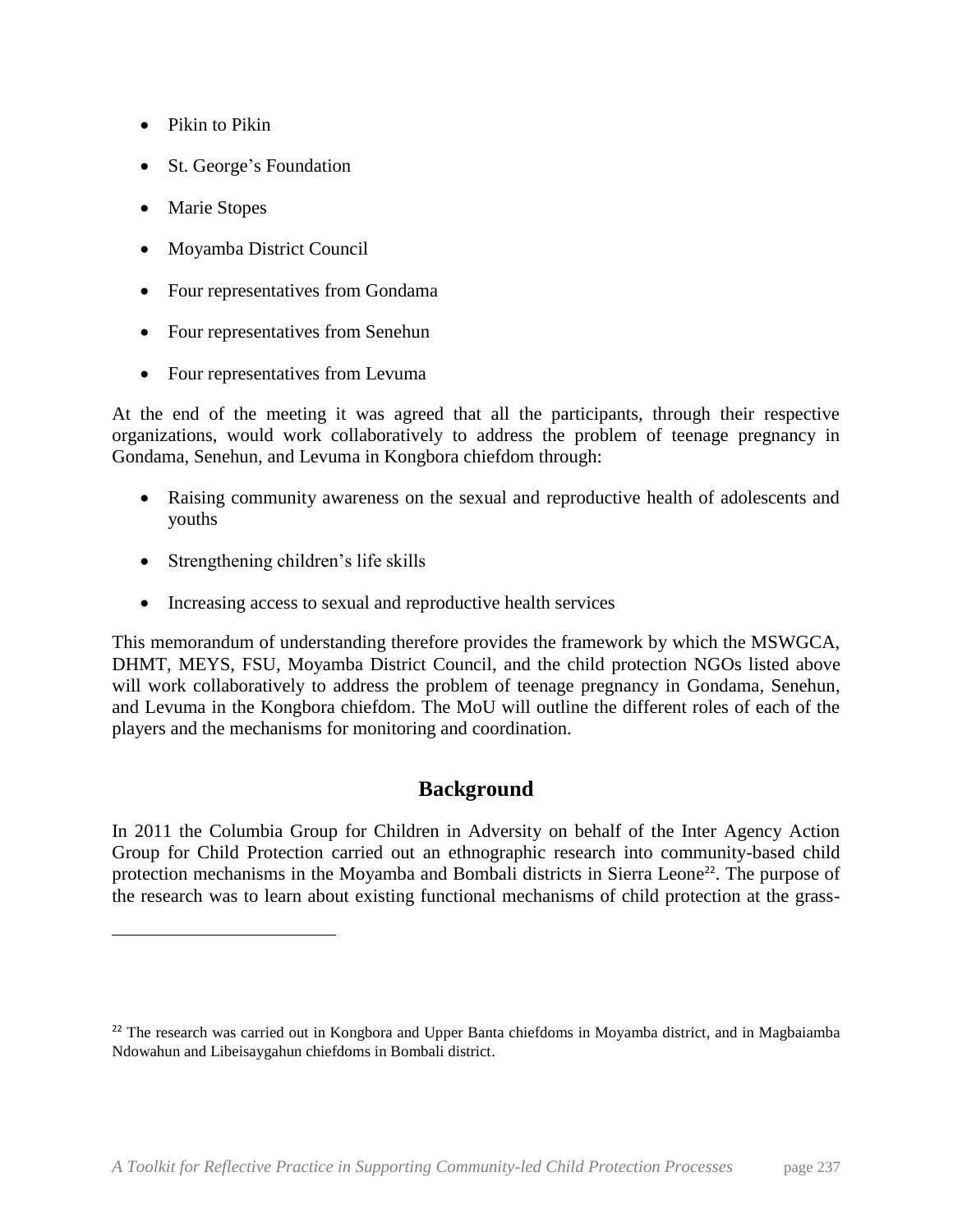- Pikin to Pikin
- St. George's Foundation
- Marie Stopes
- Moyamba District Council
- Four representatives from Gondama
- Four representatives from Senehun
- Four representatives from Levuma

At the end of the meeting it was agreed that all the participants, through their respective organizations, would work collaboratively to address the problem of teenage pregnancy in Gondama, Senehun, and Levuma in Kongbora chiefdom through:

- Raising community awareness on the sexual and reproductive health of adolescents and youths
- Strengthening children's life skills
- Increasing access to sexual and reproductive health services

This memorandum of understanding therefore provides the framework by which the MSWGCA, DHMT, MEYS, FSU, Moyamba District Council, and the child protection NGOs listed above will work collaboratively to address the problem of teenage pregnancy in Gondama, Senehun, and Levuma in the Kongbora chiefdom. The MoU will outline the different roles of each of the players and the mechanisms for monitoring and coordination.

## Background

In 2011 the Columbia Group for Children in Adversity on behalf of the Inter Agency Action Group for Child Protection carried out an ethnographic research into community-based child protection mechanisms in the Moyamba and Bombali districts in Sierra Leone[22]. The purpose of the research was to learn about existing functional mechanisms of child protection at the grass-

[22] The research was carried out in Kongbora and Upper Banta chiefdoms in Moyamba district, and in Magbaiamba Ndowahun and Libeisaygahun chiefdoms in Bombali district.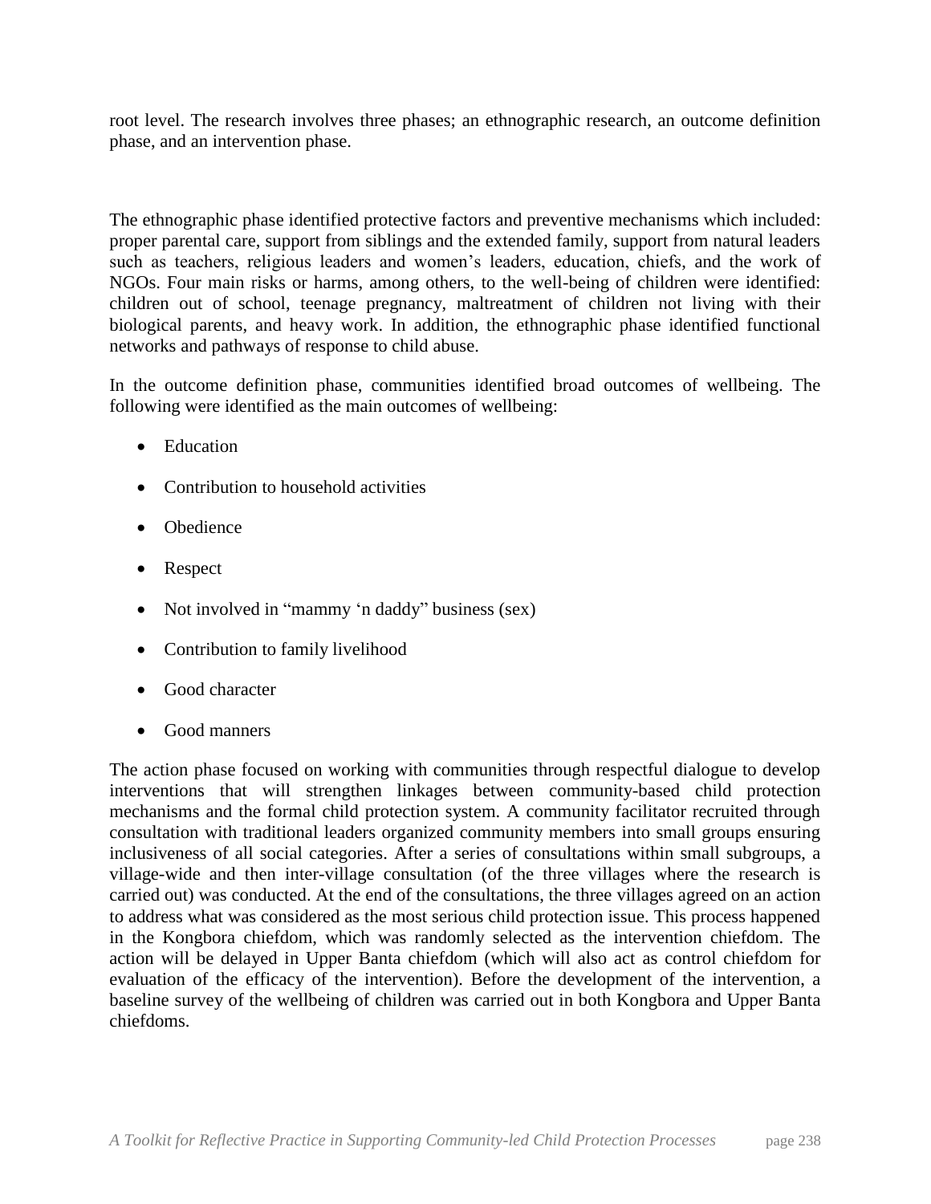root level. The research involves three phases; an ethnographic research, an outcome definition phase, and an intervention phase.

The ethnographic phase identified protective factors and preventive mechanisms which included: proper parental care, support from siblings and the extended family, support from natural leaders such as teachers, religious leaders and women's leaders, education, chiefs, and the work of NGOs. Four main risks or harms, among others, to the well-being of children were identified: children out of school, teenage pregnancy, maltreatment of children not living with their biological parents, and heavy work. In addition, the ethnographic phase identified functional networks and pathways of response to child abuse.

In the outcome definition phase, communities identified broad outcomes of wellbeing. The following were identified as the main outcomes of wellbeing:

- Education
- Contribution to household activities
- Obedience
- Respect
- Not involved in "mammy 'n daddy" business (sex)
- Contribution to family livelihood
- Good character
- Good manners

The action phase focused on working with communities through respectful dialogue to develop interventions that will strengthen linkages between community-based child protection mechanisms and the formal child protection system. A community facilitator recruited through consultation with traditional leaders organized community members into small groups ensuring inclusiveness of all social categories. After a series of consultations within small subgroups, a village-wide and then inter-village consultation (of the three villages where the research is carried out) was conducted. At the end of the consultations, the three villages agreed on an action to address what was considered as the most serious child protection issue. This process happened in the Kongbora chiefdom, which was randomly selected as the intervention chiefdom. The action will be delayed in Upper Banta chiefdom (which will also act as control chiefdom for evaluation of the efficacy of the intervention). Before the development of the intervention, a baseline survey of the wellbeing of children was carried out in both Kongbora and Upper Banta chiefdoms.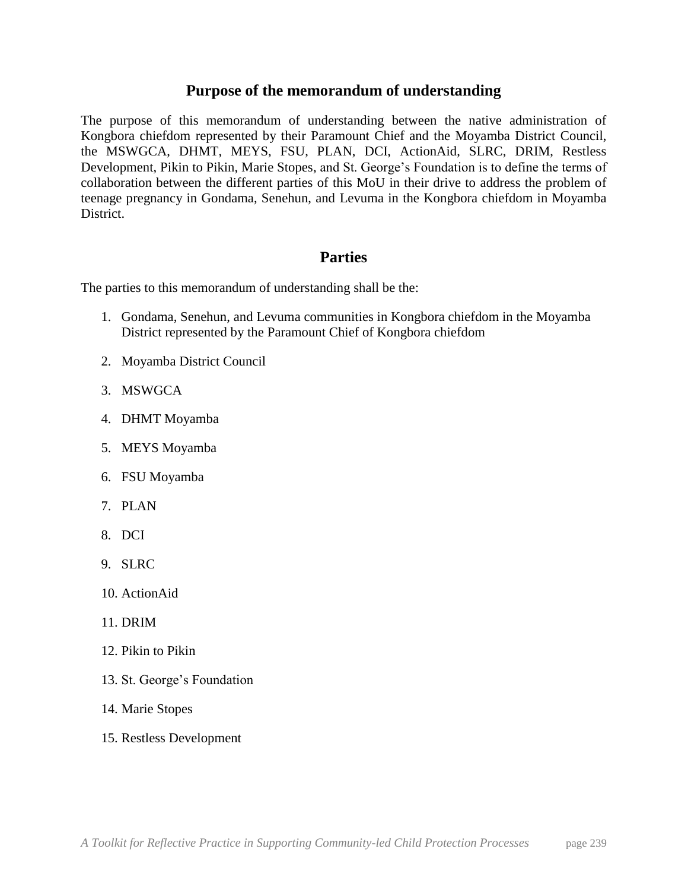## Purpose of the memorandum of understanding

The purpose of this memorandum of understanding between the native administration of Kongbora chiefdom represented by their Paramount Chief and the Moyamba District Council, the MSWGCA, DHMT, MEYS, FSU, PLAN, DCI, ActionAid, SLRC, DRIM, Restless Development, Pikin to Pikin, Marie Stopes, and St. George's Foundation is to define the terms of collaboration between the different parties of this MoU in their drive to address the problem of teenage pregnancy in Gondama, Senehun, and Levuma in the Kongbora chiefdom in Moyamba District.

## Parties

The parties to this memorandum of understanding shall be the:

1. Gondama, Senehun, and Levuma communities in Kongbora chiefdom in the Moyamba District represented by the Paramount Chief of Kongbora chiefdom
2. Moyamba District Council
3. MSWGCA
4. DHMT Moyamba
5. MEYS Moyamba
6. FSU Moyamba
7. PLAN
8. DCI
9. SLRC
10. ActionAid
11. DRIM
12. Pikin to Pikin
13. St. George's Foundation
14. Marie Stopes
15. Restless Development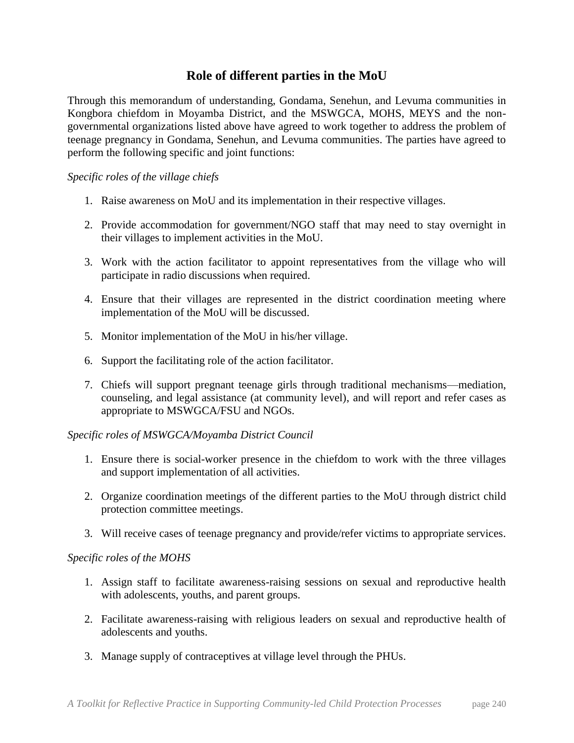## Role of different parties in the MoU

Through this memorandum of understanding, Gondama, Senehun, and Levuma communities in Kongbora chiefdom in Moyamba District, and the MSWGCA, MOHS, MEYS and the non-governmental organizations listed above have agreed to work together to address the problem of teenage pregnancy in Gondama, Senehun, and Levuma communities. The parties have agreed to perform the following specific and joint functions:

*Specific roles of the village chiefs*

1. Raise awareness on MoU and its implementation in their respective villages.
2. Provide accommodation for government/NGO staff that may need to stay overnight in their villages to implement activities in the MoU.
3. Work with the action facilitator to appoint representatives from the village who will participate in radio discussions when required.
4. Ensure that their villages are represented in the district coordination meeting where implementation of the MoU will be discussed.
5. Monitor implementation of the MoU in his/her village.
6. Support the facilitating role of the action facilitator.
7. Chiefs will support pregnant teenage girls through traditional mechanisms—mediation, counseling, and legal assistance (at community level), and will report and refer cases as appropriate to MSWGCA/FSU and NGOs.

*Specific roles of MSWGCA/Moyamba District Council*

1. Ensure there is social-worker presence in the chiefdom to work with the three villages and support implementation of all activities.
2. Organize coordination meetings of the different parties to the MoU through district child protection committee meetings.
3. Will receive cases of teenage pregnancy and provide/refer victims to appropriate services.

*Specific roles of the MOHS*

1. Assign staff to facilitate awareness-raising sessions on sexual and reproductive health with adolescents, youths, and parent groups.
2. Facilitate awareness-raising with religious leaders on sexual and reproductive health of adolescents and youths.
3. Manage supply of contraceptives at village level through the PHUs.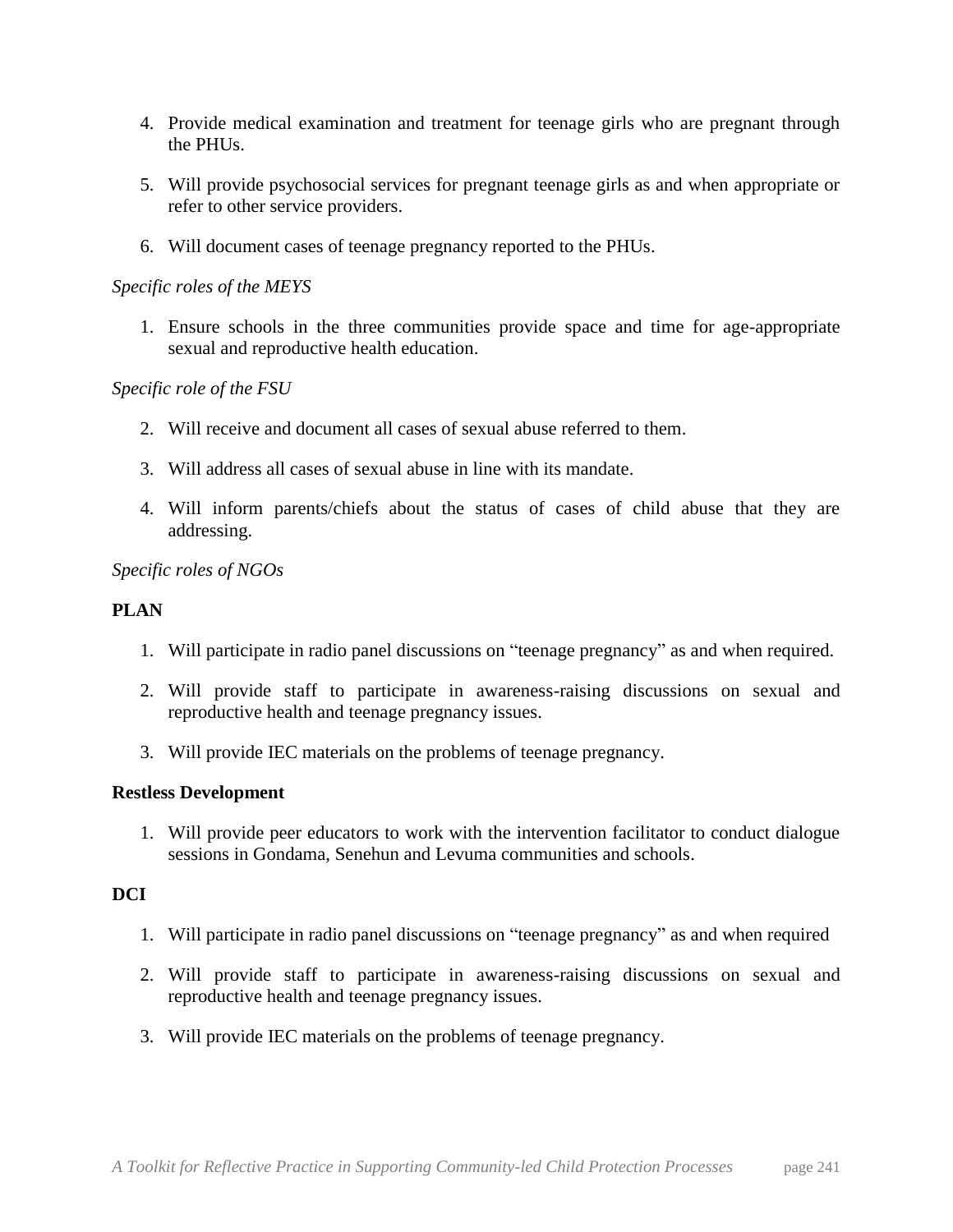4. Provide medical examination and treatment for teenage girls who are pregnant through the PHUs.

5. Will provide psychosocial services for pregnant teenage girls as and when appropriate or refer to other service providers.

6. Will document cases of teenage pregnancy reported to the PHUs.

*Specific roles of the MEYS*

1. Ensure schools in the three communities provide space and time for age-appropriate sexual and reproductive health education.

*Specific role of the FSU*

2. Will receive and document all cases of sexual abuse referred to them.

3. Will address all cases of sexual abuse in line with its mandate.

4. Will inform parents/chiefs about the status of cases of child abuse that they are addressing.

*Specific roles of NGOs*

**PLAN**

1. Will participate in radio panel discussions on "teenage pregnancy" as and when required.

2. Will provide staff to participate in awareness-raising discussions on sexual and reproductive health and teenage pregnancy issues.

3. Will provide IEC materials on the problems of teenage pregnancy.

**Restless Development**

1. Will provide peer educators to work with the intervention facilitator to conduct dialogue sessions in Gondama, Senehun and Levuma communities and schools.

**DCI**

1. Will participate in radio panel discussions on "teenage pregnancy" as and when required

2. Will provide staff to participate in awareness-raising discussions on sexual and reproductive health and teenage pregnancy issues.

3. Will provide IEC materials on the problems of teenage pregnancy.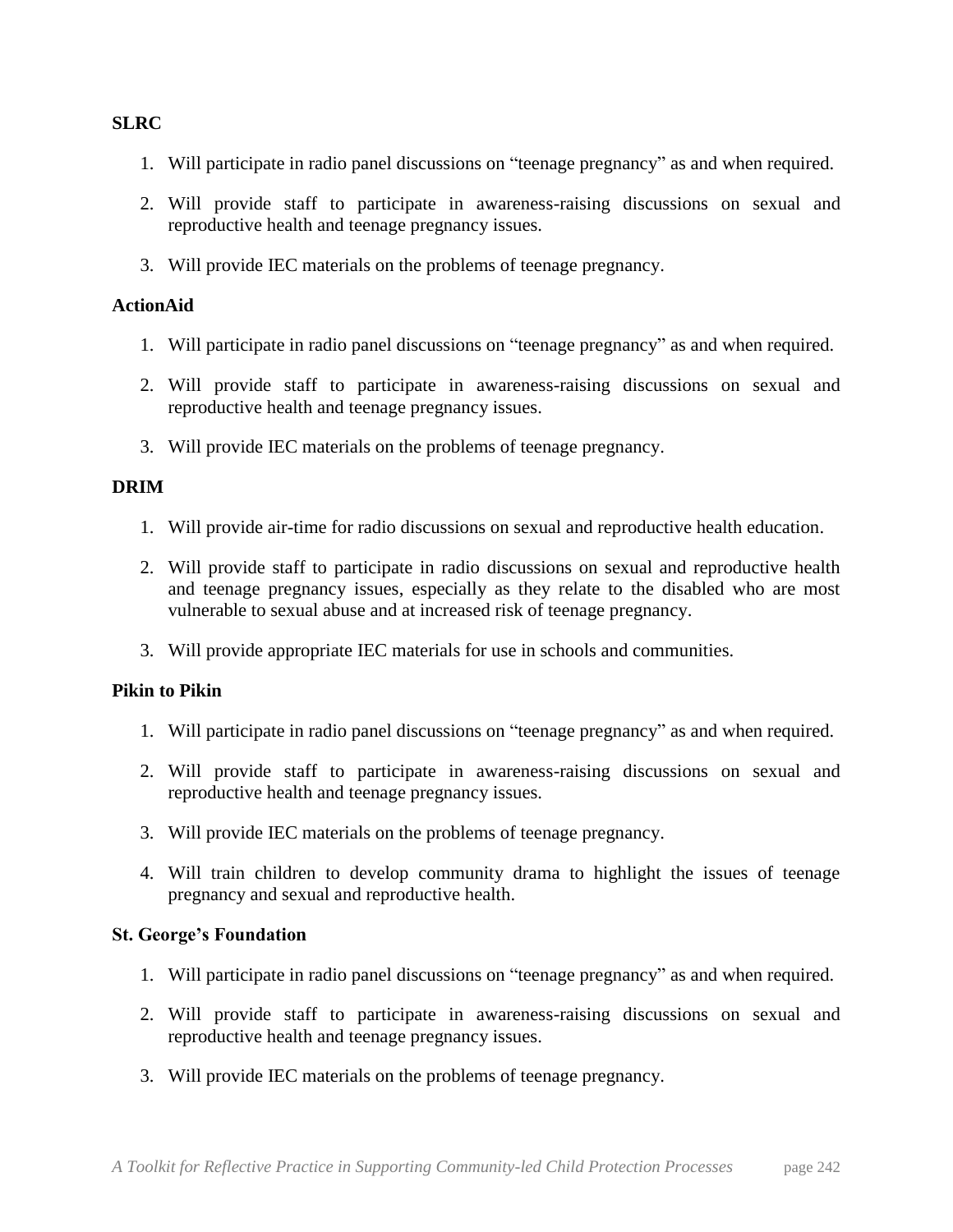**SLRC**

1. Will participate in radio panel discussions on "teenage pregnancy" as and when required.
2. Will provide staff to participate in awareness-raising discussions on sexual and reproductive health and teenage pregnancy issues.
3. Will provide IEC materials on the problems of teenage pregnancy.

**ActionAid**

1. Will participate in radio panel discussions on "teenage pregnancy" as and when required.
2. Will provide staff to participate in awareness-raising discussions on sexual and reproductive health and teenage pregnancy issues.
3. Will provide IEC materials on the problems of teenage pregnancy.

**DRIM**

1. Will provide air-time for radio discussions on sexual and reproductive health education.
2. Will provide staff to participate in radio discussions on sexual and reproductive health and teenage pregnancy issues, especially as they relate to the disabled who are most vulnerable to sexual abuse and at increased risk of teenage pregnancy.
3. Will provide appropriate IEC materials for use in schools and communities.

**Pikin to Pikin**

1. Will participate in radio panel discussions on "teenage pregnancy" as and when required.
2. Will provide staff to participate in awareness-raising discussions on sexual and reproductive health and teenage pregnancy issues.
3. Will provide IEC materials on the problems of teenage pregnancy.
4. Will train children to develop community drama to highlight the issues of teenage pregnancy and sexual and reproductive health.

**St. George's Foundation**

1. Will participate in radio panel discussions on "teenage pregnancy" as and when required.
2. Will provide staff to participate in awareness-raising discussions on sexual and reproductive health and teenage pregnancy issues.
3. Will provide IEC materials on the problems of teenage pregnancy.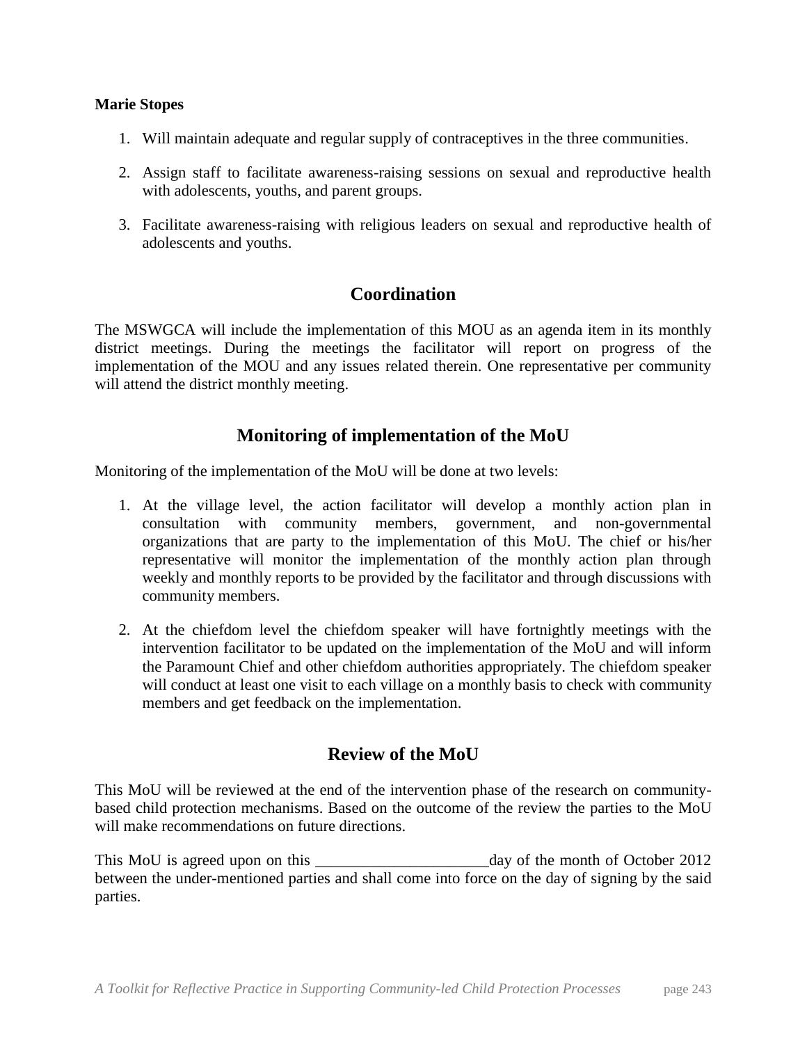**Marie Stopes**

1. Will maintain adequate and regular supply of contraceptives in the three communities.

2. Assign staff to facilitate awareness-raising sessions on sexual and reproductive health with adolescents, youths, and parent groups.

3. Facilitate awareness-raising with religious leaders on sexual and reproductive health of adolescents and youths.

## Coordination

The MSWGCA will include the implementation of this MOU as an agenda item in its monthly district meetings. During the meetings the facilitator will report on progress of the implementation of the MOU and any issues related therein. One representative per community will attend the district monthly meeting.

## Monitoring of implementation of the MoU

Monitoring of the implementation of the MoU will be done at two levels:

1. At the village level, the action facilitator will develop a monthly action plan in consultation with community members, government, and non-governmental organizations that are party to the implementation of this MoU. The chief or his/her representative will monitor the implementation of the monthly action plan through weekly and monthly reports to be provided by the facilitator and through discussions with community members.

2. At the chiefdom level the chiefdom speaker will have fortnightly meetings with the intervention facilitator to be updated on the implementation of the MoU and will inform the Paramount Chief and other chiefdom authorities appropriately. The chiefdom speaker will conduct at least one visit to each village on a monthly basis to check with community members and get feedback on the implementation.

## Review of the MoU

This MoU will be reviewed at the end of the intervention phase of the research on community-based child protection mechanisms. Based on the outcome of the review the parties to the MoU will make recommendations on future directions.

This MoU is agreed upon on this ______________________day of the month of October 2012 between the under-mentioned parties and shall come into force on the day of signing by the said parties.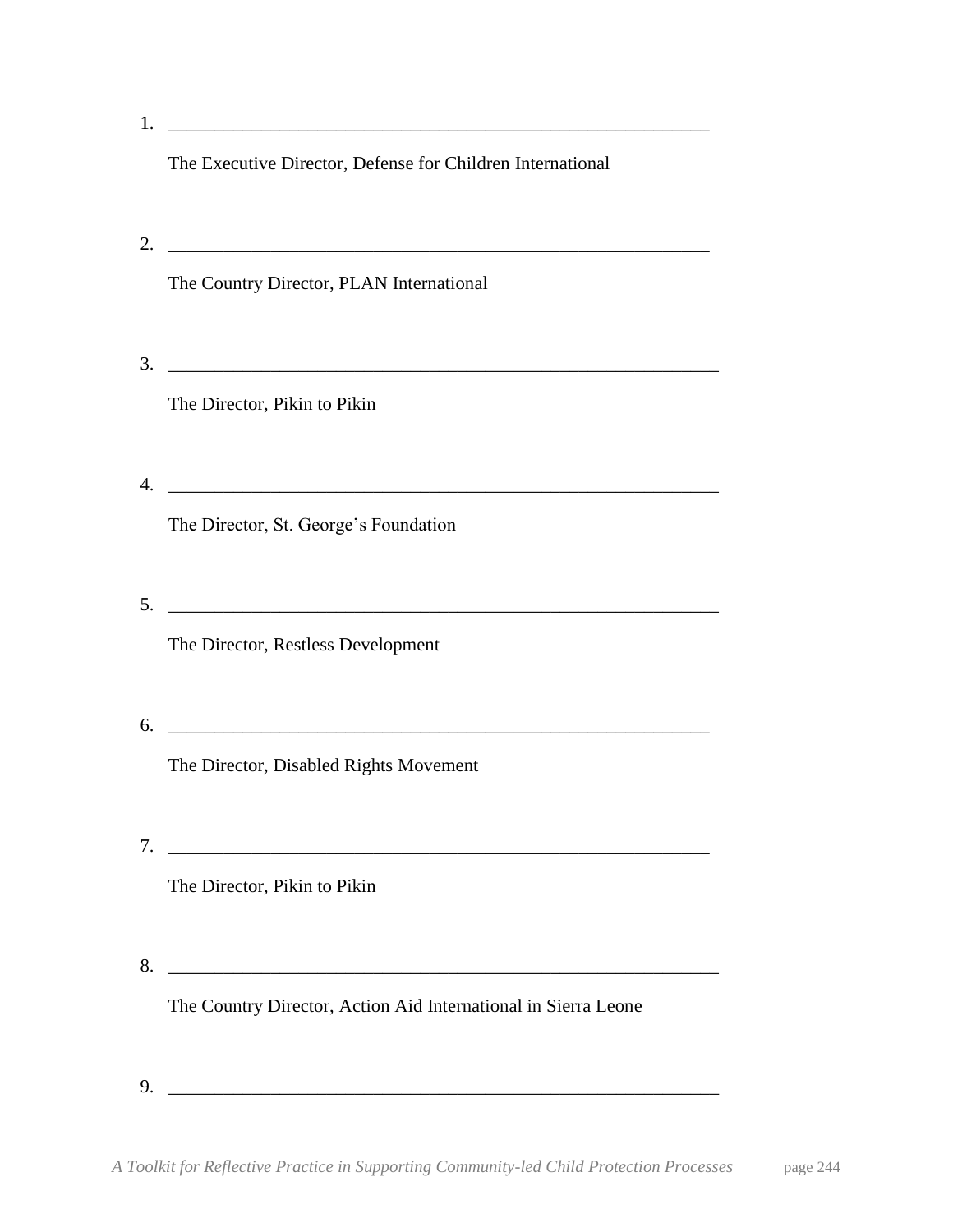1. \_\_\_\_\_\_\_\_\_\_\_\_\_\_\_\_\_\_\_\_\_\_\_\_\_\_\_\_\_\_\_\_\_\_\_\_\_\_\_\_\_\_\_\_\_\_\_\_\_\_\_\_\_\_\_\_\_\_\_\_

   The Executive Director, Defense for Children International

2. \_\_\_\_\_\_\_\_\_\_\_\_\_\_\_\_\_\_\_\_\_\_\_\_\_\_\_\_\_\_\_\_\_\_\_\_\_\_\_\_\_\_\_\_\_\_\_\_\_\_\_\_\_\_\_\_\_\_\_\_

   The Country Director, PLAN International

3. \_\_\_\_\_\_\_\_\_\_\_\_\_\_\_\_\_\_\_\_\_\_\_\_\_\_\_\_\_\_\_\_\_\_\_\_\_\_\_\_\_\_\_\_\_\_\_\_\_\_\_\_\_\_\_\_\_\_\_\_

   The Director, Pikin to Pikin

4. \_\_\_\_\_\_\_\_\_\_\_\_\_\_\_\_\_\_\_\_\_\_\_\_\_\_\_\_\_\_\_\_\_\_\_\_\_\_\_\_\_\_\_\_\_\_\_\_\_\_\_\_\_\_\_\_\_\_\_\_

   The Director, St. George's Foundation

5. \_\_\_\_\_\_\_\_\_\_\_\_\_\_\_\_\_\_\_\_\_\_\_\_\_\_\_\_\_\_\_\_\_\_\_\_\_\_\_\_\_\_\_\_\_\_\_\_\_\_\_\_\_\_\_\_\_\_\_\_

   The Director, Restless Development

6. \_\_\_\_\_\_\_\_\_\_\_\_\_\_\_\_\_\_\_\_\_\_\_\_\_\_\_\_\_\_\_\_\_\_\_\_\_\_\_\_\_\_\_\_\_\_\_\_\_\_\_\_\_\_\_\_\_\_\_\_

   The Director, Disabled Rights Movement

7. \_\_\_\_\_\_\_\_\_\_\_\_\_\_\_\_\_\_\_\_\_\_\_\_\_\_\_\_\_\_\_\_\_\_\_\_\_\_\_\_\_\_\_\_\_\_\_\_\_\_\_\_\_\_\_\_\_\_\_\_

   The Director, Pikin to Pikin

8. \_\_\_\_\_\_\_\_\_\_\_\_\_\_\_\_\_\_\_\_\_\_\_\_\_\_\_\_\_\_\_\_\_\_\_\_\_\_\_\_\_\_\_\_\_\_\_\_\_\_\_\_\_\_\_\_\_\_\_\_

   The Country Director, Action Aid International in Sierra Leone

9. \_\_\_\_\_\_\_\_\_\_\_\_\_\_\_\_\_\_\_\_\_\_\_\_\_\_\_\_\_\_\_\_\_\_\_\_\_\_\_\_\_\_\_\_\_\_\_\_\_\_\_\_\_\_\_\_\_\_\_\_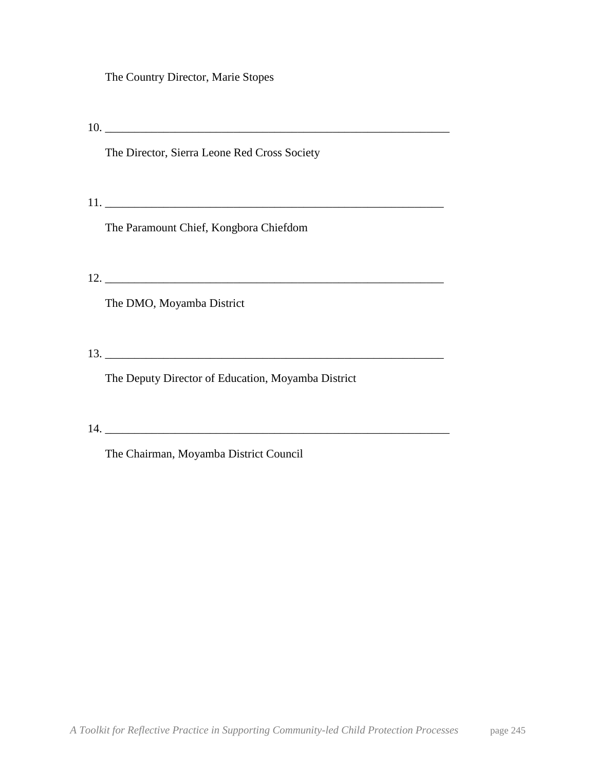The Country Director, Marie Stopes

10. ______________________________________________________________

The Director, Sierra Leone Red Cross Society

11. ______________________________________________________________

The Paramount Chief, Kongbora Chiefdom

12. ______________________________________________________________

The DMO, Moyamba District

13. ______________________________________________________________

The Deputy Director of Education, Moyamba District

14. ______________________________________________________________

The Chairman, Moyamba District Council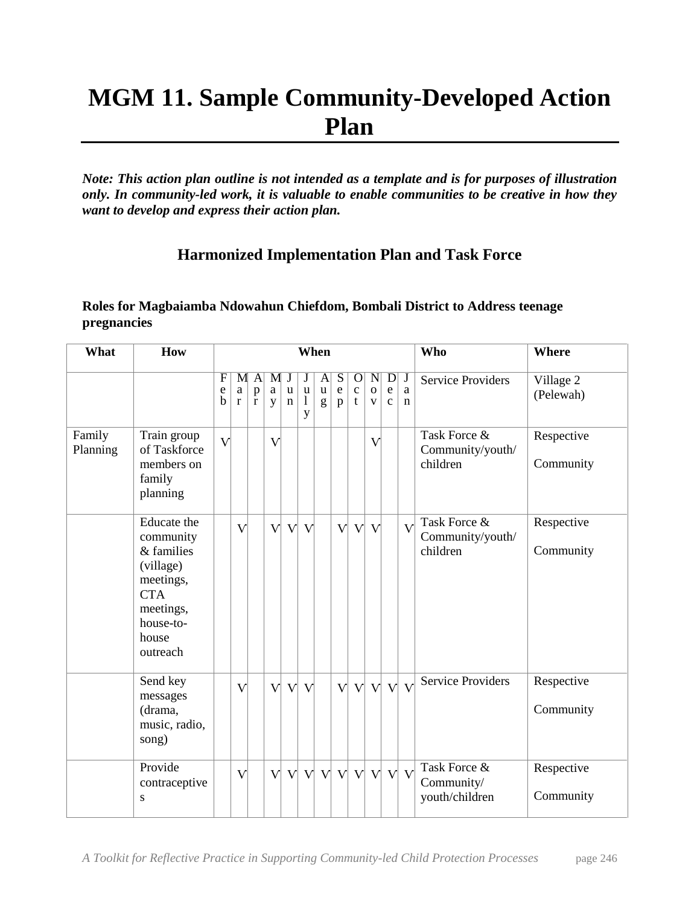# MGM 11. Sample Community-Developed Action Plan

***Note: This action plan outline is not intended as a template and is for purposes of illustration only. In community-led work, it is valuable to enable communities to be creative in how they want to develop and express their action plan.***

## Harmonized Implementation Plan and Task Force

**Roles for Magbaiamba Ndowahun Chiefdom, Bombali District to Address teenage pregnancies**

| What | How | When | | | | | | | | | | | | Who | Where |
|---|---|---|---|---|---|---|---|---|---|---|---|---|---|---|---|
| | | Feb | Mar | Apr | May | Jun | July | Aug | Sep | Oct | Nov | Dec | Jan | Service Providers | Village 2 (Pelewah) |
| Family Planning | Train group of Taskforce members on family planning | V | | | V | | | | | | V | | | Task Force & Community/youth/ children | Respective Community |
| | Educate the community & families (village) meetings, CTA meetings, house-to-house outreach | | V | | V | V | V | | V | V | V | | V | Task Force & Community/youth/ children | Respective Community |
| | Send key messages (drama, music, radio, song) | | V | | V | V | V | | V | V | V | V | V | Service Providers | Respective Community |
| | Provide contraceptives | | V | | V | V | V | V | V | V | V | V | V | Task Force & Community/ youth/children | Respective Community |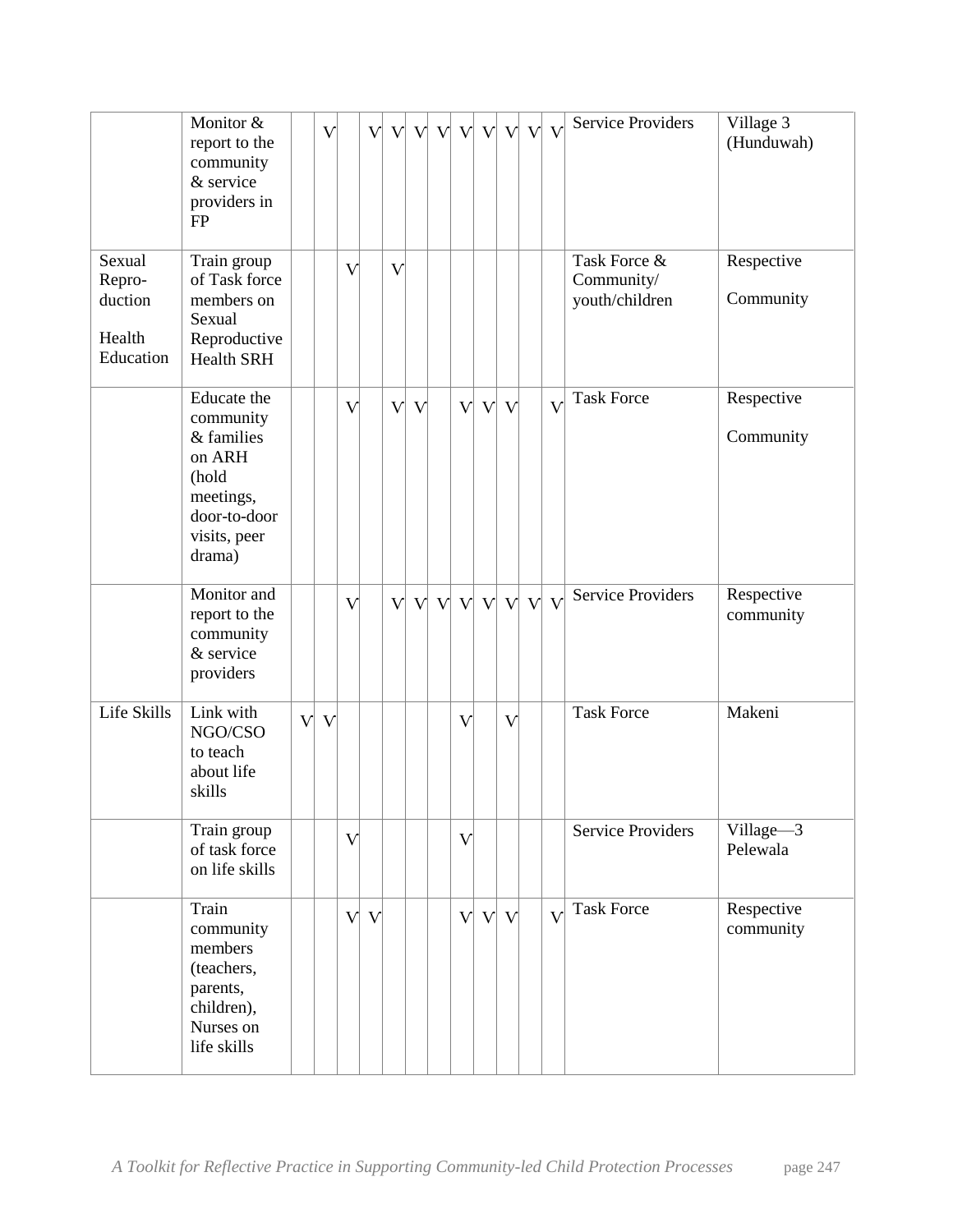| | | | | | | | | | | | | | | | |
|---|---|---|---|---|---|---|---|---|---|---|---|---|---|---|---|
| | Monitor & report to the community & service providers in FP | | V | | V | V | V | V | V | V | V | V | V | Service Providers | Village 3 (Hunduwah) |
| Sexual Repro-duction Health Education | Train group of Task force members on Sexual Reproductive Health SRH | | | V | | V | | | | | | | | Task Force & Community/ youth/children | Respective Community |
| | Educate the community & families on ARH (hold meetings, door-to-door visits, peer drama) | | | V | | V | V | | V | V | V | | V | Task Force | Respective Community |
| | Monitor and report to the community & service providers | | | V | | V | V | V | V | V | V | V | V | Service Providers | Respective community |
| Life Skills | Link with NGO/CSO to teach about life skills | V | V | | | | | | V | | V | | | Task Force | Makeni |
| | Train group of task force on life skills | | | V | | | | | V | | | | | Service Providers | Village—3 Pelewala |
| | Train community members (teachers, parents, children), Nurses on life skills | | | V | V | | | | V | V | V | | V | Task Force | Respective community |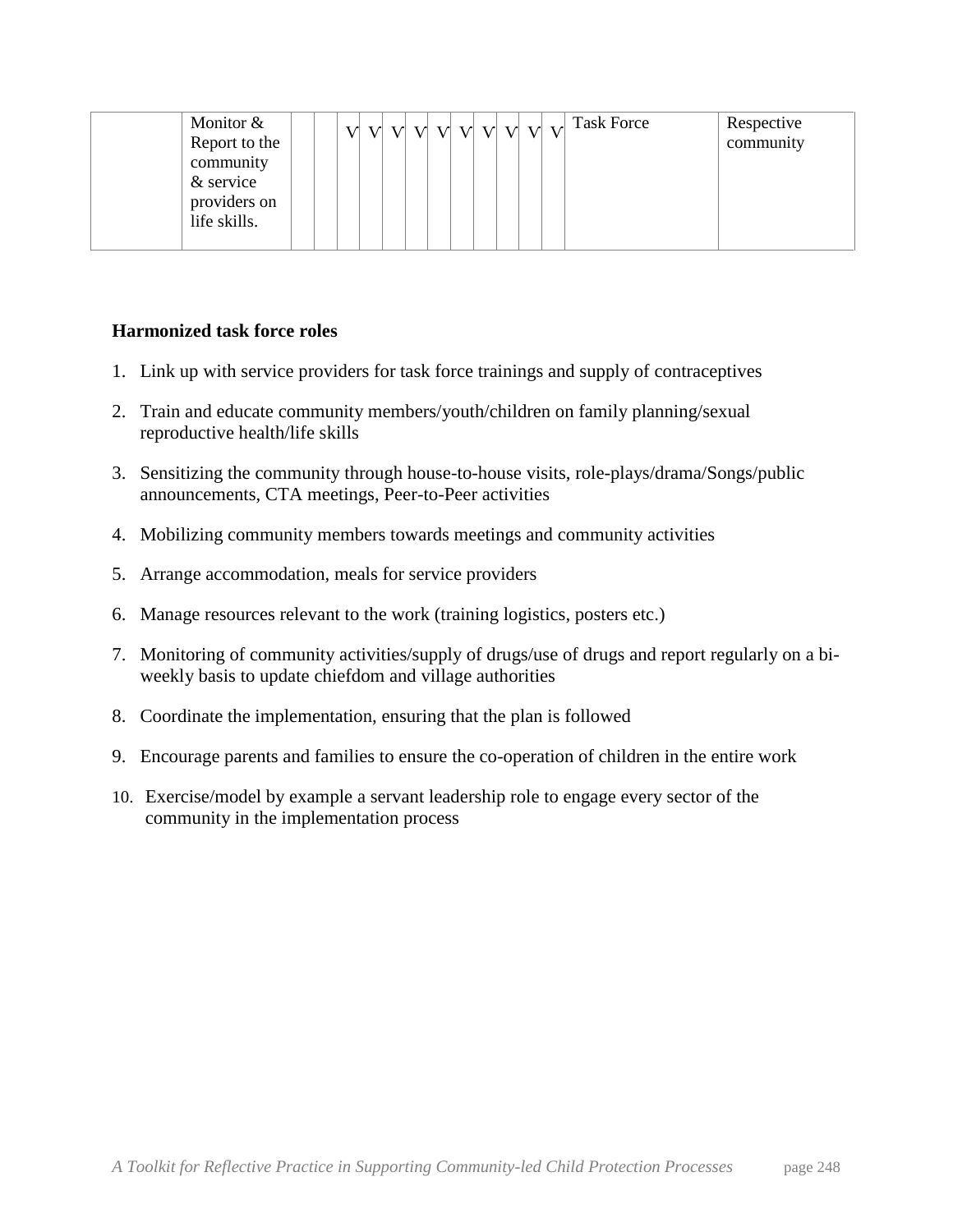|  | Monitor & Report to the community & service providers on life skills. |  |  | V | V | V | V | V | V | V | V | V | V | Task Force | Respective community |
|---|---|---|---|---|---|---|---|---|---|---|---|---|---|---|---|

**Harmonized task force roles**

1. Link up with service providers for task force trainings and supply of contraceptives
2. Train and educate community members/youth/children on family planning/sexual reproductive health/life skills
3. Sensitizing the community through house-to-house visits, role-plays/drama/Songs/public announcements, CTA meetings, Peer-to-Peer activities
4. Mobilizing community members towards meetings and community activities
5. Arrange accommodation, meals for service providers
6. Manage resources relevant to the work (training logistics, posters etc.)
7. Monitoring of community activities/supply of drugs/use of drugs and report regularly on a bi-weekly basis to update chiefdom and village authorities
8. Coordinate the implementation, ensuring that the plan is followed
9. Encourage parents and families to ensure the co-operation of children in the entire work
10. Exercise/model by example a servant leadership role to engage every sector of the community in the implementation process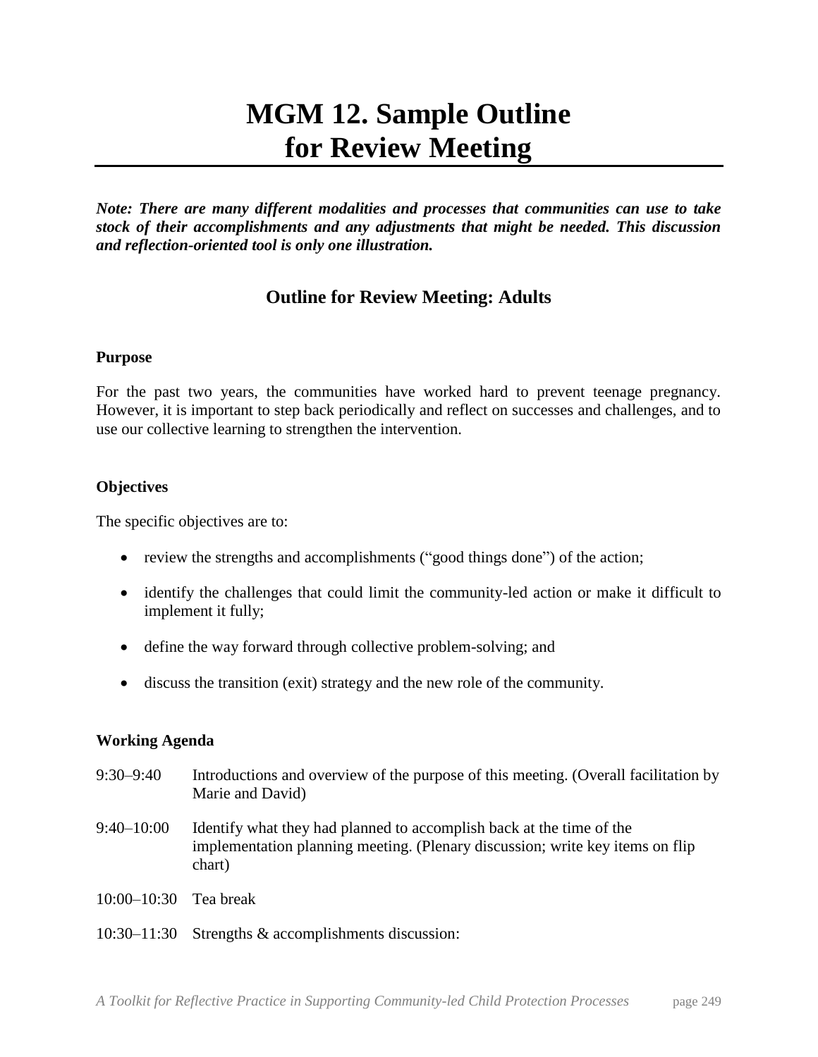# MGM 12. Sample Outline for Review Meeting

***Note: There are many different modalities and processes that communities can use to take stock of their accomplishments and any adjustments that might be needed. This discussion and reflection-oriented tool is only one illustration.***

## Outline for Review Meeting: Adults

**Purpose**

For the past two years, the communities have worked hard to prevent teenage pregnancy. However, it is important to step back periodically and reflect on successes and challenges, and to use our collective learning to strengthen the intervention.

**Objectives**

The specific objectives are to:

- review the strengths and accomplishments ("good things done") of the action;
- identify the challenges that could limit the community-led action or make it difficult to implement it fully;
- define the way forward through collective problem-solving; and
- discuss the transition (exit) strategy and the new role of the community.

**Working Agenda**

9:30–9:40 Introductions and overview of the purpose of this meeting. (Overall facilitation by Marie and David)

9:40–10:00 Identify what they had planned to accomplish back at the time of the implementation planning meeting. (Plenary discussion; write key items on flip chart)

10:00–10:30 Tea break

10:30–11:30 Strengths & accomplishments discussion: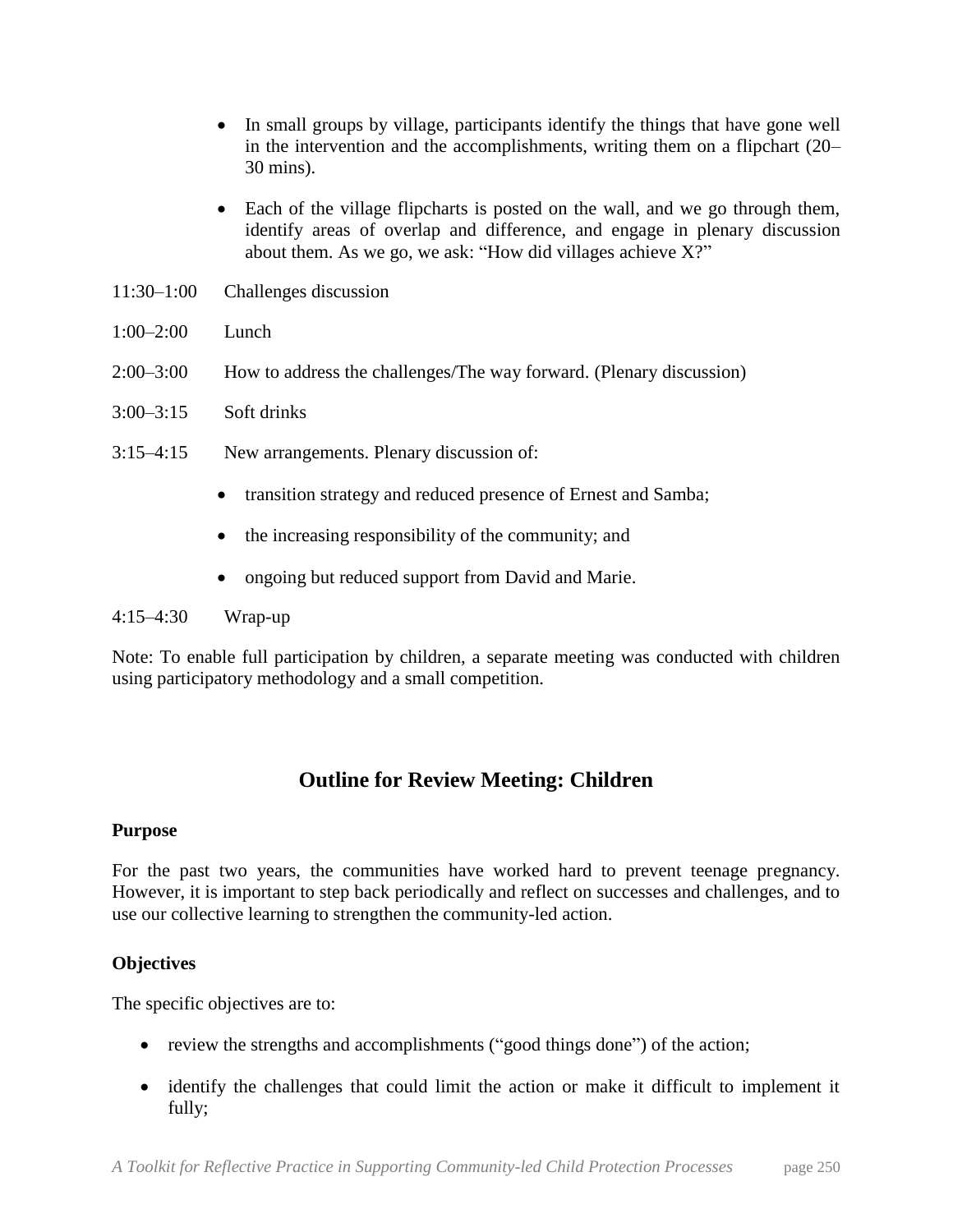- In small groups by village, participants identify the things that have gone well in the intervention and the accomplishments, writing them on a flipchart (20–30 mins).
- Each of the village flipcharts is posted on the wall, and we go through them, identify areas of overlap and difference, and engage in plenary discussion about them. As we go, we ask: "How did villages achieve X?"

11:30–1:00 Challenges discussion

1:00–2:00 Lunch

2:00–3:00 How to address the challenges/The way forward. (Plenary discussion)

3:00–3:15 Soft drinks

3:15–4:15 New arrangements. Plenary discussion of:

- transition strategy and reduced presence of Ernest and Samba;
- the increasing responsibility of the community; and
- ongoing but reduced support from David and Marie.

4:15–4:30 Wrap-up

Note: To enable full participation by children, a separate meeting was conducted with children using participatory methodology and a small competition.

## Outline for Review Meeting: Children

**Purpose**

For the past two years, the communities have worked hard to prevent teenage pregnancy. However, it is important to step back periodically and reflect on successes and challenges, and to use our collective learning to strengthen the community-led action.

**Objectives**

The specific objectives are to:

- review the strengths and accomplishments ("good things done") of the action;
- identify the challenges that could limit the action or make it difficult to implement it fully;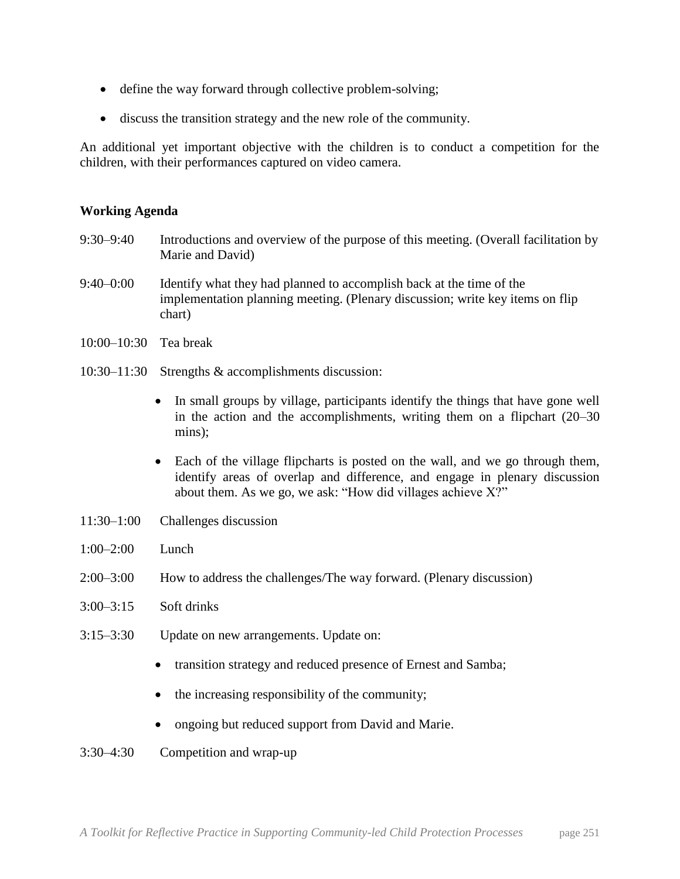- define the way forward through collective problem-solving;
- discuss the transition strategy and the new role of the community.

An additional yet important objective with the children is to conduct a competition for the children, with their performances captured on video camera.

**Working Agenda**

9:30–9:40 Introductions and overview of the purpose of this meeting. (Overall facilitation by Marie and David)

9:40–0:00 Identify what they had planned to accomplish back at the time of the implementation planning meeting. (Plenary discussion; write key items on flip chart)

10:00–10:30 Tea break

10:30–11:30 Strengths & accomplishments discussion:

- In small groups by village, participants identify the things that have gone well in the action and the accomplishments, writing them on a flipchart (20–30 mins);
- Each of the village flipcharts is posted on the wall, and we go through them, identify areas of overlap and difference, and engage in plenary discussion about them. As we go, we ask: "How did villages achieve X?"

11:30–1:00 Challenges discussion

1:00–2:00 Lunch

2:00–3:00 How to address the challenges/The way forward. (Plenary discussion)

3:00–3:15 Soft drinks

3:15–3:30 Update on new arrangements. Update on:

- transition strategy and reduced presence of Ernest and Samba;
- the increasing responsibility of the community;
- ongoing but reduced support from David and Marie.

3:30–4:30 Competition and wrap-up